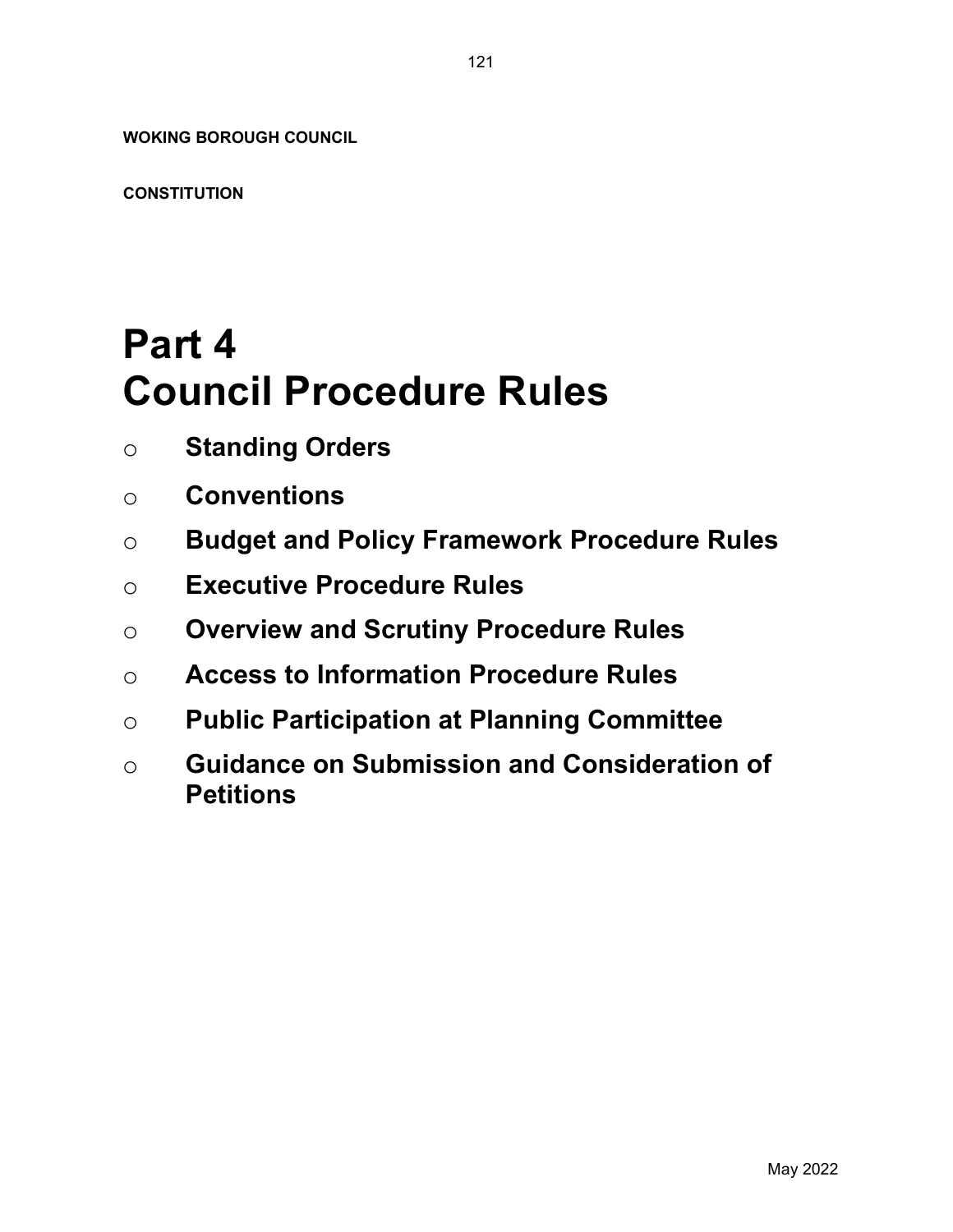**WOKING BOROUGH COUNCIL**

**CONSTITUTION**

# Part 4
# Council Procedure Rules

- **Standing Orders**
- **Conventions**
- **Budget and Policy Framework Procedure Rules**
- **Executive Procedure Rules**
- **Overview and Scrutiny Procedure Rules**
- **Access to Information Procedure Rules**
- **Public Participation at Planning Committee**
- **Guidance on Submission and Consideration of Petitions**

May 2022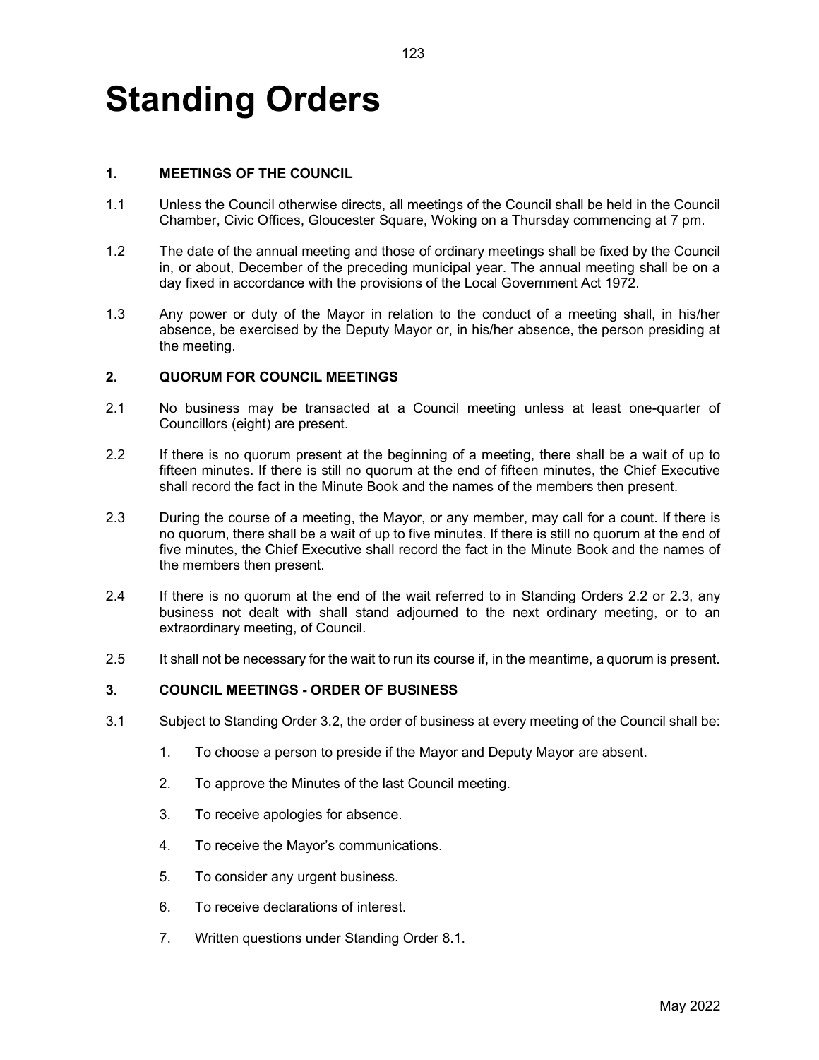# Standing Orders

## 1. MEETINGS OF THE COUNCIL

1.1 Unless the Council otherwise directs, all meetings of the Council shall be held in the Council Chamber, Civic Offices, Gloucester Square, Woking on a Thursday commencing at 7 pm.

1.2 The date of the annual meeting and those of ordinary meetings shall be fixed by the Council in, or about, December of the preceding municipal year. The annual meeting shall be on a day fixed in accordance with the provisions of the Local Government Act 1972.

1.3 Any power or duty of the Mayor in relation to the conduct of a meeting shall, in his/her absence, be exercised by the Deputy Mayor or, in his/her absence, the person presiding at the meeting.

## 2. QUORUM FOR COUNCIL MEETINGS

2.1 No business may be transacted at a Council meeting unless at least one-quarter of Councillors (eight) are present.

2.2 If there is no quorum present at the beginning of a meeting, there shall be a wait of up to fifteen minutes. If there is still no quorum at the end of fifteen minutes, the Chief Executive shall record the fact in the Minute Book and the names of the members then present.

2.3 During the course of a meeting, the Mayor, or any member, may call for a count. If there is no quorum, there shall be a wait of up to five minutes. If there is still no quorum at the end of five minutes, the Chief Executive shall record the fact in the Minute Book and the names of the members then present.

2.4 If there is no quorum at the end of the wait referred to in Standing Orders 2.2 or 2.3, any business not dealt with shall stand adjourned to the next ordinary meeting, or to an extraordinary meeting, of Council.

2.5 It shall not be necessary for the wait to run its course if, in the meantime, a quorum is present.

## 3. COUNCIL MEETINGS - ORDER OF BUSINESS

3.1 Subject to Standing Order 3.2, the order of business at every meeting of the Council shall be:

1. To choose a person to preside if the Mayor and Deputy Mayor are absent.
2. To approve the Minutes of the last Council meeting.
3. To receive apologies for absence.
4. To receive the Mayor’s communications.
5. To consider any urgent business.
6. To receive declarations of interest.
7. Written questions under Standing Order 8.1.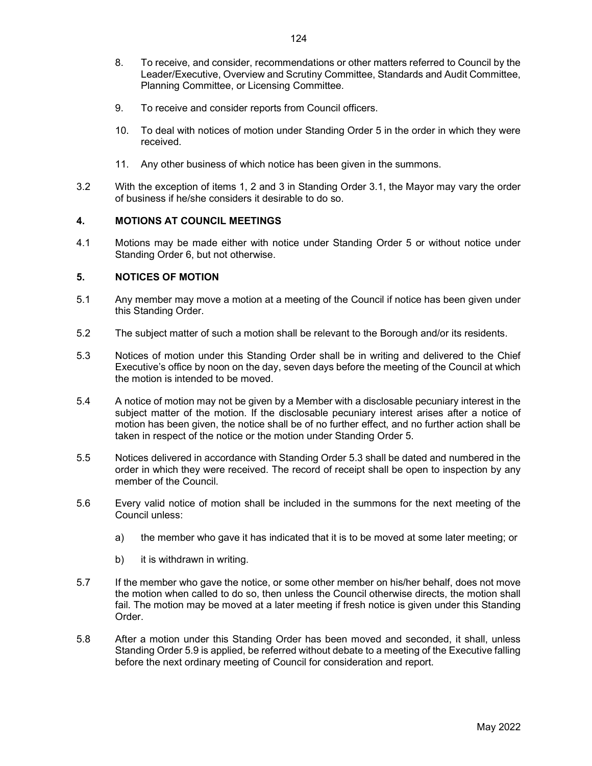8. To receive, and consider, recommendations or other matters referred to Council by the Leader/Executive, Overview and Scrutiny Committee, Standards and Audit Committee, Planning Committee, or Licensing Committee.

9. To receive and consider reports from Council officers.

10. To deal with notices of motion under Standing Order 5 in the order in which they were received.

11. Any other business of which notice has been given in the summons.

3.2 With the exception of items 1, 2 and 3 in Standing Order 3.1, the Mayor may vary the order of business if he/she considers it desirable to do so.

## 4. MOTIONS AT COUNCIL MEETINGS

4.1 Motions may be made either with notice under Standing Order 5 or without notice under Standing Order 6, but not otherwise.

## 5. NOTICES OF MOTION

5.1 Any member may move a motion at a meeting of the Council if notice has been given under this Standing Order.

5.2 The subject matter of such a motion shall be relevant to the Borough and/or its residents.

5.3 Notices of motion under this Standing Order shall be in writing and delivered to the Chief Executive's office by noon on the day, seven days before the meeting of the Council at which the motion is intended to be moved.

5.4 A notice of motion may not be given by a Member with a disclosable pecuniary interest in the subject matter of the motion. If the disclosable pecuniary interest arises after a notice of motion has been given, the notice shall be of no further effect, and no further action shall be taken in respect of the notice or the motion under Standing Order 5.

5.5 Notices delivered in accordance with Standing Order 5.3 shall be dated and numbered in the order in which they were received. The record of receipt shall be open to inspection by any member of the Council.

5.6 Every valid notice of motion shall be included in the summons for the next meeting of the Council unless:

a) the member who gave it has indicated that it is to be moved at some later meeting; or

b) it is withdrawn in writing.

5.7 If the member who gave the notice, or some other member on his/her behalf, does not move the motion when called to do so, then unless the Council otherwise directs, the motion shall fail. The motion may be moved at a later meeting if fresh notice is given under this Standing Order.

5.8 After a motion under this Standing Order has been moved and seconded, it shall, unless Standing Order 5.9 is applied, be referred without debate to a meeting of the Executive falling before the next ordinary meeting of Council for consideration and report.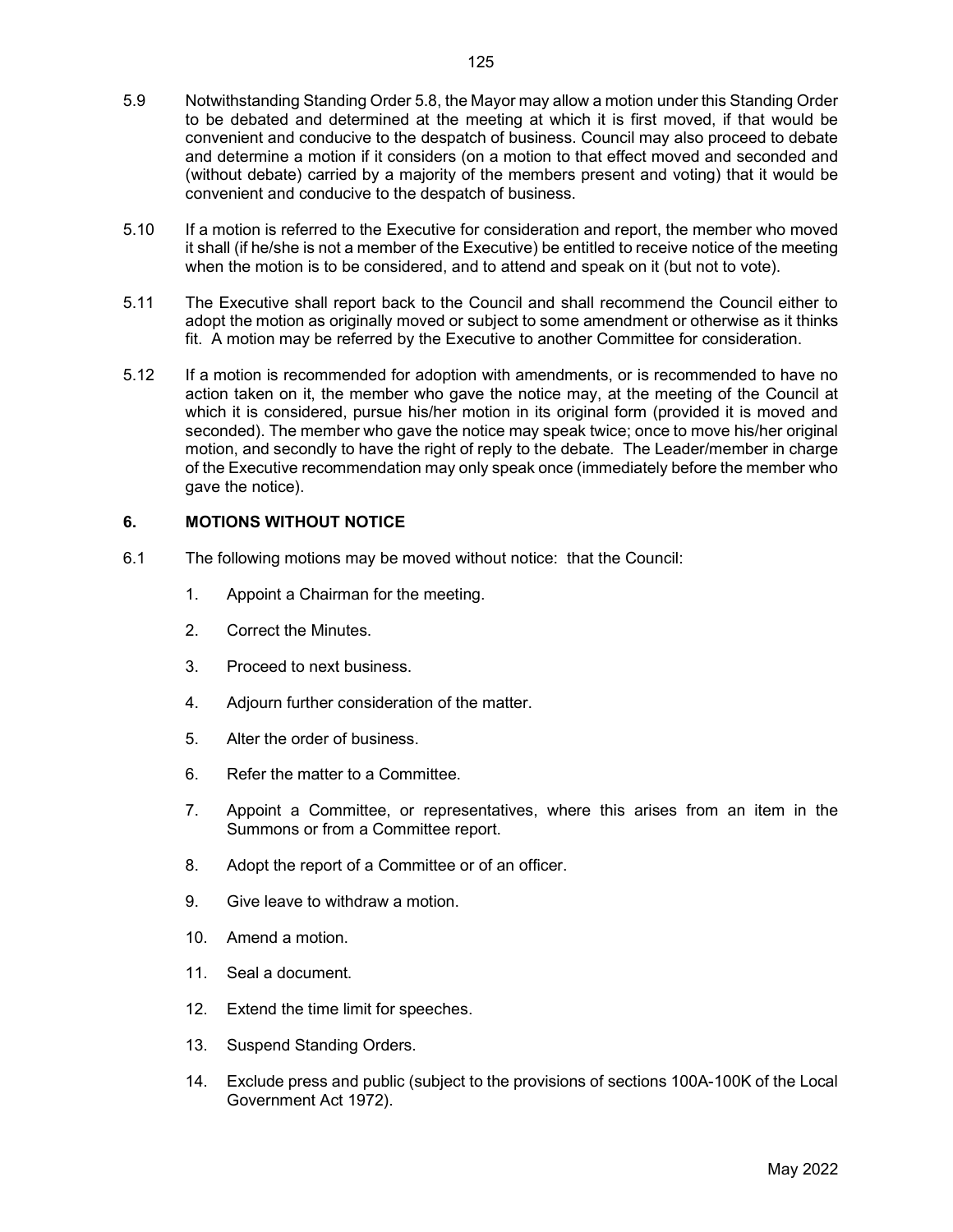5.9 Notwithstanding Standing Order 5.8, the Mayor may allow a motion under this Standing Order to be debated and determined at the meeting at which it is first moved, if that would be convenient and conducive to the despatch of business. Council may also proceed to debate and determine a motion if it considers (on a motion to that effect moved and seconded and (without debate) carried by a majority of the members present and voting) that it would be convenient and conducive to the despatch of business.

5.10 If a motion is referred to the Executive for consideration and report, the member who moved it shall (if he/she is not a member of the Executive) be entitled to receive notice of the meeting when the motion is to be considered, and to attend and speak on it (but not to vote).

5.11 The Executive shall report back to the Council and shall recommend the Council either to adopt the motion as originally moved or subject to some amendment or otherwise as it thinks fit. A motion may be referred by the Executive to another Committee for consideration.

5.12 If a motion is recommended for adoption with amendments, or is recommended to have no action taken on it, the member who gave the notice may, at the meeting of the Council at which it is considered, pursue his/her motion in its original form (provided it is moved and seconded). The member who gave the notice may speak twice; once to move his/her original motion, and secondly to have the right of reply to the debate. The Leader/member in charge of the Executive recommendation may only speak once (immediately before the member who gave the notice).

## 6. MOTIONS WITHOUT NOTICE

6.1 The following motions may be moved without notice: that the Council:

1. Appoint a Chairman for the meeting.
2. Correct the Minutes.
3. Proceed to next business.
4. Adjourn further consideration of the matter.
5. Alter the order of business.
6. Refer the matter to a Committee.
7. Appoint a Committee, or representatives, where this arises from an item in the Summons or from a Committee report.
8. Adopt the report of a Committee or of an officer.
9. Give leave to withdraw a motion.
10. Amend a motion.
11. Seal a document.
12. Extend the time limit for speeches.
13. Suspend Standing Orders.
14. Exclude press and public (subject to the provisions of sections 100A-100K of the Local Government Act 1972).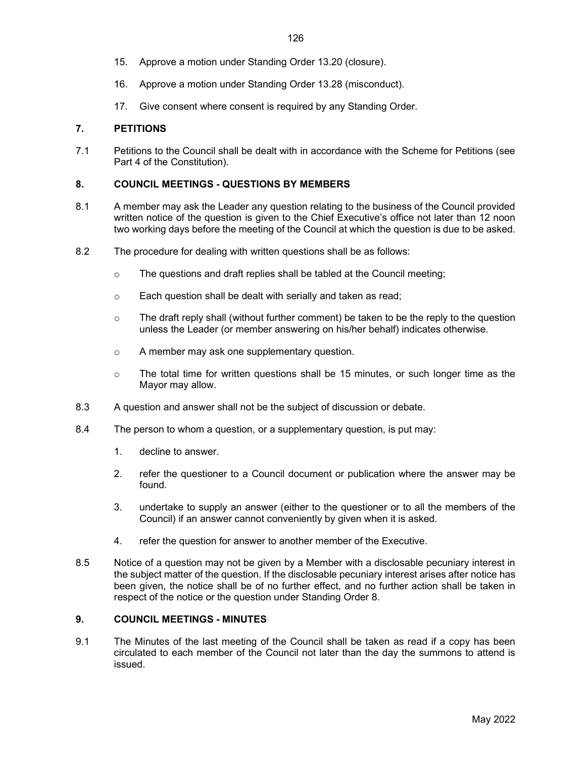15. Approve a motion under Standing Order 13.20 (closure).

16. Approve a motion under Standing Order 13.28 (misconduct).

17. Give consent where consent is required by any Standing Order.

## 7. PETITIONS

7.1 Petitions to the Council shall be dealt with in accordance with the Scheme for Petitions (see Part 4 of the Constitution).

## 8. COUNCIL MEETINGS - QUESTIONS BY MEMBERS

8.1 A member may ask the Leader any question relating to the business of the Council provided written notice of the question is given to the Chief Executive's office not later than 12 noon two working days before the meeting of the Council at which the question is due to be asked.

8.2 The procedure for dealing with written questions shall be as follows:

- The questions and draft replies shall be tabled at the Council meeting;
- Each question shall be dealt with serially and taken as read;
- The draft reply shall (without further comment) be taken to be the reply to the question unless the Leader (or member answering on his/her behalf) indicates otherwise.
- A member may ask one supplementary question.
- The total time for written questions shall be 15 minutes, or such longer time as the Mayor may allow.

8.3 A question and answer shall not be the subject of discussion or debate.

8.4 The person to whom a question, or a supplementary question, is put may:

1. decline to answer.
2. refer the questioner to a Council document or publication where the answer may be found.
3. undertake to supply an answer (either to the questioner or to all the members of the Council) if an answer cannot conveniently by given when it is asked.
4. refer the question for answer to another member of the Executive.

8.5 Notice of a question may not be given by a Member with a disclosable pecuniary interest in the subject matter of the question. If the disclosable pecuniary interest arises after notice has been given, the notice shall be of no further effect, and no further action shall be taken in respect of the notice or the question under Standing Order 8.

## 9. COUNCIL MEETINGS - MINUTES

9.1 The Minutes of the last meeting of the Council shall be taken as read if a copy has been circulated to each member of the Council not later than the day the summons to attend is issued.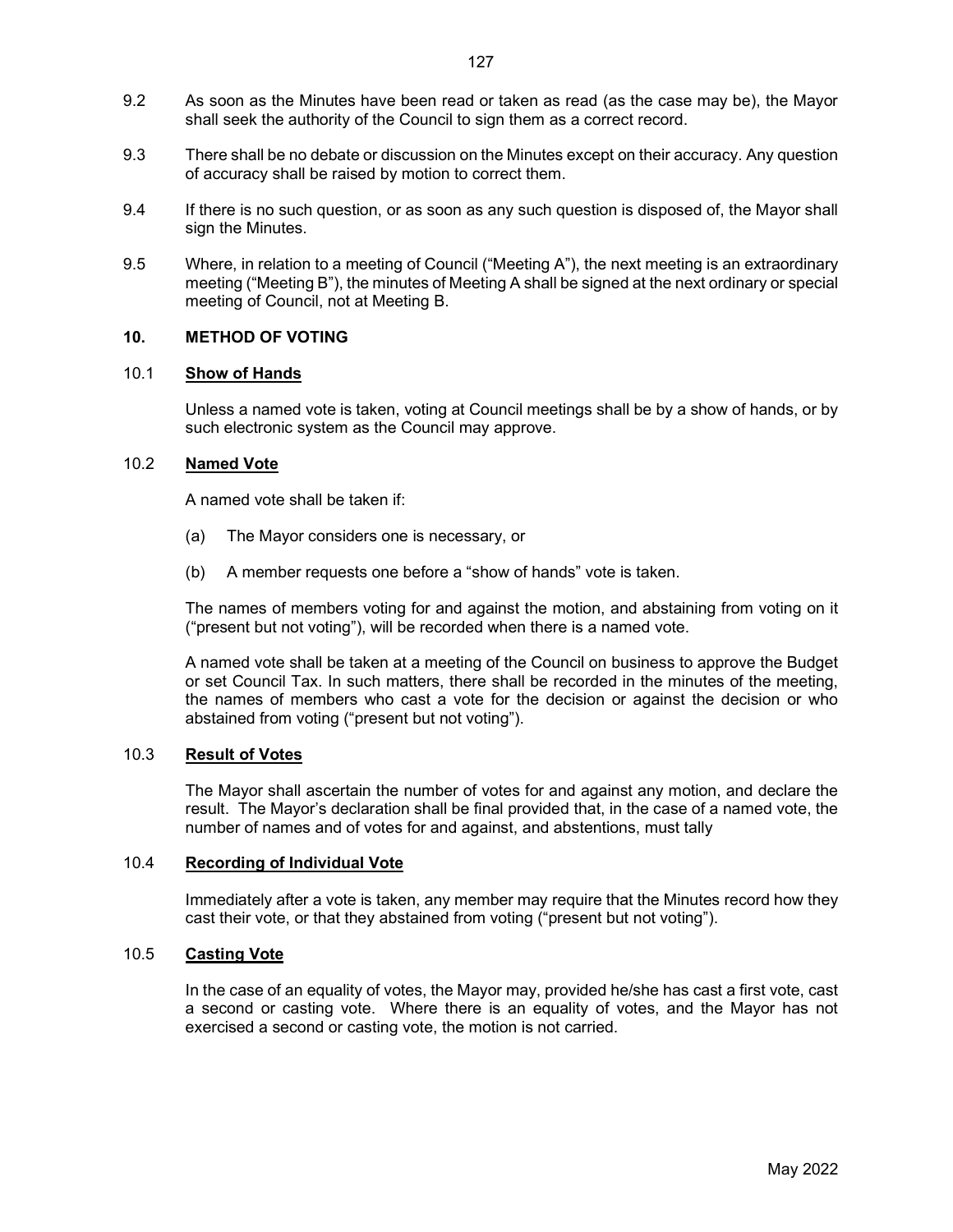9.2 As soon as the Minutes have been read or taken as read (as the case may be), the Mayor shall seek the authority of the Council to sign them as a correct record.

9.3 There shall be no debate or discussion on the Minutes except on their accuracy. Any question of accuracy shall be raised by motion to correct them.

9.4 If there is no such question, or as soon as any such question is disposed of, the Mayor shall sign the Minutes.

9.5 Where, in relation to a meeting of Council ("Meeting A"), the next meeting is an extraordinary meeting ("Meeting B"), the minutes of Meeting A shall be signed at the next ordinary or special meeting of Council, not at Meeting B.

## 10. METHOD OF VOTING

### 10.1 Show of Hands

Unless a named vote is taken, voting at Council meetings shall be by a show of hands, or by such electronic system as the Council may approve.

### 10.2 Named Vote

A named vote shall be taken if:

(a) The Mayor considers one is necessary, or

(b) A member requests one before a "show of hands" vote is taken.

The names of members voting for and against the motion, and abstaining from voting on it ("present but not voting"), will be recorded when there is a named vote.

A named vote shall be taken at a meeting of the Council on business to approve the Budget or set Council Tax. In such matters, there shall be recorded in the minutes of the meeting, the names of members who cast a vote for the decision or against the decision or who abstained from voting ("present but not voting").

### 10.3 Result of Votes

The Mayor shall ascertain the number of votes for and against any motion, and declare the result. The Mayor's declaration shall be final provided that, in the case of a named vote, the number of names and of votes for and against, and abstentions, must tally

### 10.4 Recording of Individual Vote

Immediately after a vote is taken, any member may require that the Minutes record how they cast their vote, or that they abstained from voting ("present but not voting").

### 10.5 Casting Vote

In the case of an equality of votes, the Mayor may, provided he/she has cast a first vote, cast a second or casting vote. Where there is an equality of votes, and the Mayor has not exercised a second or casting vote, the motion is not carried.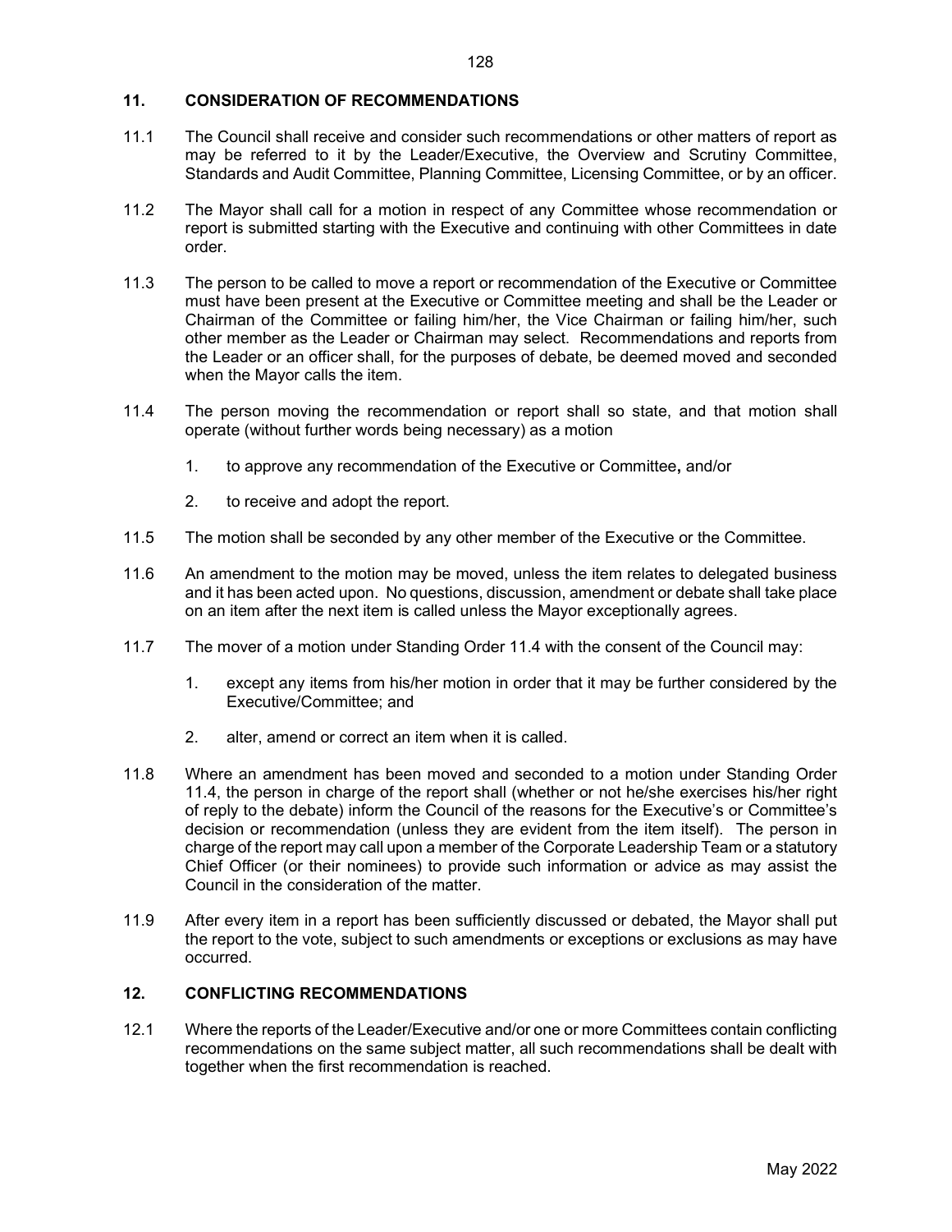## 11. CONSIDERATION OF RECOMMENDATIONS

11.1 The Council shall receive and consider such recommendations or other matters of report as may be referred to it by the Leader/Executive, the Overview and Scrutiny Committee, Standards and Audit Committee, Planning Committee, Licensing Committee, or by an officer.

11.2 The Mayor shall call for a motion in respect of any Committee whose recommendation or report is submitted starting with the Executive and continuing with other Committees in date order.

11.3 The person to be called to move a report or recommendation of the Executive or Committee must have been present at the Executive or Committee meeting and shall be the Leader or Chairman of the Committee or failing him/her, the Vice Chairman or failing him/her, such other member as the Leader or Chairman may select. Recommendations and reports from the Leader or an officer shall, for the purposes of debate, be deemed moved and seconded when the Mayor calls the item.

11.4 The person moving the recommendation or report shall so state, and that motion shall operate (without further words being necessary) as a motion

1. to approve any recommendation of the Executive or Committee, and/or
2. to receive and adopt the report.

11.5 The motion shall be seconded by any other member of the Executive or the Committee.

11.6 An amendment to the motion may be moved, unless the item relates to delegated business and it has been acted upon. No questions, discussion, amendment or debate shall take place on an item after the next item is called unless the Mayor exceptionally agrees.

11.7 The mover of a motion under Standing Order 11.4 with the consent of the Council may:

1. except any items from his/her motion in order that it may be further considered by the Executive/Committee; and
2. alter, amend or correct an item when it is called.

11.8 Where an amendment has been moved and seconded to a motion under Standing Order 11.4, the person in charge of the report shall (whether or not he/she exercises his/her right of reply to the debate) inform the Council of the reasons for the Executive's or Committee's decision or recommendation (unless they are evident from the item itself). The person in charge of the report may call upon a member of the Corporate Leadership Team or a statutory Chief Officer (or their nominees) to provide such information or advice as may assist the Council in the consideration of the matter.

11.9 After every item in a report has been sufficiently discussed or debated, the Mayor shall put the report to the vote, subject to such amendments or exceptions or exclusions as may have occurred.

## 12. CONFLICTING RECOMMENDATIONS

12.1 Where the reports of the Leader/Executive and/or one or more Committees contain conflicting recommendations on the same subject matter, all such recommendations shall be dealt with together when the first recommendation is reached.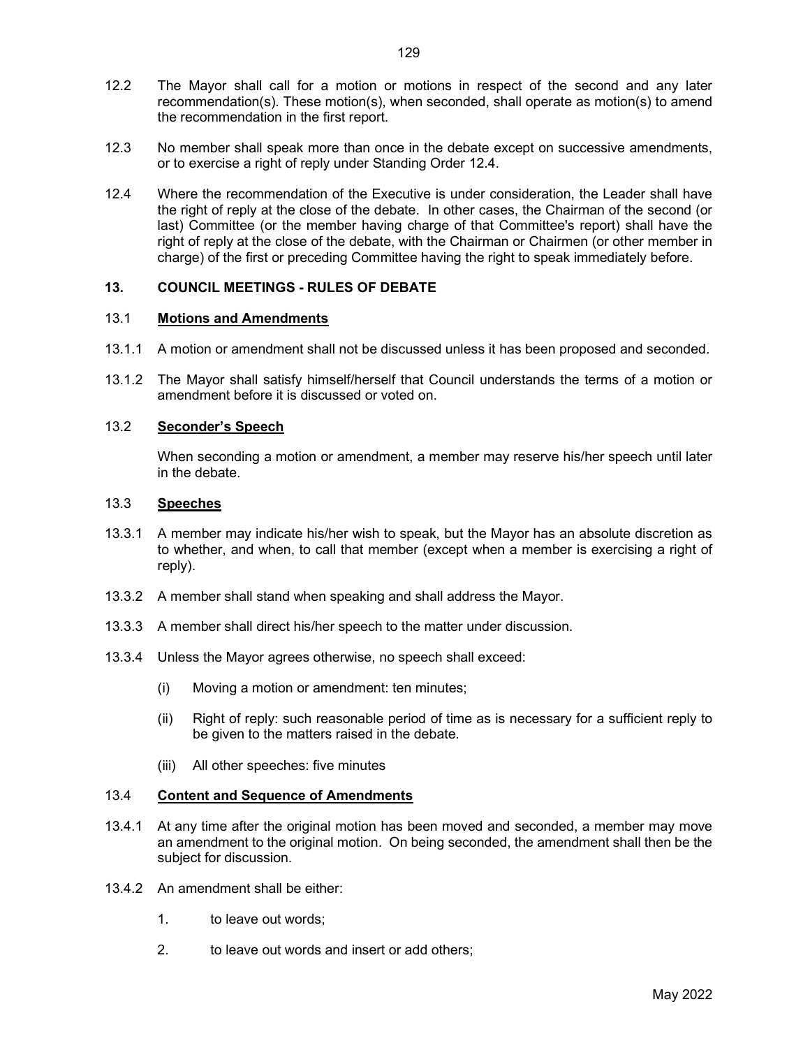12.2 The Mayor shall call for a motion or motions in respect of the second and any later recommendation(s). These motion(s), when seconded, shall operate as motion(s) to amend the recommendation in the first report.

12.3 No member shall speak more than once in the debate except on successive amendments, or to exercise a right of reply under Standing Order 12.4.

12.4 Where the recommendation of the Executive is under consideration, the Leader shall have the right of reply at the close of the debate. In other cases, the Chairman of the second (or last) Committee (or the member having charge of that Committee's report) shall have the right of reply at the close of the debate, with the Chairman or Chairmen (or other member in charge) of the first or preceding Committee having the right to speak immediately before.

## 13. COUNCIL MEETINGS - RULES OF DEBATE

### 13.1 Motions and Amendments

13.1.1 A motion or amendment shall not be discussed unless it has been proposed and seconded.

13.1.2 The Mayor shall satisfy himself/herself that Council understands the terms of a motion or amendment before it is discussed or voted on.

### 13.2 Seconder's Speech

When seconding a motion or amendment, a member may reserve his/her speech until later in the debate.

### 13.3 Speeches

13.3.1 A member may indicate his/her wish to speak, but the Mayor has an absolute discretion as to whether, and when, to call that member (except when a member is exercising a right of reply).

13.3.2 A member shall stand when speaking and shall address the Mayor.

13.3.3 A member shall direct his/her speech to the matter under discussion.

13.3.4 Unless the Mayor agrees otherwise, no speech shall exceed:

(i) Moving a motion or amendment: ten minutes;

(ii) Right of reply: such reasonable period of time as is necessary for a sufficient reply to be given to the matters raised in the debate.

(iii) All other speeches: five minutes

### 13.4 Content and Sequence of Amendments

13.4.1 At any time after the original motion has been moved and seconded, a member may move an amendment to the original motion. On being seconded, the amendment shall then be the subject for discussion.

13.4.2 An amendment shall be either:

1. to leave out words;

2. to leave out words and insert or add others;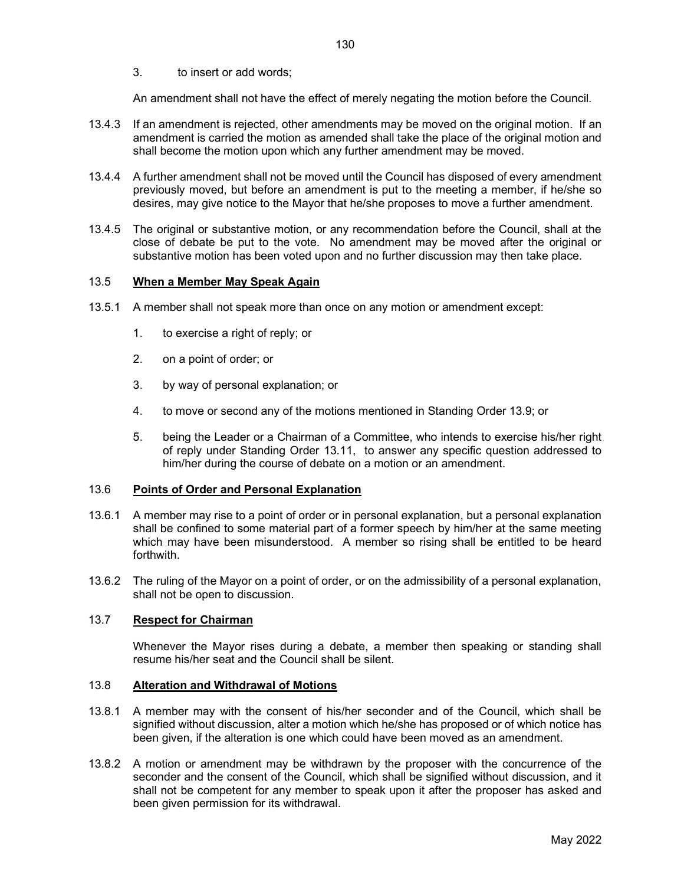3. to insert or add words;

An amendment shall not have the effect of merely negating the motion before the Council.

13.4.3 If an amendment is rejected, other amendments may be moved on the original motion. If an amendment is carried the motion as amended shall take the place of the original motion and shall become the motion upon which any further amendment may be moved.

13.4.4 A further amendment shall not be moved until the Council has disposed of every amendment previously moved, but before an amendment is put to the meeting a member, if he/she so desires, may give notice to the Mayor that he/she proposes to move a further amendment.

13.4.5 The original or substantive motion, or any recommendation before the Council, shall at the close of debate be put to the vote. No amendment may be moved after the original or substantive motion has been voted upon and no further discussion may then take place.

## 13.5 **When a Member May Speak Again**

13.5.1 A member shall not speak more than once on any motion or amendment except:

1. to exercise a right of reply; or
2. on a point of order; or
3. by way of personal explanation; or
4. to move or second any of the motions mentioned in Standing Order 13.9; or
5. being the Leader or a Chairman of a Committee, who intends to exercise his/her right of reply under Standing Order 13.11, to answer any specific question addressed to him/her during the course of debate on a motion or an amendment.

## 13.6 **Points of Order and Personal Explanation**

13.6.1 A member may rise to a point of order or in personal explanation, but a personal explanation shall be confined to some material part of a former speech by him/her at the same meeting which may have been misunderstood. A member so rising shall be entitled to be heard forthwith.

13.6.2 The ruling of the Mayor on a point of order, or on the admissibility of a personal explanation, shall not be open to discussion.

## 13.7 **Respect for Chairman**

Whenever the Mayor rises during a debate, a member then speaking or standing shall resume his/her seat and the Council shall be silent.

## 13.8 **Alteration and Withdrawal of Motions**

13.8.1 A member may with the consent of his/her seconder and of the Council, which shall be signified without discussion, alter a motion which he/she has proposed or of which notice has been given, if the alteration is one which could have been moved as an amendment.

13.8.2 A motion or amendment may be withdrawn by the proposer with the concurrence of the seconder and the consent of the Council, which shall be signified without discussion, and it shall not be competent for any member to speak upon it after the proposer has asked and been given permission for its withdrawal.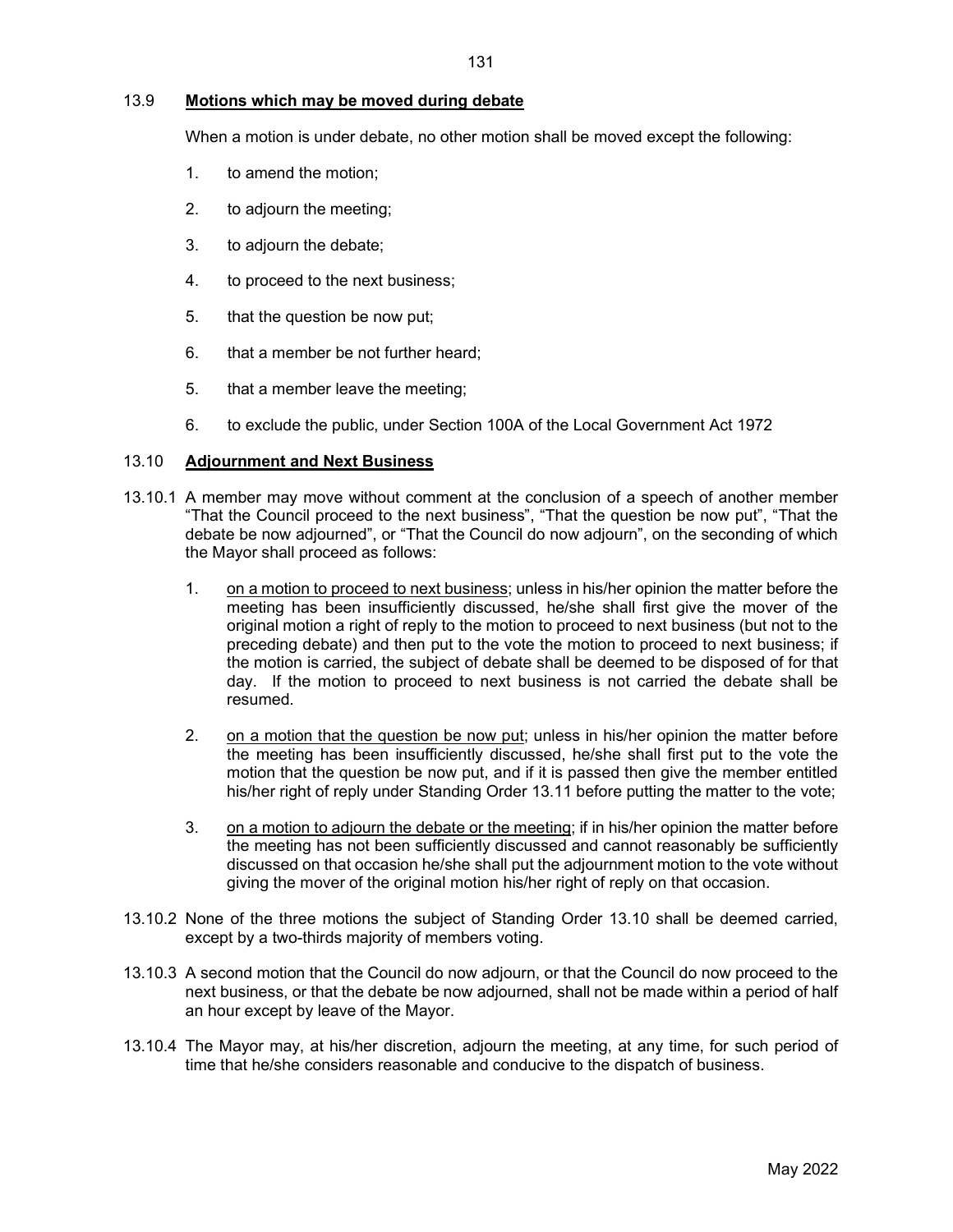## 13.9 **Motions which may be moved during debate**

When a motion is under debate, no other motion shall be moved except the following:

1. to amend the motion;

2. to adjourn the meeting;

3. to adjourn the debate;

4. to proceed to the next business;

5. that the question be now put;

6. that a member be not further heard;

5. that a member leave the meeting;

6. to exclude the public, under Section 100A of the Local Government Act 1972

## 13.10 **Adjournment and Next Business**

13.10.1 A member may move without comment at the conclusion of a speech of another member "That the Council proceed to the next business", "That the question be now put", "That the debate be now adjourned", or "That the Council do now adjourn", on the seconding of which the Mayor shall proceed as follows:

1. on a motion to proceed to next business; unless in his/her opinion the matter before the meeting has been insufficiently discussed, he/she shall first give the mover of the original motion a right of reply to the motion to proceed to next business (but not to the preceding debate) and then put to the vote the motion to proceed to next business; if the motion is carried, the subject of debate shall be deemed to be disposed of for that day. If the motion to proceed to next business is not carried the debate shall be resumed.

2. on a motion that the question be now put; unless in his/her opinion the matter before the meeting has been insufficiently discussed, he/she shall first put to the vote the motion that the question be now put, and if it is passed then give the member entitled his/her right of reply under Standing Order 13.11 before putting the matter to the vote;

3. on a motion to adjourn the debate or the meeting; if in his/her opinion the matter before the meeting has not been sufficiently discussed and cannot reasonably be sufficiently discussed on that occasion he/she shall put the adjournment motion to the vote without giving the mover of the original motion his/her right of reply on that occasion.

13.10.2 None of the three motions the subject of Standing Order 13.10 shall be deemed carried, except by a two-thirds majority of members voting.

13.10.3 A second motion that the Council do now adjourn, or that the Council do now proceed to the next business, or that the debate be now adjourned, shall not be made within a period of half an hour except by leave of the Mayor.

13.10.4 The Mayor may, at his/her discretion, adjourn the meeting, at any time, for such period of time that he/she considers reasonable and conducive to the dispatch of business.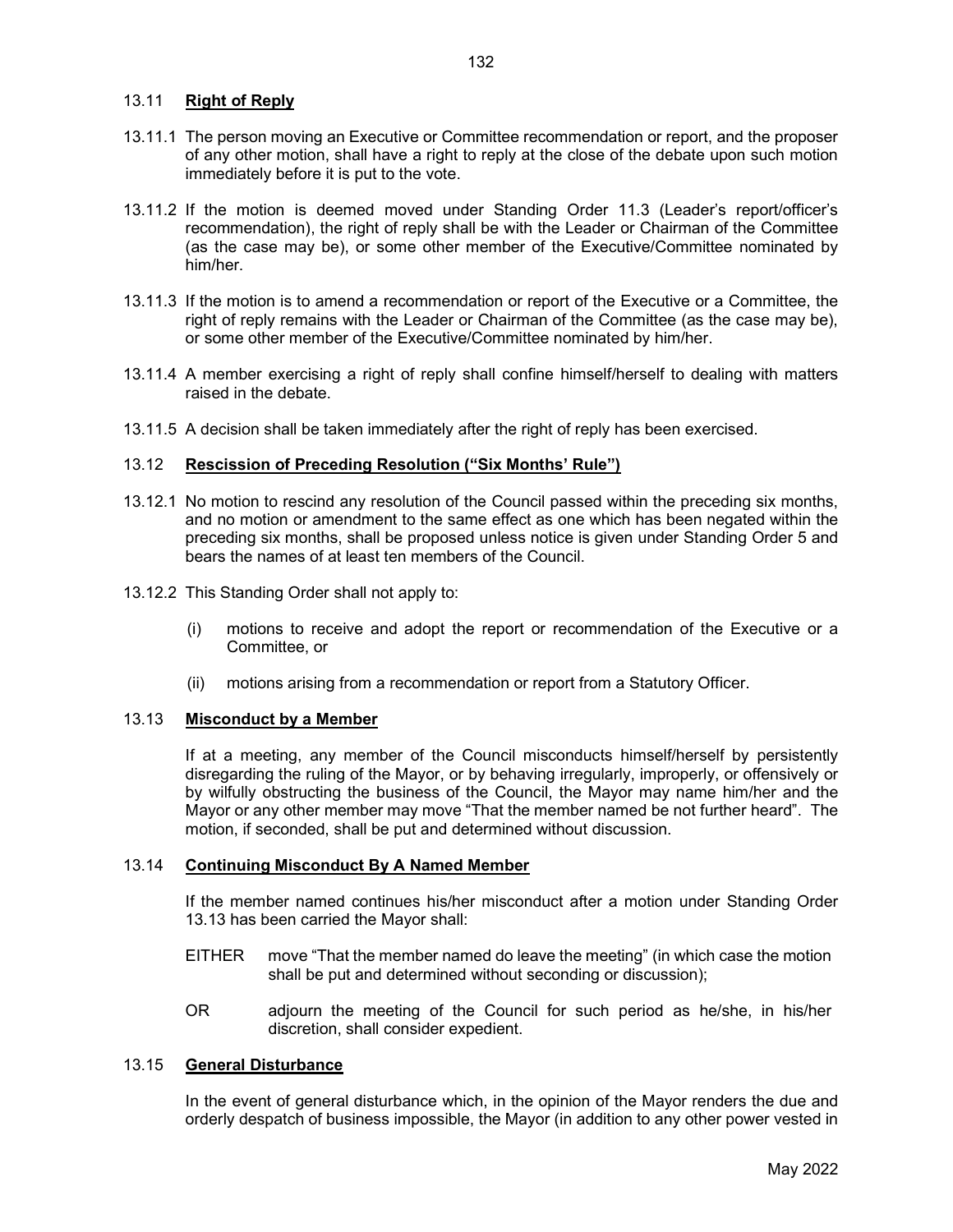## 13.11 **Right of Reply**

13.11.1 The person moving an Executive or Committee recommendation or report, and the proposer of any other motion, shall have a right to reply at the close of the debate upon such motion immediately before it is put to the vote.

13.11.2 If the motion is deemed moved under Standing Order 11.3 (Leader's report/officer's recommendation), the right of reply shall be with the Leader or Chairman of the Committee (as the case may be), or some other member of the Executive/Committee nominated by him/her.

13.11.3 If the motion is to amend a recommendation or report of the Executive or a Committee, the right of reply remains with the Leader or Chairman of the Committee (as the case may be), or some other member of the Executive/Committee nominated by him/her.

13.11.4 A member exercising a right of reply shall confine himself/herself to dealing with matters raised in the debate.

13.11.5 A decision shall be taken immediately after the right of reply has been exercised.

## 13.12 **Rescission of Preceding Resolution ("Six Months' Rule")**

13.12.1 No motion to rescind any resolution of the Council passed within the preceding six months, and no motion or amendment to the same effect as one which has been negated within the preceding six months, shall be proposed unless notice is given under Standing Order 5 and bears the names of at least ten members of the Council.

13.12.2 This Standing Order shall not apply to:

(i) motions to receive and adopt the report or recommendation of the Executive or a Committee, or

(ii) motions arising from a recommendation or report from a Statutory Officer.

## 13.13 **Misconduct by a Member**

If at a meeting, any member of the Council misconducts himself/herself by persistently disregarding the ruling of the Mayor, or by behaving irregularly, improperly, or offensively or by wilfully obstructing the business of the Council, the Mayor may name him/her and the Mayor or any other member may move "That the member named be not further heard". The motion, if seconded, shall be put and determined without discussion.

## 13.14 **Continuing Misconduct By A Named Member**

If the member named continues his/her misconduct after a motion under Standing Order 13.13 has been carried the Mayor shall:

EITHER move "That the member named do leave the meeting" (in which case the motion shall be put and determined without seconding or discussion);

OR adjourn the meeting of the Council for such period as he/she, in his/her discretion, shall consider expedient.

## 13.15 **General Disturbance**

In the event of general disturbance which, in the opinion of the Mayor renders the due and orderly despatch of business impossible, the Mayor (in addition to any other power vested in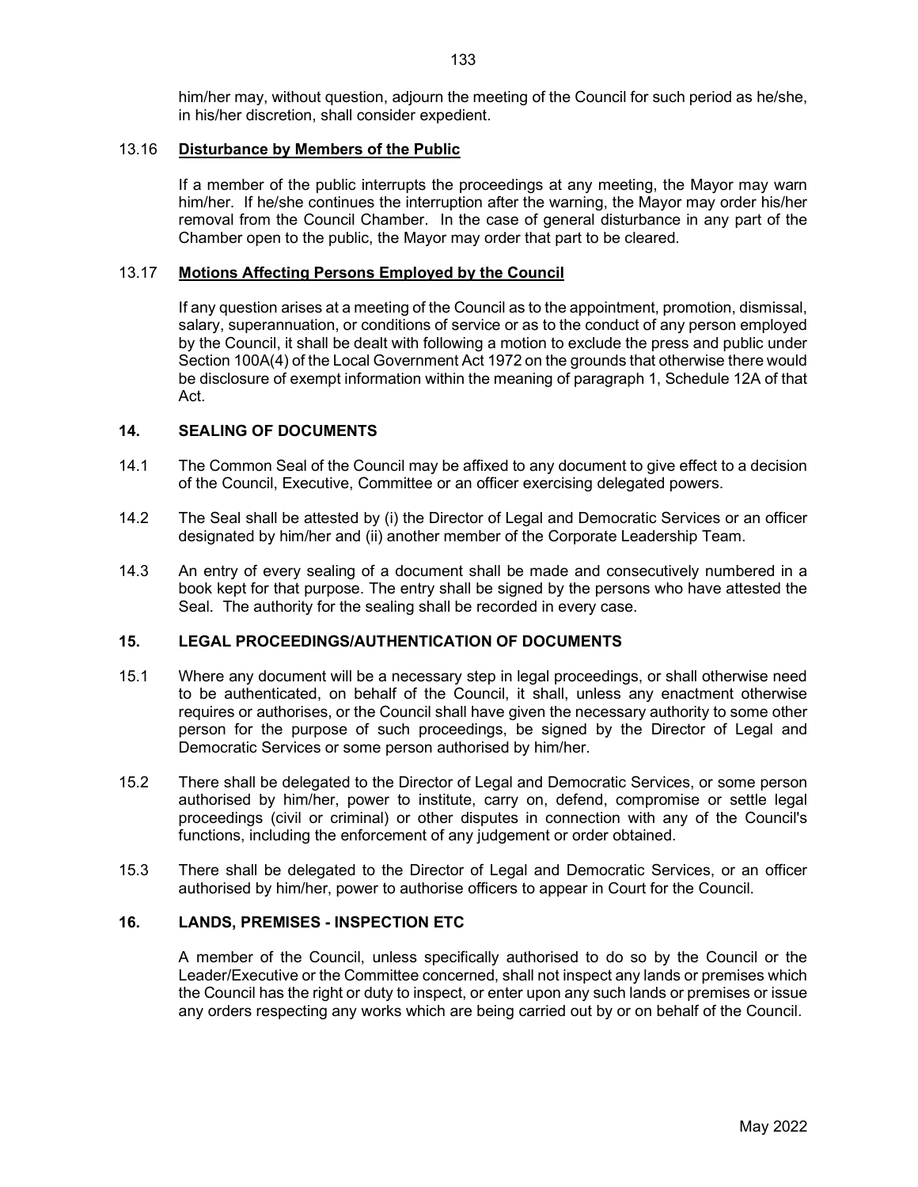him/her may, without question, adjourn the meeting of the Council for such period as he/she, in his/her discretion, shall consider expedient.

### 13.16 **Disturbance by Members of the Public**

If a member of the public interrupts the proceedings at any meeting, the Mayor may warn him/her. If he/she continues the interruption after the warning, the Mayor may order his/her removal from the Council Chamber. In the case of general disturbance in any part of the Chamber open to the public, the Mayor may order that part to be cleared.

### 13.17 **Motions Affecting Persons Employed by the Council**

If any question arises at a meeting of the Council as to the appointment, promotion, dismissal, salary, superannuation, or conditions of service or as to the conduct of any person employed by the Council, it shall be dealt with following a motion to exclude the press and public under Section 100A(4) of the Local Government Act 1972 on the grounds that otherwise there would be disclosure of exempt information within the meaning of paragraph 1, Schedule 12A of that Act.

## 14. SEALING OF DOCUMENTS

14.1 The Common Seal of the Council may be affixed to any document to give effect to a decision of the Council, Executive, Committee or an officer exercising delegated powers.

14.2 The Seal shall be attested by (i) the Director of Legal and Democratic Services or an officer designated by him/her and (ii) another member of the Corporate Leadership Team.

14.3 An entry of every sealing of a document shall be made and consecutively numbered in a book kept for that purpose. The entry shall be signed by the persons who have attested the Seal. The authority for the sealing shall be recorded in every case.

## 15. LEGAL PROCEEDINGS/AUTHENTICATION OF DOCUMENTS

15.1 Where any document will be a necessary step in legal proceedings, or shall otherwise need to be authenticated, on behalf of the Council, it shall, unless any enactment otherwise requires or authorises, or the Council shall have given the necessary authority to some other person for the purpose of such proceedings, be signed by the Director of Legal and Democratic Services or some person authorised by him/her.

15.2 There shall be delegated to the Director of Legal and Democratic Services, or some person authorised by him/her, power to institute, carry on, defend, compromise or settle legal proceedings (civil or criminal) or other disputes in connection with any of the Council's functions, including the enforcement of any judgement or order obtained.

15.3 There shall be delegated to the Director of Legal and Democratic Services, or an officer authorised by him/her, power to authorise officers to appear in Court for the Council.

## 16. LANDS, PREMISES - INSPECTION ETC

A member of the Council, unless specifically authorised to do so by the Council or the Leader/Executive or the Committee concerned, shall not inspect any lands or premises which the Council has the right or duty to inspect, or enter upon any such lands or premises or issue any orders respecting any works which are being carried out by or on behalf of the Council.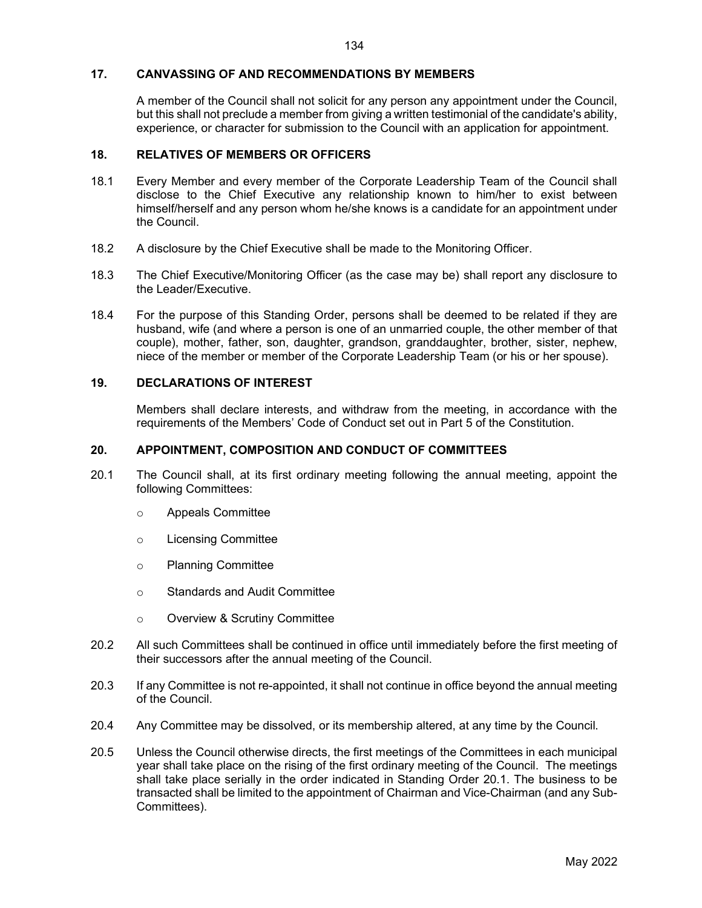## 17. CANVASSING OF AND RECOMMENDATIONS BY MEMBERS

A member of the Council shall not solicit for any person any appointment under the Council, but this shall not preclude a member from giving a written testimonial of the candidate's ability, experience, or character for submission to the Council with an application for appointment.

## 18. RELATIVES OF MEMBERS OR OFFICERS

18.1 Every Member and every member of the Corporate Leadership Team of the Council shall disclose to the Chief Executive any relationship known to him/her to exist between himself/herself and any person whom he/she knows is a candidate for an appointment under the Council.

18.2 A disclosure by the Chief Executive shall be made to the Monitoring Officer.

18.3 The Chief Executive/Monitoring Officer (as the case may be) shall report any disclosure to the Leader/Executive.

18.4 For the purpose of this Standing Order, persons shall be deemed to be related if they are husband, wife (and where a person is one of an unmarried couple, the other member of that couple), mother, father, son, daughter, grandson, granddaughter, brother, sister, nephew, niece of the member or member of the Corporate Leadership Team (or his or her spouse).

## 19. DECLARATIONS OF INTEREST

Members shall declare interests, and withdraw from the meeting, in accordance with the requirements of the Members' Code of Conduct set out in Part 5 of the Constitution.

## 20. APPOINTMENT, COMPOSITION AND CONDUCT OF COMMITTEES

20.1 The Council shall, at its first ordinary meeting following the annual meeting, appoint the following Committees:

- Appeals Committee
- Licensing Committee
- Planning Committee
- Standards and Audit Committee
- Overview & Scrutiny Committee

20.2 All such Committees shall be continued in office until immediately before the first meeting of their successors after the annual meeting of the Council.

20.3 If any Committee is not re-appointed, it shall not continue in office beyond the annual meeting of the Council.

20.4 Any Committee may be dissolved, or its membership altered, at any time by the Council.

20.5 Unless the Council otherwise directs, the first meetings of the Committees in each municipal year shall take place on the rising of the first ordinary meeting of the Council. The meetings shall take place serially in the order indicated in Standing Order 20.1. The business to be transacted shall be limited to the appointment of Chairman and Vice-Chairman (and any Sub-Committees).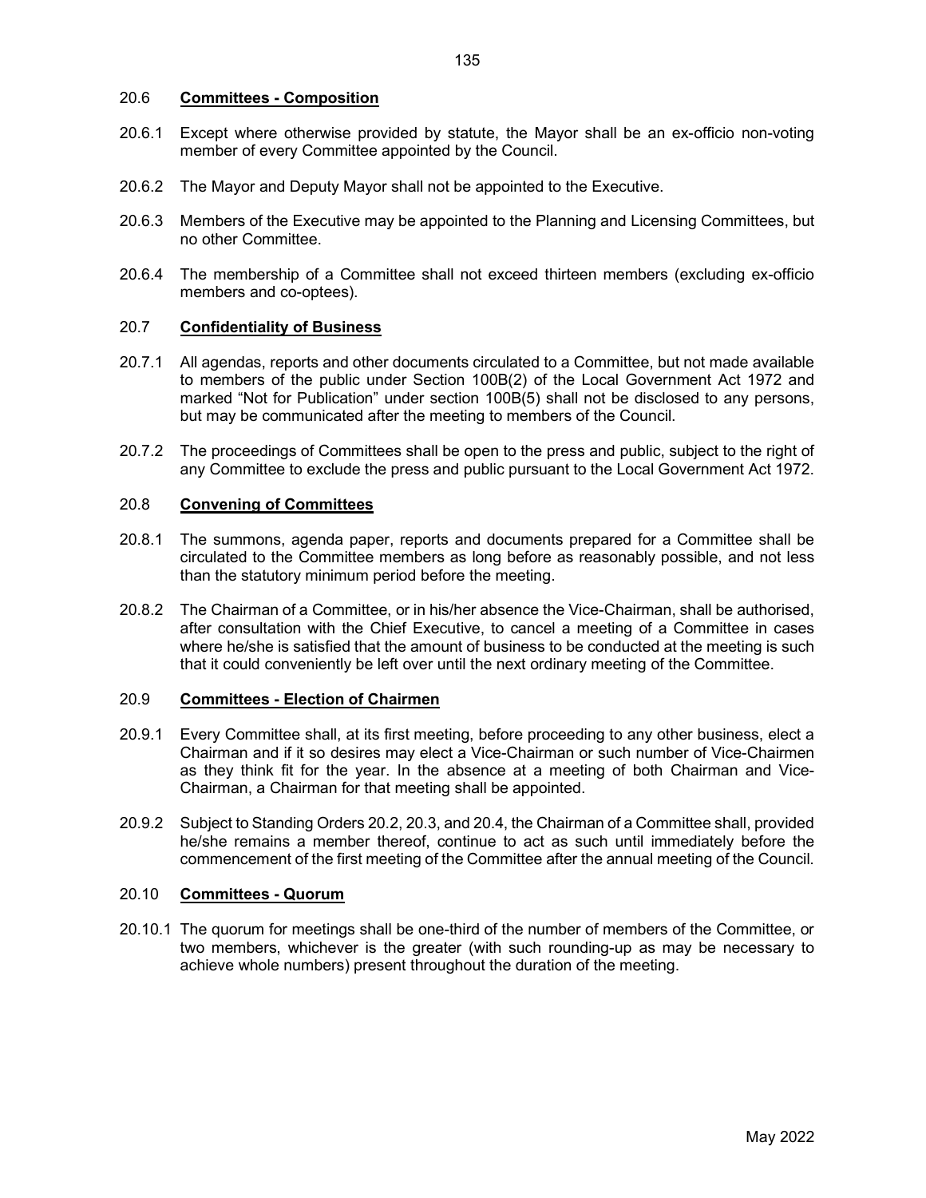## 20.6 **Committees - Composition**

20.6.1 Except where otherwise provided by statute, the Mayor shall be an ex-officio non-voting member of every Committee appointed by the Council.

20.6.2 The Mayor and Deputy Mayor shall not be appointed to the Executive.

20.6.3 Members of the Executive may be appointed to the Planning and Licensing Committees, but no other Committee.

20.6.4 The membership of a Committee shall not exceed thirteen members (excluding ex-officio members and co-optees).

## 20.7 **Confidentiality of Business**

20.7.1 All agendas, reports and other documents circulated to a Committee, but not made available to members of the public under Section 100B(2) of the Local Government Act 1972 and marked "Not for Publication" under section 100B(5) shall not be disclosed to any persons, but may be communicated after the meeting to members of the Council.

20.7.2 The proceedings of Committees shall be open to the press and public, subject to the right of any Committee to exclude the press and public pursuant to the Local Government Act 1972.

## 20.8 **Convening of Committees**

20.8.1 The summons, agenda paper, reports and documents prepared for a Committee shall be circulated to the Committee members as long before as reasonably possible, and not less than the statutory minimum period before the meeting.

20.8.2 The Chairman of a Committee, or in his/her absence the Vice-Chairman, shall be authorised, after consultation with the Chief Executive, to cancel a meeting of a Committee in cases where he/she is satisfied that the amount of business to be conducted at the meeting is such that it could conveniently be left over until the next ordinary meeting of the Committee.

## 20.9 **Committees - Election of Chairmen**

20.9.1 Every Committee shall, at its first meeting, before proceeding to any other business, elect a Chairman and if it so desires may elect a Vice-Chairman or such number of Vice-Chairmen as they think fit for the year. In the absence at a meeting of both Chairman and Vice-Chairman, a Chairman for that meeting shall be appointed.

20.9.2 Subject to Standing Orders 20.2, 20.3, and 20.4, the Chairman of a Committee shall, provided he/she remains a member thereof, continue to act as such until immediately before the commencement of the first meeting of the Committee after the annual meeting of the Council.

## 20.10 **Committees - Quorum**

20.10.1 The quorum for meetings shall be one-third of the number of members of the Committee, or two members, whichever is the greater (with such rounding-up as may be necessary to achieve whole numbers) present throughout the duration of the meeting.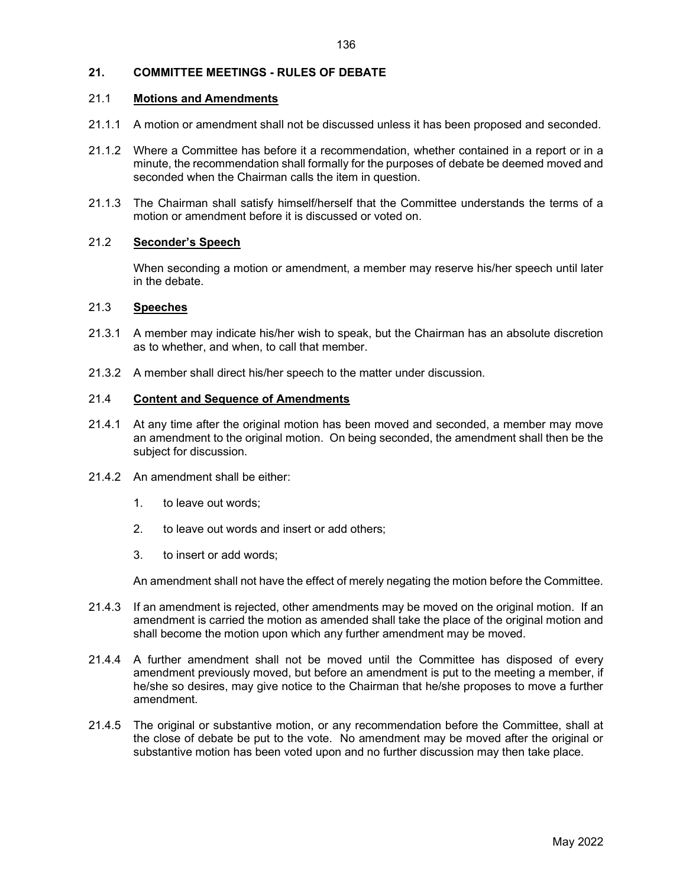## 21. COMMITTEE MEETINGS - RULES OF DEBATE

### 21.1 Motions and Amendments

21.1.1 A motion or amendment shall not be discussed unless it has been proposed and seconded.

21.1.2 Where a Committee has before it a recommendation, whether contained in a report or in a minute, the recommendation shall formally for the purposes of debate be deemed moved and seconded when the Chairman calls the item in question.

21.1.3 The Chairman shall satisfy himself/herself that the Committee understands the terms of a motion or amendment before it is discussed or voted on.

### 21.2 Seconder's Speech

When seconding a motion or amendment, a member may reserve his/her speech until later in the debate.

### 21.3 Speeches

21.3.1 A member may indicate his/her wish to speak, but the Chairman has an absolute discretion as to whether, and when, to call that member.

21.3.2 A member shall direct his/her speech to the matter under discussion.

### 21.4 Content and Sequence of Amendments

21.4.1 At any time after the original motion has been moved and seconded, a member may move an amendment to the original motion. On being seconded, the amendment shall then be the subject for discussion.

21.4.2 An amendment shall be either:

1. to leave out words;
2. to leave out words and insert or add others;
3. to insert or add words;

An amendment shall not have the effect of merely negating the motion before the Committee.

21.4.3 If an amendment is rejected, other amendments may be moved on the original motion. If an amendment is carried the motion as amended shall take the place of the original motion and shall become the motion upon which any further amendment may be moved.

21.4.4 A further amendment shall not be moved until the Committee has disposed of every amendment previously moved, but before an amendment is put to the meeting a member, if he/she so desires, may give notice to the Chairman that he/she proposes to move a further amendment.

21.4.5 The original or substantive motion, or any recommendation before the Committee, shall at the close of debate be put to the vote. No amendment may be moved after the original or substantive motion has been voted upon and no further discussion may then take place.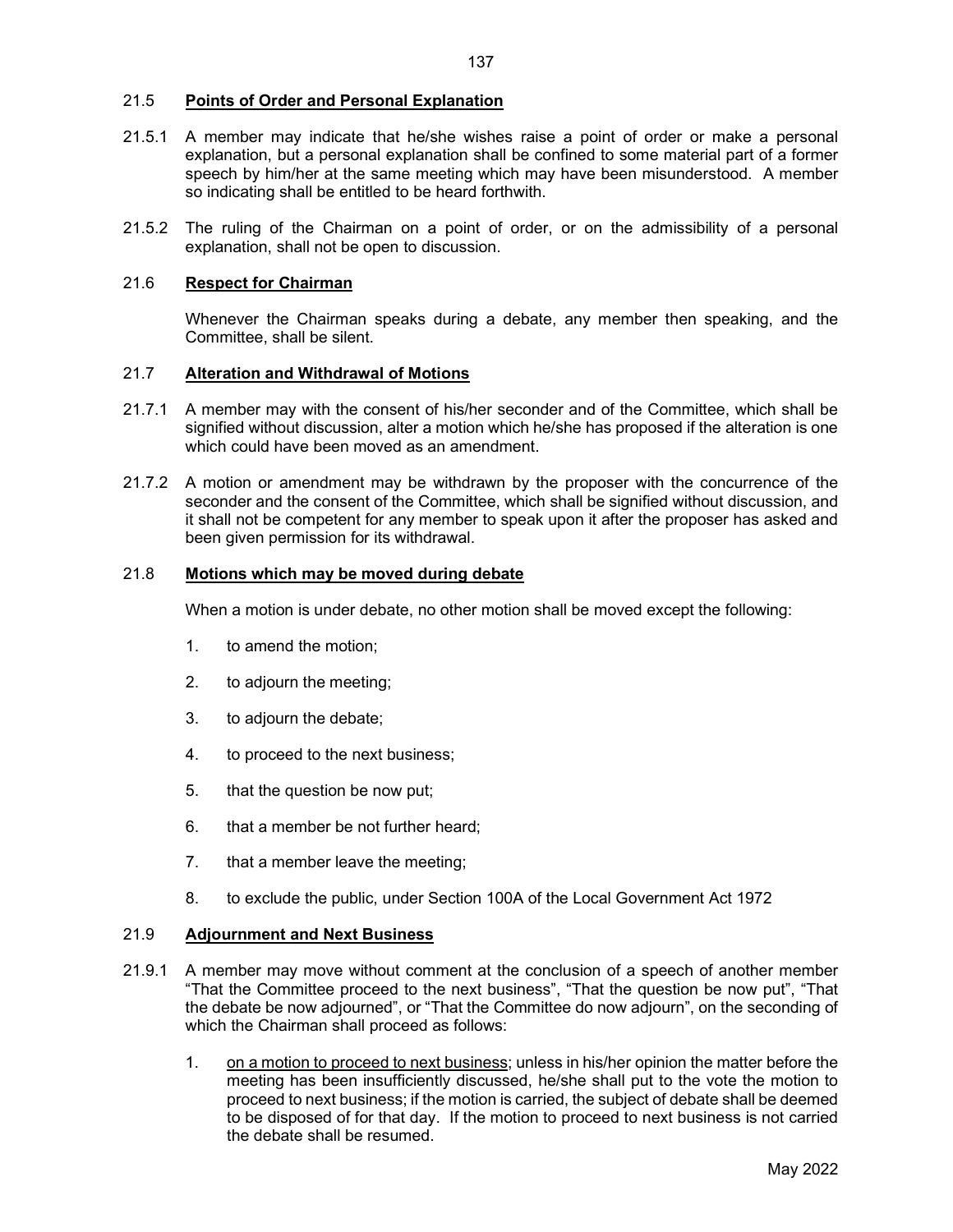### 21.5 **Points of Order and Personal Explanation**

21.5.1 A member may indicate that he/she wishes raise a point of order or make a personal explanation, but a personal explanation shall be confined to some material part of a former speech by him/her at the same meeting which may have been misunderstood. A member so indicating shall be entitled to be heard forthwith.

21.5.2 The ruling of the Chairman on a point of order, or on the admissibility of a personal explanation, shall not be open to discussion.

### 21.6 **Respect for Chairman**

Whenever the Chairman speaks during a debate, any member then speaking, and the Committee, shall be silent.

### 21.7 **Alteration and Withdrawal of Motions**

21.7.1 A member may with the consent of his/her seconder and of the Committee, which shall be signified without discussion, alter a motion which he/she has proposed if the alteration is one which could have been moved as an amendment.

21.7.2 A motion or amendment may be withdrawn by the proposer with the concurrence of the seconder and the consent of the Committee, which shall be signified without discussion, and it shall not be competent for any member to speak upon it after the proposer has asked and been given permission for its withdrawal.

### 21.8 **Motions which may be moved during debate**

When a motion is under debate, no other motion shall be moved except the following:

1. to amend the motion;
2. to adjourn the meeting;
3. to adjourn the debate;
4. to proceed to the next business;
5. that the question be now put;
6. that a member be not further heard;
7. that a member leave the meeting;
8. to exclude the public, under Section 100A of the Local Government Act 1972

### 21.9 **Adjournment and Next Business**

21.9.1 A member may move without comment at the conclusion of a speech of another member "That the Committee proceed to the next business", "That the question be now put", "That the debate be now adjourned", or "That the Committee do now adjourn", on the seconding of which the Chairman shall proceed as follows:

1. <u>on a motion to proceed to next business</u>; unless in his/her opinion the matter before the meeting has been insufficiently discussed, he/she shall put to the vote the motion to proceed to next business; if the motion is carried, the subject of debate shall be deemed to be disposed of for that day. If the motion to proceed to next business is not carried the debate shall be resumed.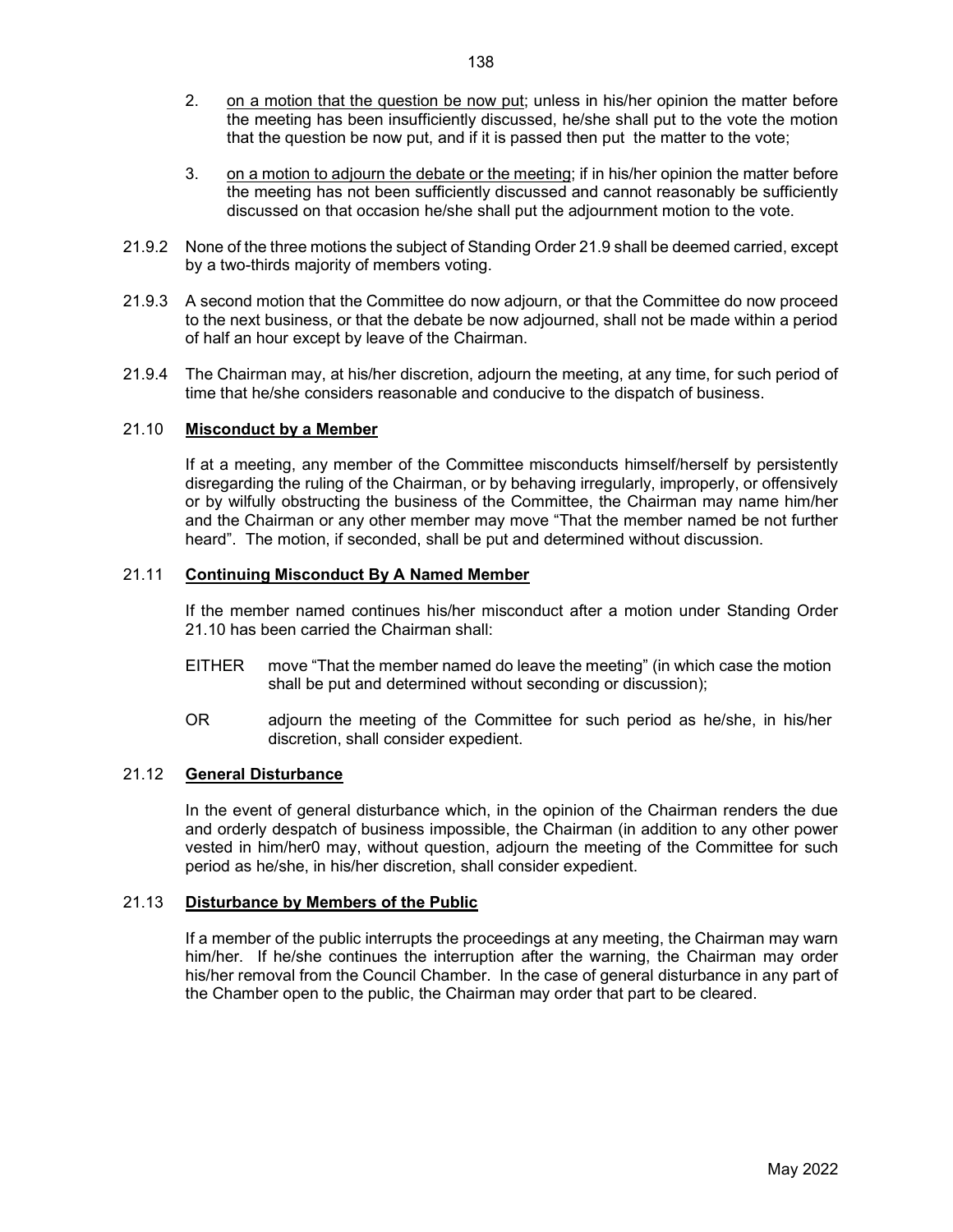2. <u>on a motion that the question be now put</u>; unless in his/her opinion the matter before the meeting has been insufficiently discussed, he/she shall put to the vote the motion that the question be now put, and if it is passed then put the matter to the vote;

3. <u>on a motion to adjourn the debate or the meeting</u>; if in his/her opinion the matter before the meeting has not been sufficiently discussed and cannot reasonably be sufficiently discussed on that occasion he/she shall put the adjournment motion to the vote.

21.9.2 None of the three motions the subject of Standing Order 21.9 shall be deemed carried, except by a two-thirds majority of members voting.

21.9.3 A second motion that the Committee do now adjourn, or that the Committee do now proceed to the next business, or that the debate be now adjourned, shall not be made within a period of half an hour except by leave of the Chairman.

21.9.4 The Chairman may, at his/her discretion, adjourn the meeting, at any time, for such period of time that he/she considers reasonable and conducive to the dispatch of business.

### 21.10 **<u>Misconduct by a Member</u>**

If at a meeting, any member of the Committee misconducts himself/herself by persistently disregarding the ruling of the Chairman, or by behaving irregularly, improperly, or offensively or by wilfully obstructing the business of the Committee, the Chairman may name him/her and the Chairman or any other member may move "That the member named be not further heard". The motion, if seconded, shall be put and determined without discussion.

### 21.11 **<u>Continuing Misconduct By A Named Member</u>**

If the member named continues his/her misconduct after a motion under Standing Order 21.10 has been carried the Chairman shall:

EITHER move "That the member named do leave the meeting" (in which case the motion shall be put and determined without seconding or discussion);

OR adjourn the meeting of the Committee for such period as he/she, in his/her discretion, shall consider expedient.

### 21.12 **<u>General Disturbance</u>**

In the event of general disturbance which, in the opinion of the Chairman renders the due and orderly despatch of business impossible, the Chairman (in addition to any other power vested in him/her0 may, without question, adjourn the meeting of the Committee for such period as he/she, in his/her discretion, shall consider expedient.

### 21.13 **<u>Disturbance by Members of the Public</u>**

If a member of the public interrupts the proceedings at any meeting, the Chairman may warn him/her. If he/she continues the interruption after the warning, the Chairman may order his/her removal from the Council Chamber. In the case of general disturbance in any part of the Chamber open to the public, the Chairman may order that part to be cleared.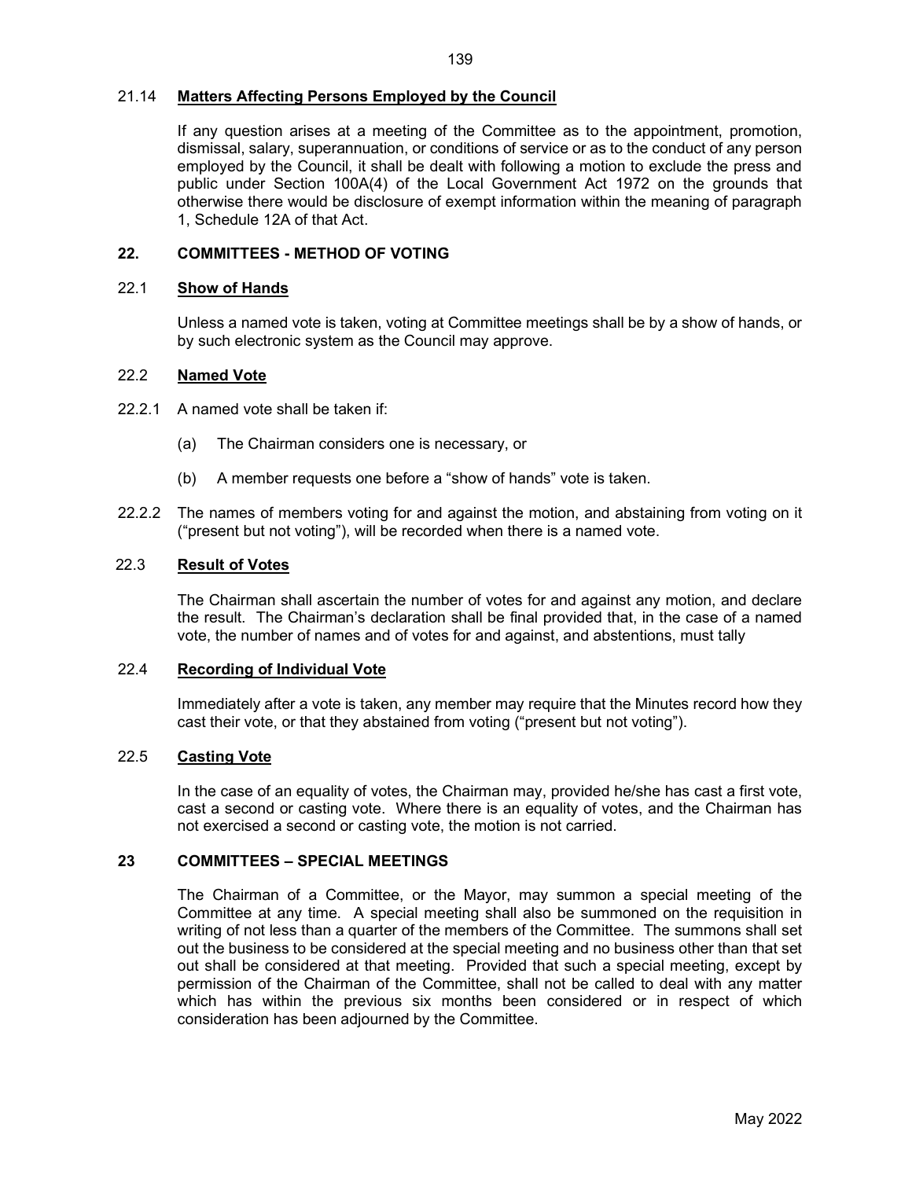### 21.14 **Matters Affecting Persons Employed by the Council**

If any question arises at a meeting of the Committee as to the appointment, promotion, dismissal, salary, superannuation, or conditions of service or as to the conduct of any person employed by the Council, it shall be dealt with following a motion to exclude the press and public under Section 100A(4) of the Local Government Act 1972 on the grounds that otherwise there would be disclosure of exempt information within the meaning of paragraph 1, Schedule 12A of that Act.

## 22. COMMITTEES - METHOD OF VOTING

### 22.1 **Show of Hands**

Unless a named vote is taken, voting at Committee meetings shall be by a show of hands, or by such electronic system as the Council may approve.

### 22.2 **Named Vote**

22.2.1 A named vote shall be taken if:

(a) The Chairman considers one is necessary, or

(b) A member requests one before a "show of hands" vote is taken.

22.2.2 The names of members voting for and against the motion, and abstaining from voting on it ("present but not voting"), will be recorded when there is a named vote.

### 22.3 **Result of Votes**

The Chairman shall ascertain the number of votes for and against any motion, and declare the result. The Chairman's declaration shall be final provided that, in the case of a named vote, the number of names and of votes for and against, and abstentions, must tally

### 22.4 **Recording of Individual Vote**

Immediately after a vote is taken, any member may require that the Minutes record how they cast their vote, or that they abstained from voting ("present but not voting").

### 22.5 **Casting Vote**

In the case of an equality of votes, the Chairman may, provided he/she has cast a first vote, cast a second or casting vote. Where there is an equality of votes, and the Chairman has not exercised a second or casting vote, the motion is not carried.

## 23 COMMITTEES – SPECIAL MEETINGS

The Chairman of a Committee, or the Mayor, may summon a special meeting of the Committee at any time. A special meeting shall also be summoned on the requisition in writing of not less than a quarter of the members of the Committee. The summons shall set out the business to be considered at the special meeting and no business other than that set out shall be considered at that meeting. Provided that such a special meeting, except by permission of the Chairman of the Committee, shall not be called to deal with any matter which has within the previous six months been considered or in respect of which consideration has been adjourned by the Committee.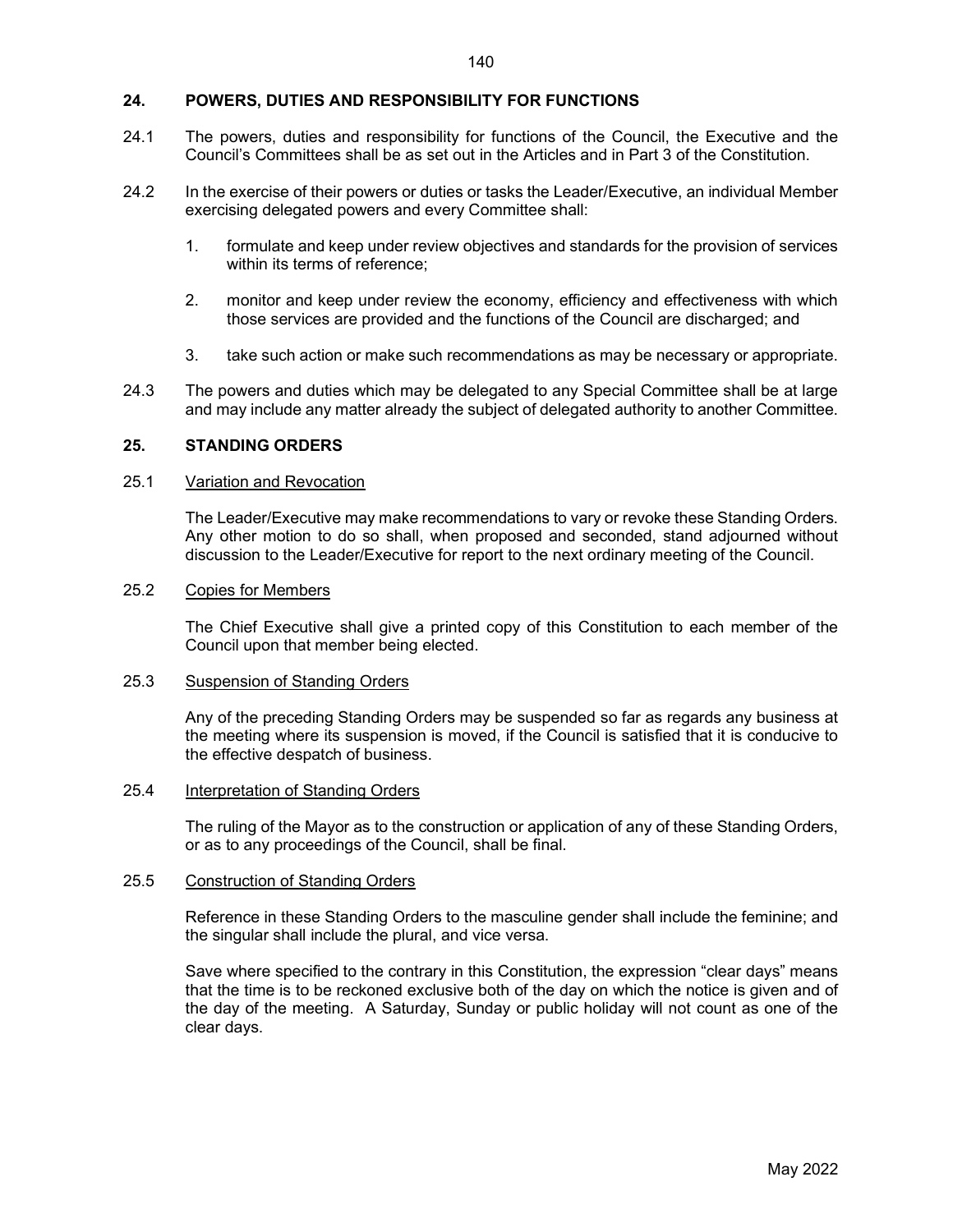## 24. POWERS, DUTIES AND RESPONSIBILITY FOR FUNCTIONS

24.1 The powers, duties and responsibility for functions of the Council, the Executive and the Council's Committees shall be as set out in the Articles and in Part 3 of the Constitution.

24.2 In the exercise of their powers or duties or tasks the Leader/Executive, an individual Member exercising delegated powers and every Committee shall:

1. formulate and keep under review objectives and standards for the provision of services within its terms of reference;
2. monitor and keep under review the economy, efficiency and effectiveness with which those services are provided and the functions of the Council are discharged; and
3. take such action or make such recommendations as may be necessary or appropriate.

24.3 The powers and duties which may be delegated to any Special Committee shall be at large and may include any matter already the subject of delegated authority to another Committee.

## 25. STANDING ORDERS

25.1 Variation and Revocation

The Leader/Executive may make recommendations to vary or revoke these Standing Orders. Any other motion to do so shall, when proposed and seconded, stand adjourned without discussion to the Leader/Executive for report to the next ordinary meeting of the Council.

25.2 Copies for Members

The Chief Executive shall give a printed copy of this Constitution to each member of the Council upon that member being elected.

25.3 Suspension of Standing Orders

Any of the preceding Standing Orders may be suspended so far as regards any business at the meeting where its suspension is moved, if the Council is satisfied that it is conducive to the effective despatch of business.

25.4 Interpretation of Standing Orders

The ruling of the Mayor as to the construction or application of any of these Standing Orders, or as to any proceedings of the Council, shall be final.

25.5 Construction of Standing Orders

Reference in these Standing Orders to the masculine gender shall include the feminine; and the singular shall include the plural, and vice versa.

Save where specified to the contrary in this Constitution, the expression "clear days" means that the time is to be reckoned exclusive both of the day on which the notice is given and of the day of the meeting. A Saturday, Sunday or public holiday will not count as one of the clear days.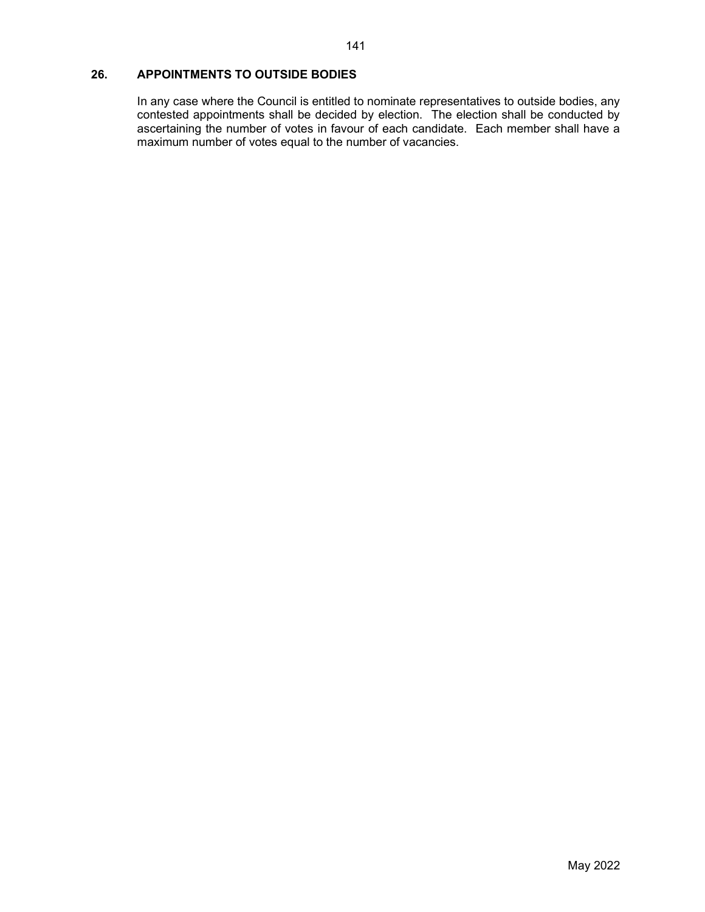## 26. APPOINTMENTS TO OUTSIDE BODIES

In any case where the Council is entitled to nominate representatives to outside bodies, any contested appointments shall be decided by election. The election shall be conducted by ascertaining the number of votes in favour of each candidate. Each member shall have a maximum number of votes equal to the number of vacancies.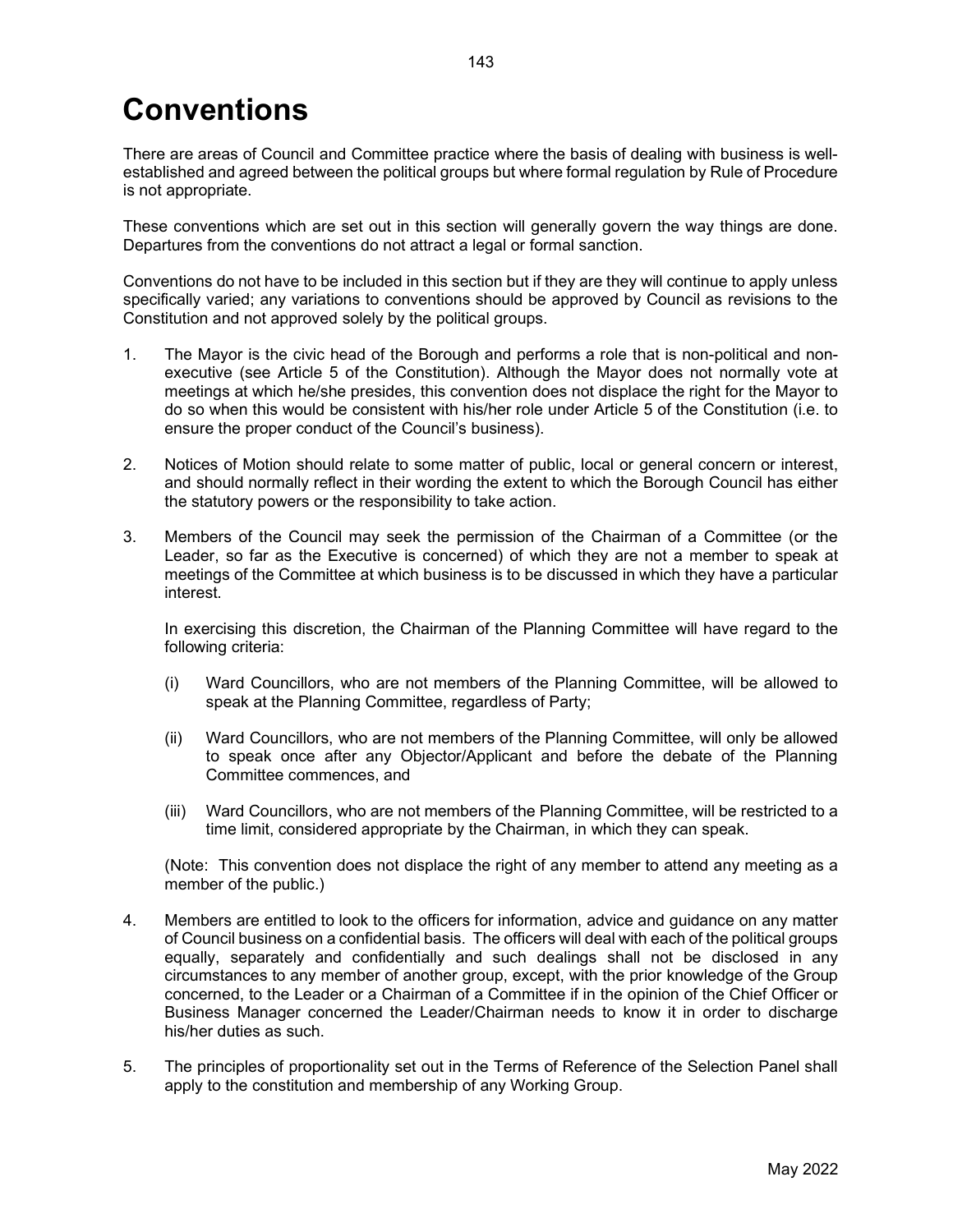# Conventions

There are areas of Council and Committee practice where the basis of dealing with business is well-established and agreed between the political groups but where formal regulation by Rule of Procedure is not appropriate.

These conventions which are set out in this section will generally govern the way things are done. Departures from the conventions do not attract a legal or formal sanction.

Conventions do not have to be included in this section but if they are they will continue to apply unless specifically varied; any variations to conventions should be approved by Council as revisions to the Constitution and not approved solely by the political groups.

1. The Mayor is the civic head of the Borough and performs a role that is non-political and non-executive (see Article 5 of the Constitution). Although the Mayor does not normally vote at meetings at which he/she presides, this convention does not displace the right for the Mayor to do so when this would be consistent with his/her role under Article 5 of the Constitution (i.e. to ensure the proper conduct of the Council's business).

2. Notices of Motion should relate to some matter of public, local or general concern or interest, and should normally reflect in their wording the extent to which the Borough Council has either the statutory powers or the responsibility to take action.

3. Members of the Council may seek the permission of the Chairman of a Committee (or the Leader, so far as the Executive is concerned) of which they are not a member to speak at meetings of the Committee at which business is to be discussed in which they have a particular interest.

   In exercising this discretion, the Chairman of the Planning Committee will have regard to the following criteria:

   (i) Ward Councillors, who are not members of the Planning Committee, will be allowed to speak at the Planning Committee, regardless of Party;

   (ii) Ward Councillors, who are not members of the Planning Committee, will only be allowed to speak once after any Objector/Applicant and before the debate of the Planning Committee commences, and

   (iii) Ward Councillors, who are not members of the Planning Committee, will be restricted to a time limit, considered appropriate by the Chairman, in which they can speak.

   (Note: This convention does not displace the right of any member to attend any meeting as a member of the public.)

4. Members are entitled to look to the officers for information, advice and guidance on any matter of Council business on a confidential basis. The officers will deal with each of the political groups equally, separately and confidentially and such dealings shall not be disclosed in any circumstances to any member of another group, except, with the prior knowledge of the Group concerned, to the Leader or a Chairman of a Committee if in the opinion of the Chief Officer or Business Manager concerned the Leader/Chairman needs to know it in order to discharge his/her duties as such.

5. The principles of proportionality set out in the Terms of Reference of the Selection Panel shall apply to the constitution and membership of any Working Group.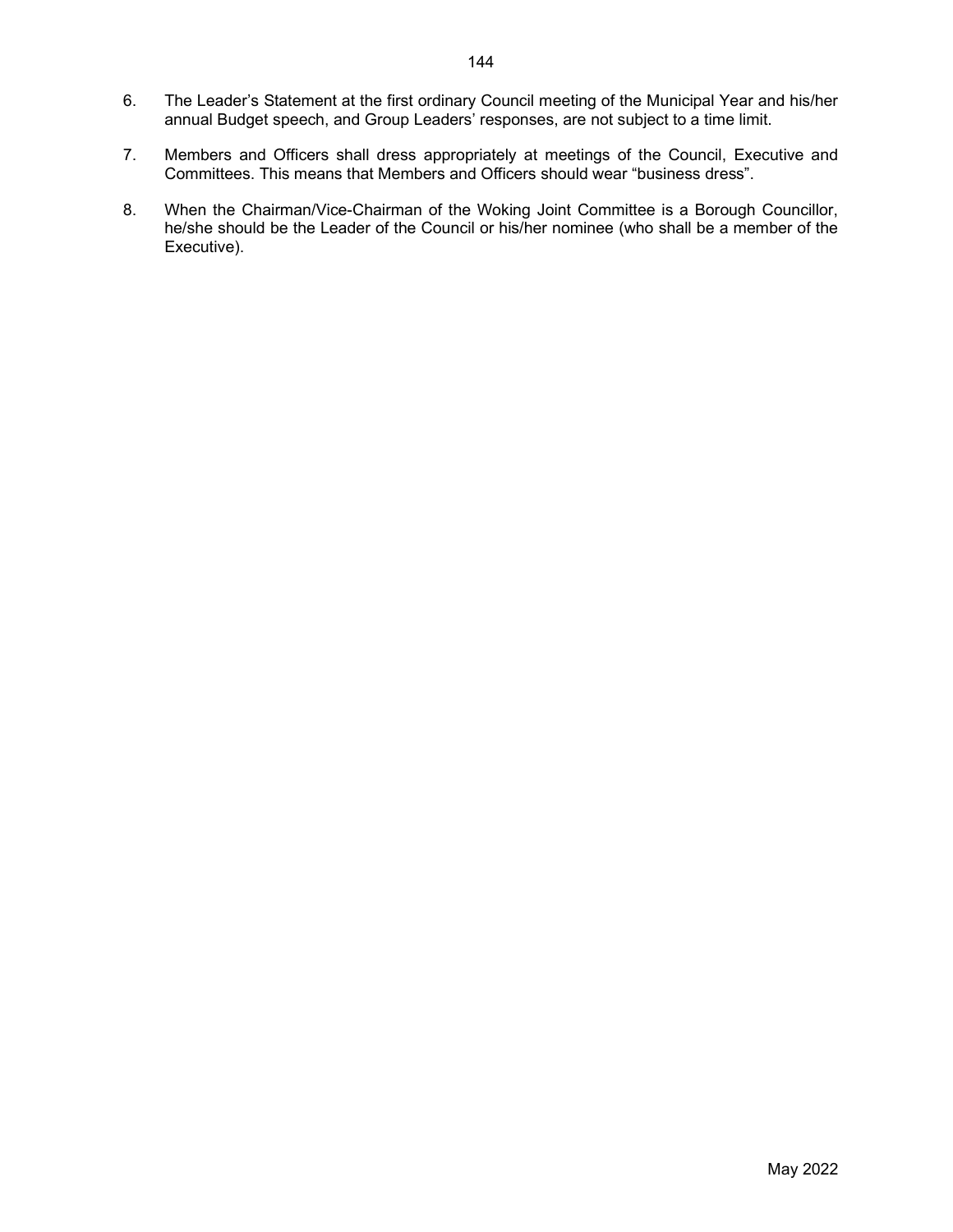6. The Leader's Statement at the first ordinary Council meeting of the Municipal Year and his/her annual Budget speech, and Group Leaders' responses, are not subject to a time limit.

7. Members and Officers shall dress appropriately at meetings of the Council, Executive and Committees. This means that Members and Officers should wear "business dress".

8. When the Chairman/Vice-Chairman of the Woking Joint Committee is a Borough Councillor, he/she should be the Leader of the Council or his/her nominee (who shall be a member of the Executive).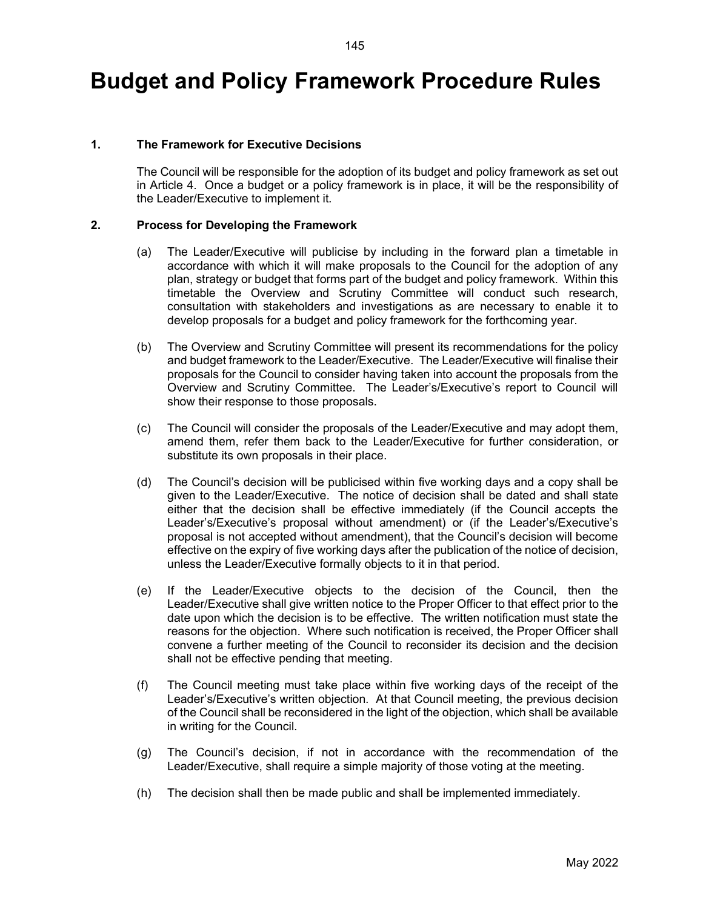# Budget and Policy Framework Procedure Rules

## 1. The Framework for Executive Decisions

The Council will be responsible for the adoption of its budget and policy framework as set out in Article 4. Once a budget or a policy framework is in place, it will be the responsibility of the Leader/Executive to implement it.

## 2. Process for Developing the Framework

(a) The Leader/Executive will publicise by including in the forward plan a timetable in accordance with which it will make proposals to the Council for the adoption of any plan, strategy or budget that forms part of the budget and policy framework. Within this timetable the Overview and Scrutiny Committee will conduct such research, consultation with stakeholders and investigations as are necessary to enable it to develop proposals for a budget and policy framework for the forthcoming year.

(b) The Overview and Scrutiny Committee will present its recommendations for the policy and budget framework to the Leader/Executive. The Leader/Executive will finalise their proposals for the Council to consider having taken into account the proposals from the Overview and Scrutiny Committee. The Leader's/Executive's report to Council will show their response to those proposals.

(c) The Council will consider the proposals of the Leader/Executive and may adopt them, amend them, refer them back to the Leader/Executive for further consideration, or substitute its own proposals in their place.

(d) The Council's decision will be publicised within five working days and a copy shall be given to the Leader/Executive. The notice of decision shall be dated and shall state either that the decision shall be effective immediately (if the Council accepts the Leader's/Executive's proposal without amendment) or (if the Leader's/Executive's proposal is not accepted without amendment), that the Council's decision will become effective on the expiry of five working days after the publication of the notice of decision, unless the Leader/Executive formally objects to it in that period.

(e) If the Leader/Executive objects to the decision of the Council, then the Leader/Executive shall give written notice to the Proper Officer to that effect prior to the date upon which the decision is to be effective. The written notification must state the reasons for the objection. Where such notification is received, the Proper Officer shall convene a further meeting of the Council to reconsider its decision and the decision shall not be effective pending that meeting.

(f) The Council meeting must take place within five working days of the receipt of the Leader's/Executive's written objection. At that Council meeting, the previous decision of the Council shall be reconsidered in the light of the objection, which shall be available in writing for the Council.

(g) The Council's decision, if not in accordance with the recommendation of the Leader/Executive, shall require a simple majority of those voting at the meeting.

(h) The decision shall then be made public and shall be implemented immediately.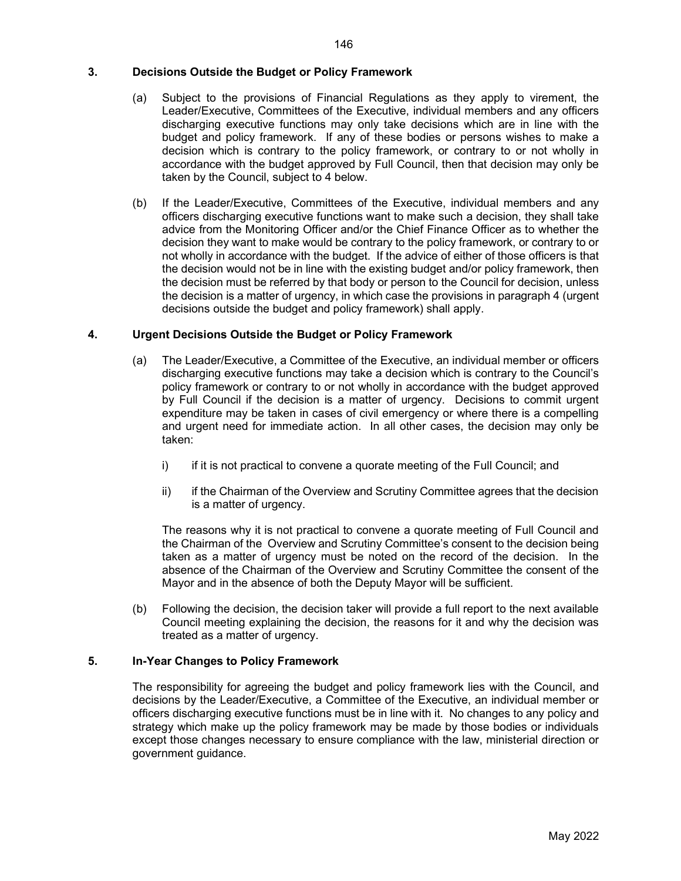## 3. Decisions Outside the Budget or Policy Framework

(a) Subject to the provisions of Financial Regulations as they apply to virement, the Leader/Executive, Committees of the Executive, individual members and any officers discharging executive functions may only take decisions which are in line with the budget and policy framework. If any of these bodies or persons wishes to make a decision which is contrary to the policy framework, or contrary to or not wholly in accordance with the budget approved by Full Council, then that decision may only be taken by the Council, subject to 4 below.

(b) If the Leader/Executive, Committees of the Executive, individual members and any officers discharging executive functions want to make such a decision, they shall take advice from the Monitoring Officer and/or the Chief Finance Officer as to whether the decision they want to make would be contrary to the policy framework, or contrary to or not wholly in accordance with the budget. If the advice of either of those officers is that the decision would not be in line with the existing budget and/or policy framework, then the decision must be referred by that body or person to the Council for decision, unless the decision is a matter of urgency, in which case the provisions in paragraph 4 (urgent decisions outside the budget and policy framework) shall apply.

## 4. Urgent Decisions Outside the Budget or Policy Framework

(a) The Leader/Executive, a Committee of the Executive, an individual member or officers discharging executive functions may take a decision which is contrary to the Council's policy framework or contrary to or not wholly in accordance with the budget approved by Full Council if the decision is a matter of urgency. Decisions to commit urgent expenditure may be taken in cases of civil emergency or where there is a compelling and urgent need for immediate action. In all other cases, the decision may only be taken:

i) if it is not practical to convene a quorate meeting of the Full Council; and

ii) if the Chairman of the Overview and Scrutiny Committee agrees that the decision is a matter of urgency.

The reasons why it is not practical to convene a quorate meeting of Full Council and the Chairman of the Overview and Scrutiny Committee's consent to the decision being taken as a matter of urgency must be noted on the record of the decision. In the absence of the Chairman of the Overview and Scrutiny Committee the consent of the Mayor and in the absence of both the Deputy Mayor will be sufficient.

(b) Following the decision, the decision taker will provide a full report to the next available Council meeting explaining the decision, the reasons for it and why the decision was treated as a matter of urgency.

## 5. In-Year Changes to Policy Framework

The responsibility for agreeing the budget and policy framework lies with the Council, and decisions by the Leader/Executive, a Committee of the Executive, an individual member or officers discharging executive functions must be in line with it. No changes to any policy and strategy which make up the policy framework may be made by those bodies or individuals except those changes necessary to ensure compliance with the law, ministerial direction or government guidance.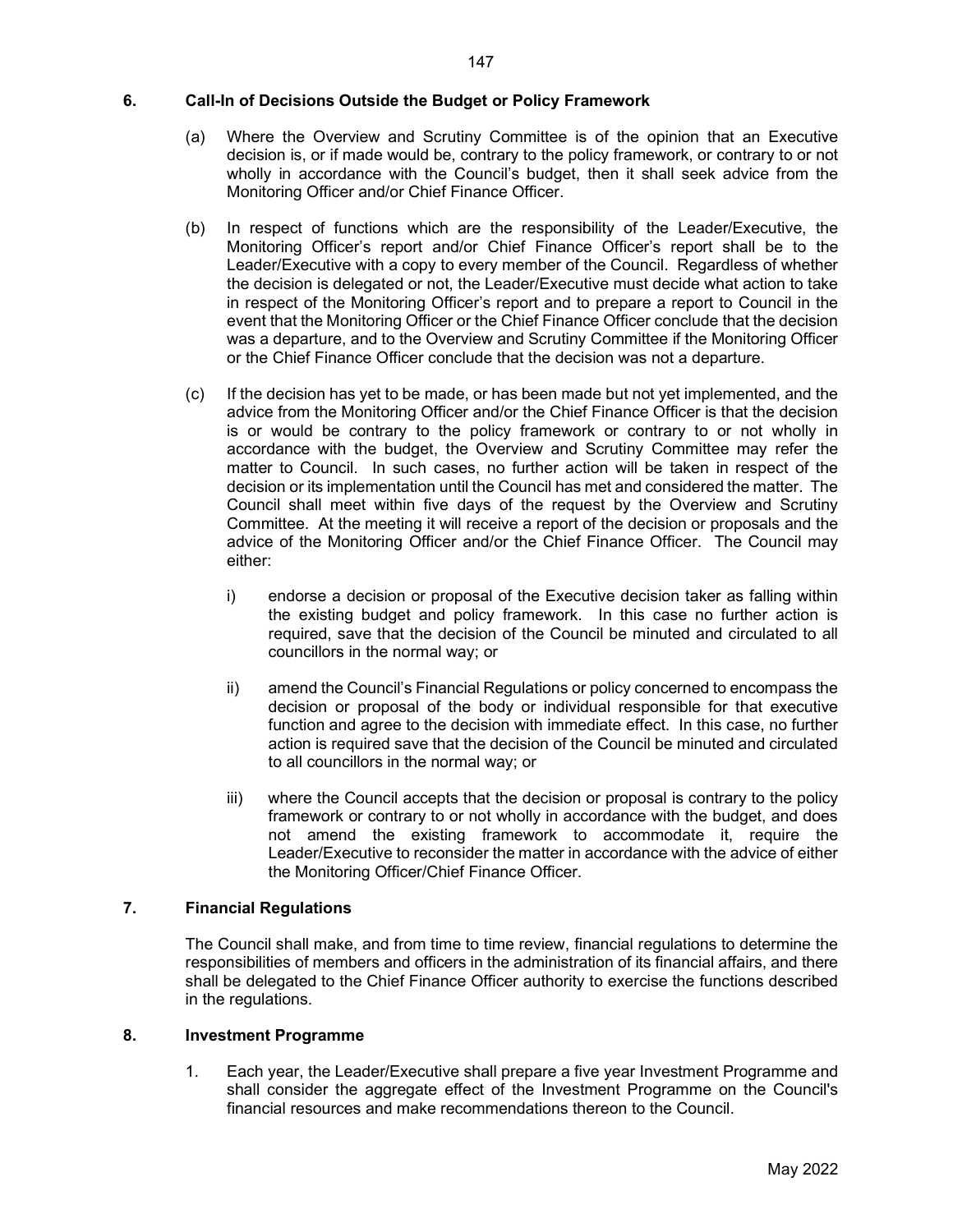## 6. Call-In of Decisions Outside the Budget or Policy Framework

(a) Where the Overview and Scrutiny Committee is of the opinion that an Executive decision is, or if made would be, contrary to the policy framework, or contrary to or not wholly in accordance with the Council's budget, then it shall seek advice from the Monitoring Officer and/or Chief Finance Officer.

(b) In respect of functions which are the responsibility of the Leader/Executive, the Monitoring Officer's report and/or Chief Finance Officer's report shall be to the Leader/Executive with a copy to every member of the Council. Regardless of whether the decision is delegated or not, the Leader/Executive must decide what action to take in respect of the Monitoring Officer's report and to prepare a report to Council in the event that the Monitoring Officer or the Chief Finance Officer conclude that the decision was a departure, and to the Overview and Scrutiny Committee if the Monitoring Officer or the Chief Finance Officer conclude that the decision was not a departure.

(c) If the decision has yet to be made, or has been made but not yet implemented, and the advice from the Monitoring Officer and/or the Chief Finance Officer is that the decision is or would be contrary to the policy framework or contrary to or not wholly in accordance with the budget, the Overview and Scrutiny Committee may refer the matter to Council. In such cases, no further action will be taken in respect of the decision or its implementation until the Council has met and considered the matter. The Council shall meet within five days of the request by the Overview and Scrutiny Committee. At the meeting it will receive a report of the decision or proposals and the advice of the Monitoring Officer and/or the Chief Finance Officer. The Council may either:

   i) endorse a decision or proposal of the Executive decision taker as falling within the existing budget and policy framework. In this case no further action is required, save that the decision of the Council be minuted and circulated to all councillors in the normal way; or

   ii) amend the Council's Financial Regulations or policy concerned to encompass the decision or proposal of the body or individual responsible for that executive function and agree to the decision with immediate effect. In this case, no further action is required save that the decision of the Council be minuted and circulated to all councillors in the normal way; or

   iii) where the Council accepts that the decision or proposal is contrary to the policy framework or contrary to or not wholly in accordance with the budget, and does not amend the existing framework to accommodate it, require the Leader/Executive to reconsider the matter in accordance with the advice of either the Monitoring Officer/Chief Finance Officer.

## 7. Financial Regulations

The Council shall make, and from time to time review, financial regulations to determine the responsibilities of members and officers in the administration of its financial affairs, and there shall be delegated to the Chief Finance Officer authority to exercise the functions described in the regulations.

## 8. Investment Programme

1. Each year, the Leader/Executive shall prepare a five year Investment Programme and shall consider the aggregate effect of the Investment Programme on the Council's financial resources and make recommendations thereon to the Council.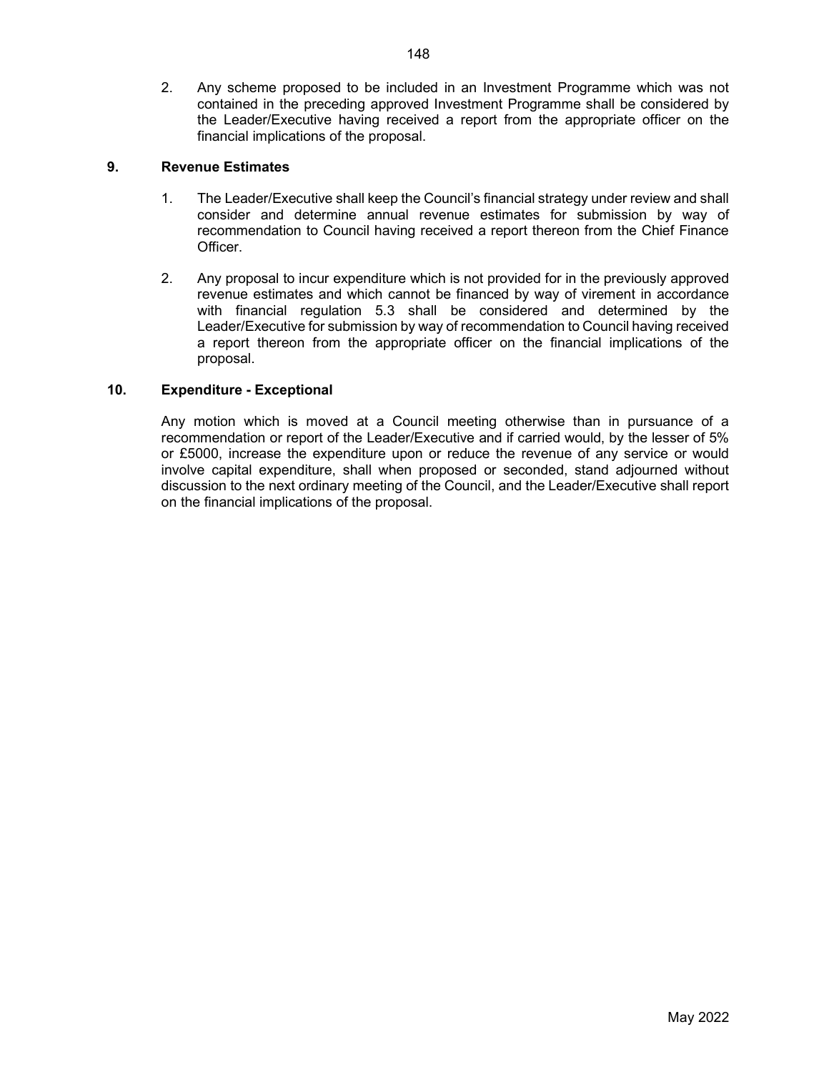2. Any scheme proposed to be included in an Investment Programme which was not contained in the preceding approved Investment Programme shall be considered by the Leader/Executive having received a report from the appropriate officer on the financial implications of the proposal.

## 9. Revenue Estimates

1. The Leader/Executive shall keep the Council's financial strategy under review and shall consider and determine annual revenue estimates for submission by way of recommendation to Council having received a report thereon from the Chief Finance Officer.

2. Any proposal to incur expenditure which is not provided for in the previously approved revenue estimates and which cannot be financed by way of virement in accordance with financial regulation 5.3 shall be considered and determined by the Leader/Executive for submission by way of recommendation to Council having received a report thereon from the appropriate officer on the financial implications of the proposal.

## 10. Expenditure - Exceptional

Any motion which is moved at a Council meeting otherwise than in pursuance of a recommendation or report of the Leader/Executive and if carried would, by the lesser of 5% or £5000, increase the expenditure upon or reduce the revenue of any service or would involve capital expenditure, shall when proposed or seconded, stand adjourned without discussion to the next ordinary meeting of the Council, and the Leader/Executive shall report on the financial implications of the proposal.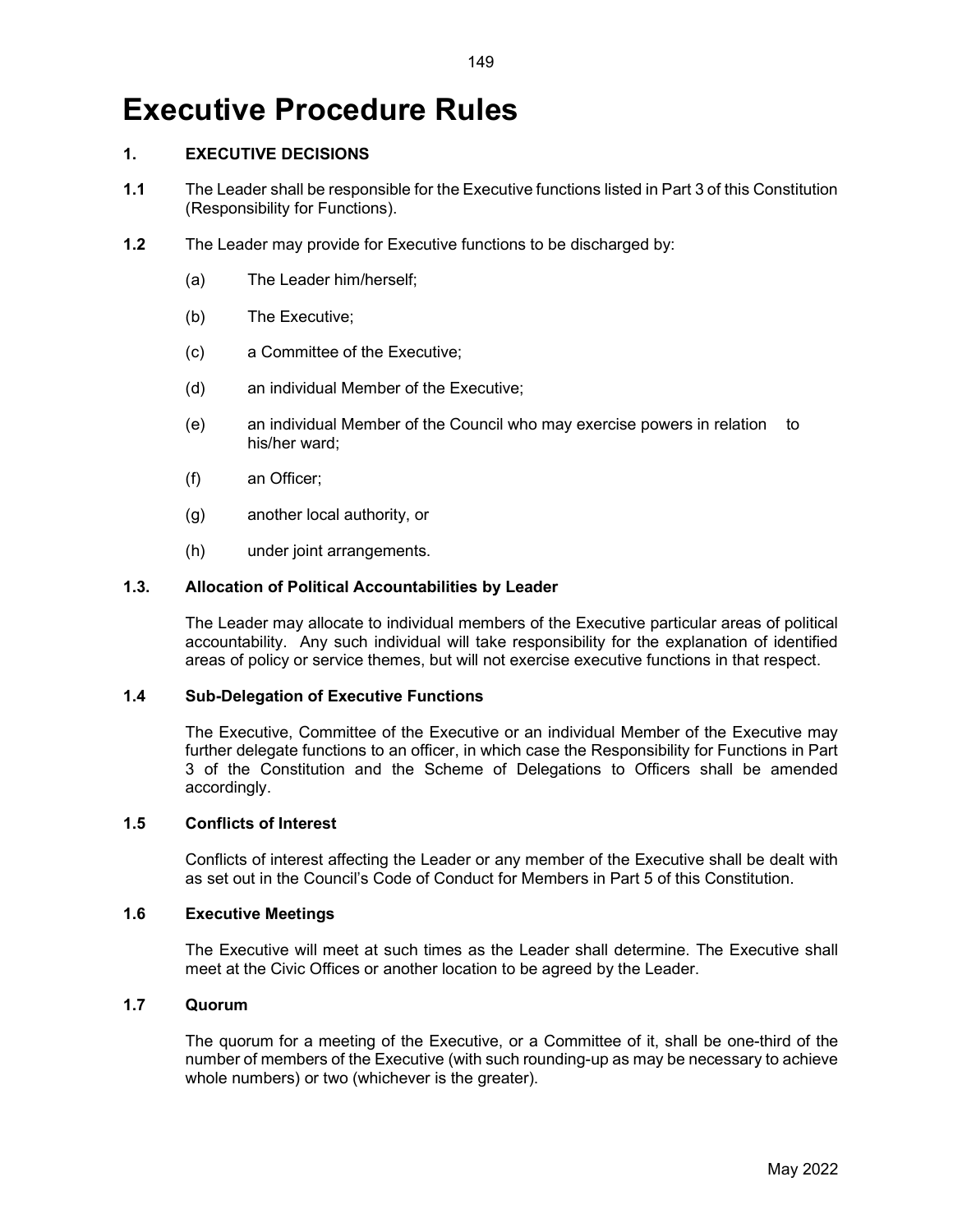# Executive Procedure Rules

## 1. EXECUTIVE DECISIONS

**1.1** The Leader shall be responsible for the Executive functions listed in Part 3 of this Constitution (Responsibility for Functions).

**1.2** The Leader may provide for Executive functions to be discharged by:

(a) The Leader him/herself;

(b) The Executive;

(c) a Committee of the Executive;

(d) an individual Member of the Executive;

(e) an individual Member of the Council who may exercise powers in relation to his/her ward;

(f) an Officer;

(g) another local authority, or

(h) under joint arrangements.

### 1.3. Allocation of Political Accountabilities by Leader

The Leader may allocate to individual members of the Executive particular areas of political accountability. Any such individual will take responsibility for the explanation of identified areas of policy or service themes, but will not exercise executive functions in that respect.

### 1.4 Sub-Delegation of Executive Functions

The Executive, Committee of the Executive or an individual Member of the Executive may further delegate functions to an officer, in which case the Responsibility for Functions in Part 3 of the Constitution and the Scheme of Delegations to Officers shall be amended accordingly.

### 1.5 Conflicts of Interest

Conflicts of interest affecting the Leader or any member of the Executive shall be dealt with as set out in the Council's Code of Conduct for Members in Part 5 of this Constitution.

### 1.6 Executive Meetings

The Executive will meet at such times as the Leader shall determine. The Executive shall meet at the Civic Offices or another location to be agreed by the Leader.

### 1.7 Quorum

The quorum for a meeting of the Executive, or a Committee of it, shall be one-third of the number of members of the Executive (with such rounding-up as may be necessary to achieve whole numbers) or two (whichever is the greater).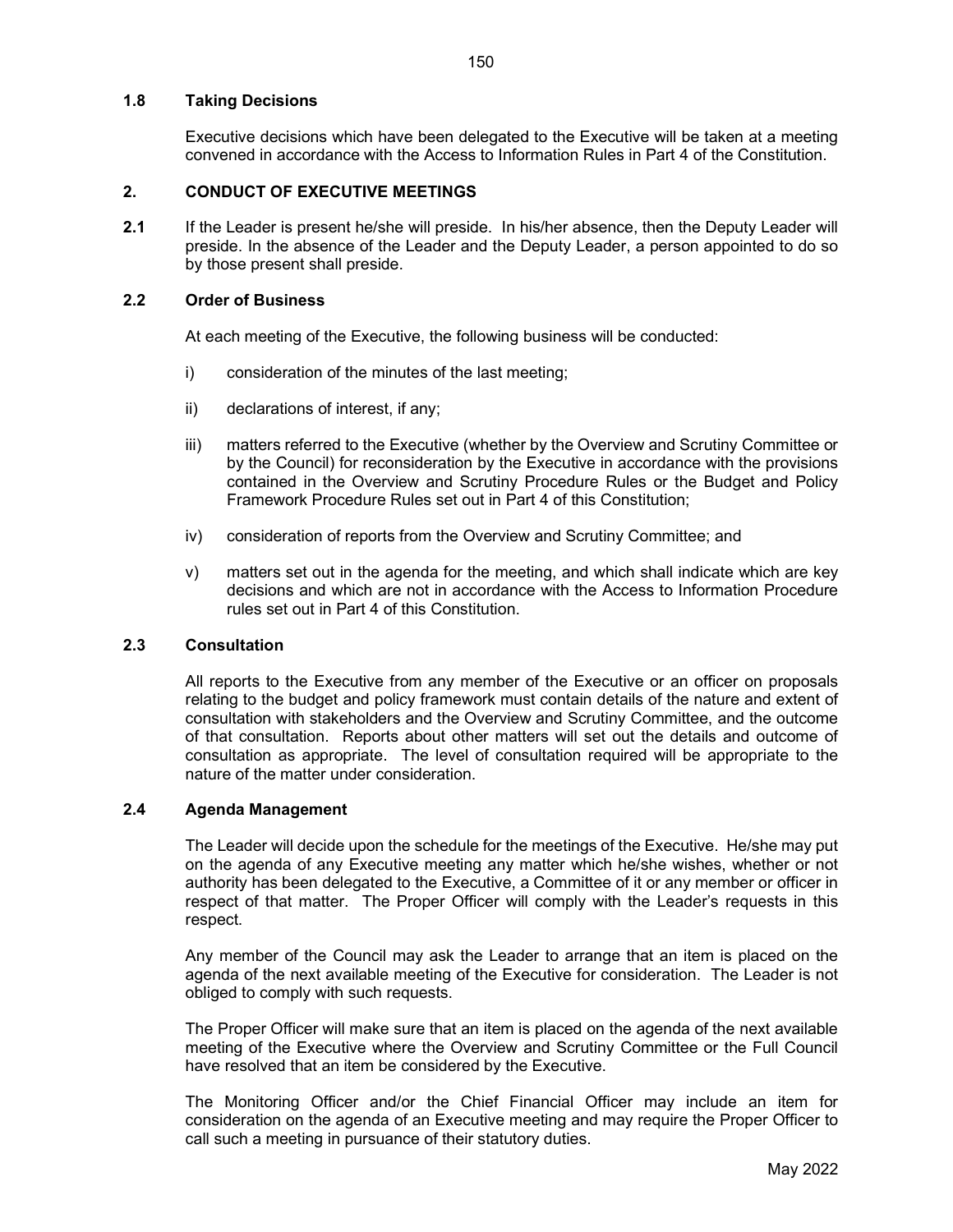### 1.8 Taking Decisions

Executive decisions which have been delegated to the Executive will be taken at a meeting convened in accordance with the Access to Information Rules in Part 4 of the Constitution.

## 2. CONDUCT OF EXECUTIVE MEETINGS

**2.1** If the Leader is present he/she will preside. In his/her absence, then the Deputy Leader will preside. In the absence of the Leader and the Deputy Leader, a person appointed to do so by those present shall preside.

### 2.2 Order of Business

At each meeting of the Executive, the following business will be conducted:

i) consideration of the minutes of the last meeting;

ii) declarations of interest, if any;

iii) matters referred to the Executive (whether by the Overview and Scrutiny Committee or by the Council) for reconsideration by the Executive in accordance with the provisions contained in the Overview and Scrutiny Procedure Rules or the Budget and Policy Framework Procedure Rules set out in Part 4 of this Constitution;

iv) consideration of reports from the Overview and Scrutiny Committee; and

v) matters set out in the agenda for the meeting, and which shall indicate which are key decisions and which are not in accordance with the Access to Information Procedure rules set out in Part 4 of this Constitution.

### 2.3 Consultation

All reports to the Executive from any member of the Executive or an officer on proposals relating to the budget and policy framework must contain details of the nature and extent of consultation with stakeholders and the Overview and Scrutiny Committee, and the outcome of that consultation. Reports about other matters will set out the details and outcome of consultation as appropriate. The level of consultation required will be appropriate to the nature of the matter under consideration.

### 2.4 Agenda Management

The Leader will decide upon the schedule for the meetings of the Executive. He/she may put on the agenda of any Executive meeting any matter which he/she wishes, whether or not authority has been delegated to the Executive, a Committee of it or any member or officer in respect of that matter. The Proper Officer will comply with the Leader's requests in this respect.

Any member of the Council may ask the Leader to arrange that an item is placed on the agenda of the next available meeting of the Executive for consideration. The Leader is not obliged to comply with such requests.

The Proper Officer will make sure that an item is placed on the agenda of the next available meeting of the Executive where the Overview and Scrutiny Committee or the Full Council have resolved that an item be considered by the Executive.

The Monitoring Officer and/or the Chief Financial Officer may include an item for consideration on the agenda of an Executive meeting and may require the Proper Officer to call such a meeting in pursuance of their statutory duties.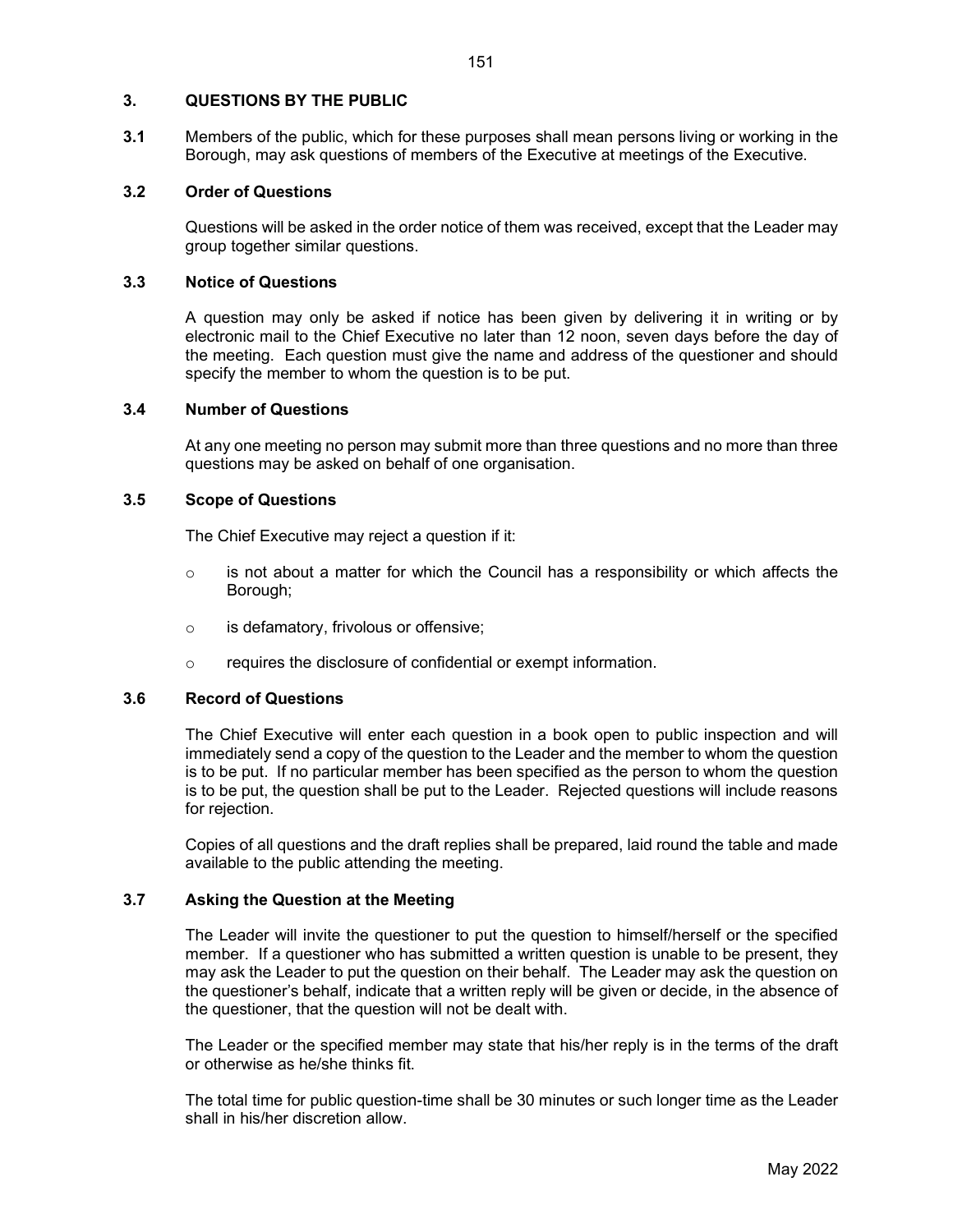## 3. QUESTIONS BY THE PUBLIC

**3.1** Members of the public, which for these purposes shall mean persons living or working in the Borough, may ask questions of members of the Executive at meetings of the Executive.

### 3.2 Order of Questions

Questions will be asked in the order notice of them was received, except that the Leader may group together similar questions.

### 3.3 Notice of Questions

A question may only be asked if notice has been given by delivering it in writing or by electronic mail to the Chief Executive no later than 12 noon, seven days before the day of the meeting. Each question must give the name and address of the questioner and should specify the member to whom the question is to be put.

### 3.4 Number of Questions

At any one meeting no person may submit more than three questions and no more than three questions may be asked on behalf of one organisation.

### 3.5 Scope of Questions

The Chief Executive may reject a question if it:

- is not about a matter for which the Council has a responsibility or which affects the Borough;
- is defamatory, frivolous or offensive;
- requires the disclosure of confidential or exempt information.

### 3.6 Record of Questions

The Chief Executive will enter each question in a book open to public inspection and will immediately send a copy of the question to the Leader and the member to whom the question is to be put. If no particular member has been specified as the person to whom the question is to be put, the question shall be put to the Leader. Rejected questions will include reasons for rejection.

Copies of all questions and the draft replies shall be prepared, laid round the table and made available to the public attending the meeting.

### 3.7 Asking the Question at the Meeting

The Leader will invite the questioner to put the question to himself/herself or the specified member. If a questioner who has submitted a written question is unable to be present, they may ask the Leader to put the question on their behalf. The Leader may ask the question on the questioner's behalf, indicate that a written reply will be given or decide, in the absence of the questioner, that the question will not be dealt with.

The Leader or the specified member may state that his/her reply is in the terms of the draft or otherwise as he/she thinks fit.

The total time for public question-time shall be 30 minutes or such longer time as the Leader shall in his/her discretion allow.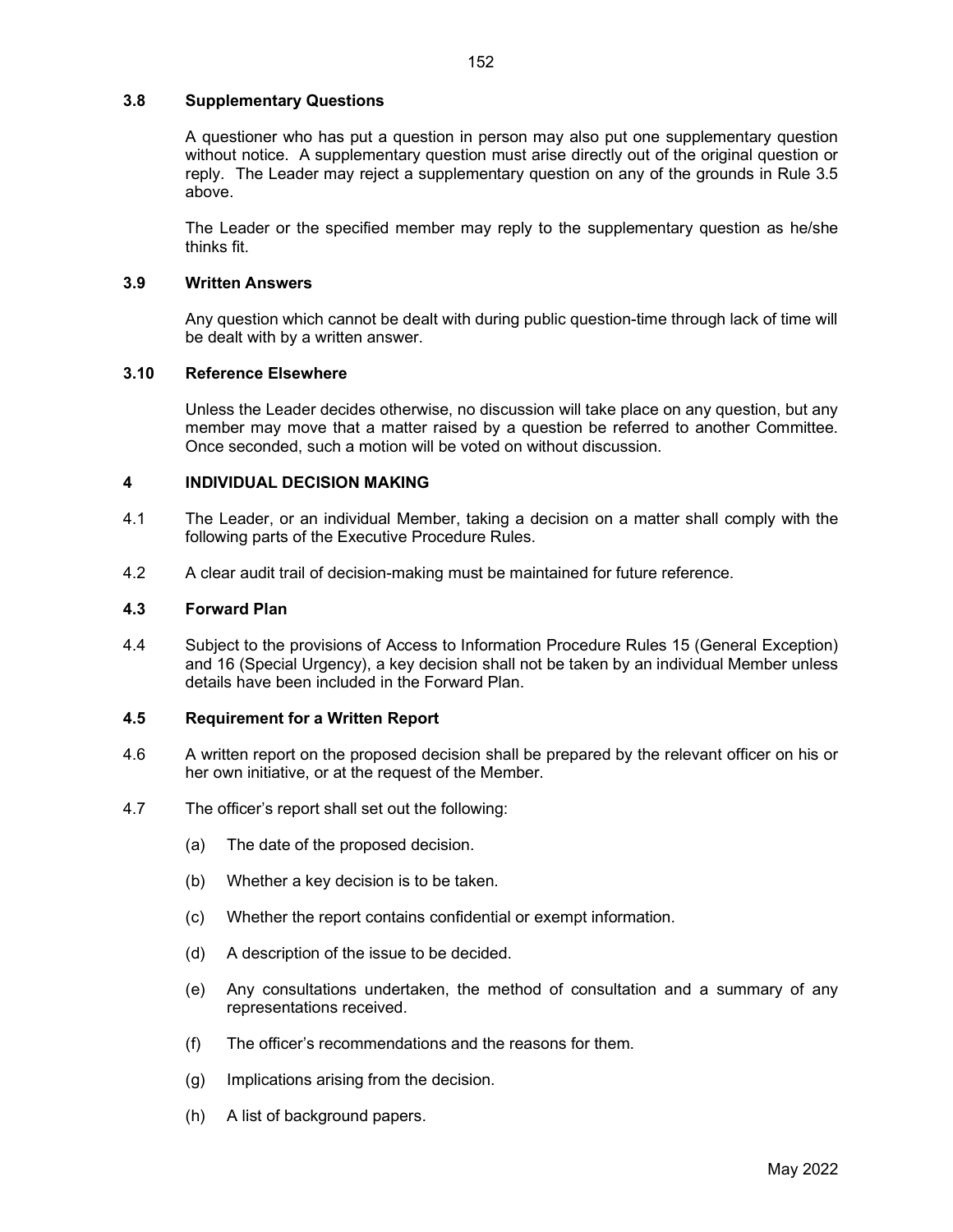### 3.8 Supplementary Questions

A questioner who has put a question in person may also put one supplementary question without notice. A supplementary question must arise directly out of the original question or reply. The Leader may reject a supplementary question on any of the grounds in Rule 3.5 above.

The Leader or the specified member may reply to the supplementary question as he/she thinks fit.

### 3.9 Written Answers

Any question which cannot be dealt with during public question-time through lack of time will be dealt with by a written answer.

### 3.10 Reference Elsewhere

Unless the Leader decides otherwise, no discussion will take place on any question, but any member may move that a matter raised by a question be referred to another Committee. Once seconded, such a motion will be voted on without discussion.

## 4 INDIVIDUAL DECISION MAKING

4.1 The Leader, or an individual Member, taking a decision on a matter shall comply with the following parts of the Executive Procedure Rules.

4.2 A clear audit trail of decision-making must be maintained for future reference.

### 4.3 Forward Plan

4.4 Subject to the provisions of Access to Information Procedure Rules 15 (General Exception) and 16 (Special Urgency), a key decision shall not be taken by an individual Member unless details have been included in the Forward Plan.

### 4.5 Requirement for a Written Report

4.6 A written report on the proposed decision shall be prepared by the relevant officer on his or her own initiative, or at the request of the Member.

4.7 The officer's report shall set out the following:

(a) The date of the proposed decision.

(b) Whether a key decision is to be taken.

(c) Whether the report contains confidential or exempt information.

(d) A description of the issue to be decided.

(e) Any consultations undertaken, the method of consultation and a summary of any representations received.

(f) The officer's recommendations and the reasons for them.

(g) Implications arising from the decision.

(h) A list of background papers.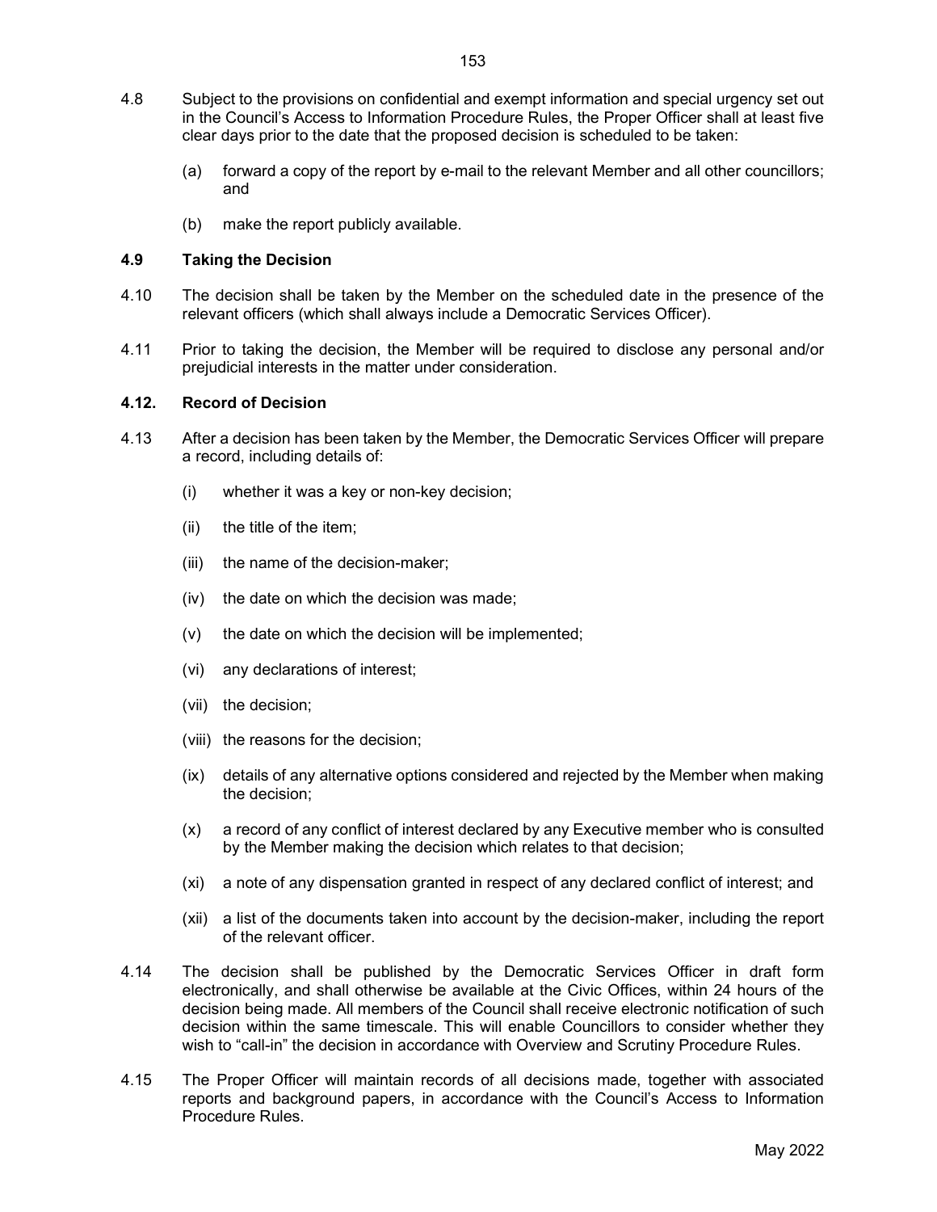4.8 Subject to the provisions on confidential and exempt information and special urgency set out in the Council's Access to Information Procedure Rules, the Proper Officer shall at least five clear days prior to the date that the proposed decision is scheduled to be taken:

(a) forward a copy of the report by e-mail to the relevant Member and all other councillors; and

(b) make the report publicly available.

**4.9 Taking the Decision**

4.10 The decision shall be taken by the Member on the scheduled date in the presence of the relevant officers (which shall always include a Democratic Services Officer).

4.11 Prior to taking the decision, the Member will be required to disclose any personal and/or prejudicial interests in the matter under consideration.

**4.12. Record of Decision**

4.13 After a decision has been taken by the Member, the Democratic Services Officer will prepare a record, including details of:

(i) whether it was a key or non-key decision;

(ii) the title of the item;

(iii) the name of the decision-maker;

(iv) the date on which the decision was made;

(v) the date on which the decision will be implemented;

(vi) any declarations of interest;

(vii) the decision;

(viii) the reasons for the decision;

(ix) details of any alternative options considered and rejected by the Member when making the decision;

(x) a record of any conflict of interest declared by any Executive member who is consulted by the Member making the decision which relates to that decision;

(xi) a note of any dispensation granted in respect of any declared conflict of interest; and

(xii) a list of the documents taken into account by the decision-maker, including the report of the relevant officer.

4.14 The decision shall be published by the Democratic Services Officer in draft form electronically, and shall otherwise be available at the Civic Offices, within 24 hours of the decision being made. All members of the Council shall receive electronic notification of such decision within the same timescale. This will enable Councillors to consider whether they wish to "call-in" the decision in accordance with Overview and Scrutiny Procedure Rules.

4.15 The Proper Officer will maintain records of all decisions made, together with associated reports and background papers, in accordance with the Council's Access to Information Procedure Rules.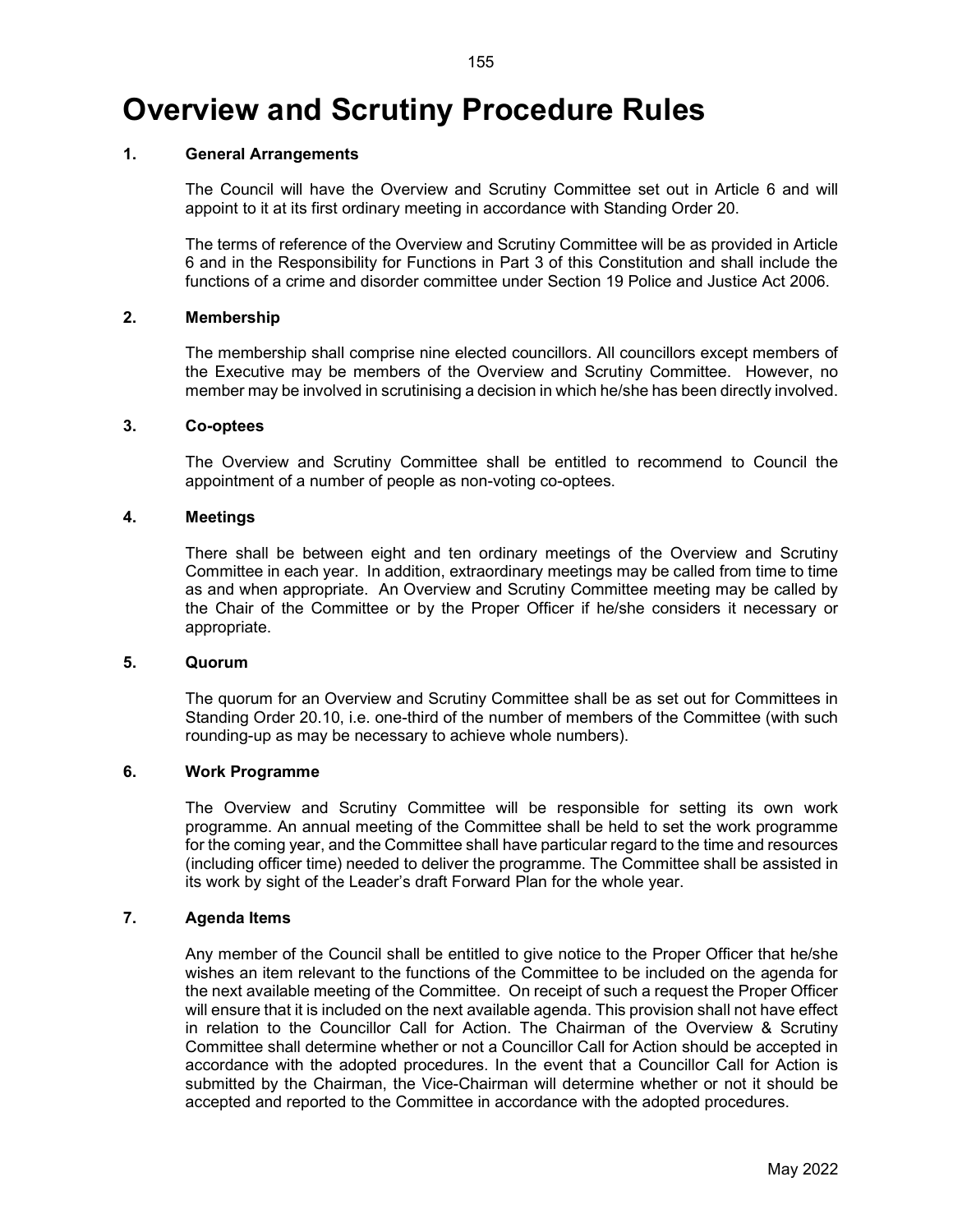# Overview and Scrutiny Procedure Rules

## 1. General Arrangements

The Council will have the Overview and Scrutiny Committee set out in Article 6 and will appoint to it at its first ordinary meeting in accordance with Standing Order 20.

The terms of reference of the Overview and Scrutiny Committee will be as provided in Article 6 and in the Responsibility for Functions in Part 3 of this Constitution and shall include the functions of a crime and disorder committee under Section 19 Police and Justice Act 2006.

## 2. Membership

The membership shall comprise nine elected councillors. All councillors except members of the Executive may be members of the Overview and Scrutiny Committee. However, no member may be involved in scrutinising a decision in which he/she has been directly involved.

## 3. Co-optees

The Overview and Scrutiny Committee shall be entitled to recommend to Council the appointment of a number of people as non-voting co-optees.

## 4. Meetings

There shall be between eight and ten ordinary meetings of the Overview and Scrutiny Committee in each year. In addition, extraordinary meetings may be called from time to time as and when appropriate. An Overview and Scrutiny Committee meeting may be called by the Chair of the Committee or by the Proper Officer if he/she considers it necessary or appropriate.

## 5. Quorum

The quorum for an Overview and Scrutiny Committee shall be as set out for Committees in Standing Order 20.10, i.e. one-third of the number of members of the Committee (with such rounding-up as may be necessary to achieve whole numbers).

## 6. Work Programme

The Overview and Scrutiny Committee will be responsible for setting its own work programme. An annual meeting of the Committee shall be held to set the work programme for the coming year, and the Committee shall have particular regard to the time and resources (including officer time) needed to deliver the programme. The Committee shall be assisted in its work by sight of the Leader's draft Forward Plan for the whole year.

## 7. Agenda Items

Any member of the Council shall be entitled to give notice to the Proper Officer that he/she wishes an item relevant to the functions of the Committee to be included on the agenda for the next available meeting of the Committee. On receipt of such a request the Proper Officer will ensure that it is included on the next available agenda. This provision shall not have effect in relation to the Councillor Call for Action. The Chairman of the Overview & Scrutiny Committee shall determine whether or not a Councillor Call for Action should be accepted in accordance with the adopted procedures. In the event that a Councillor Call for Action is submitted by the Chairman, the Vice-Chairman will determine whether or not it should be accepted and reported to the Committee in accordance with the adopted procedures.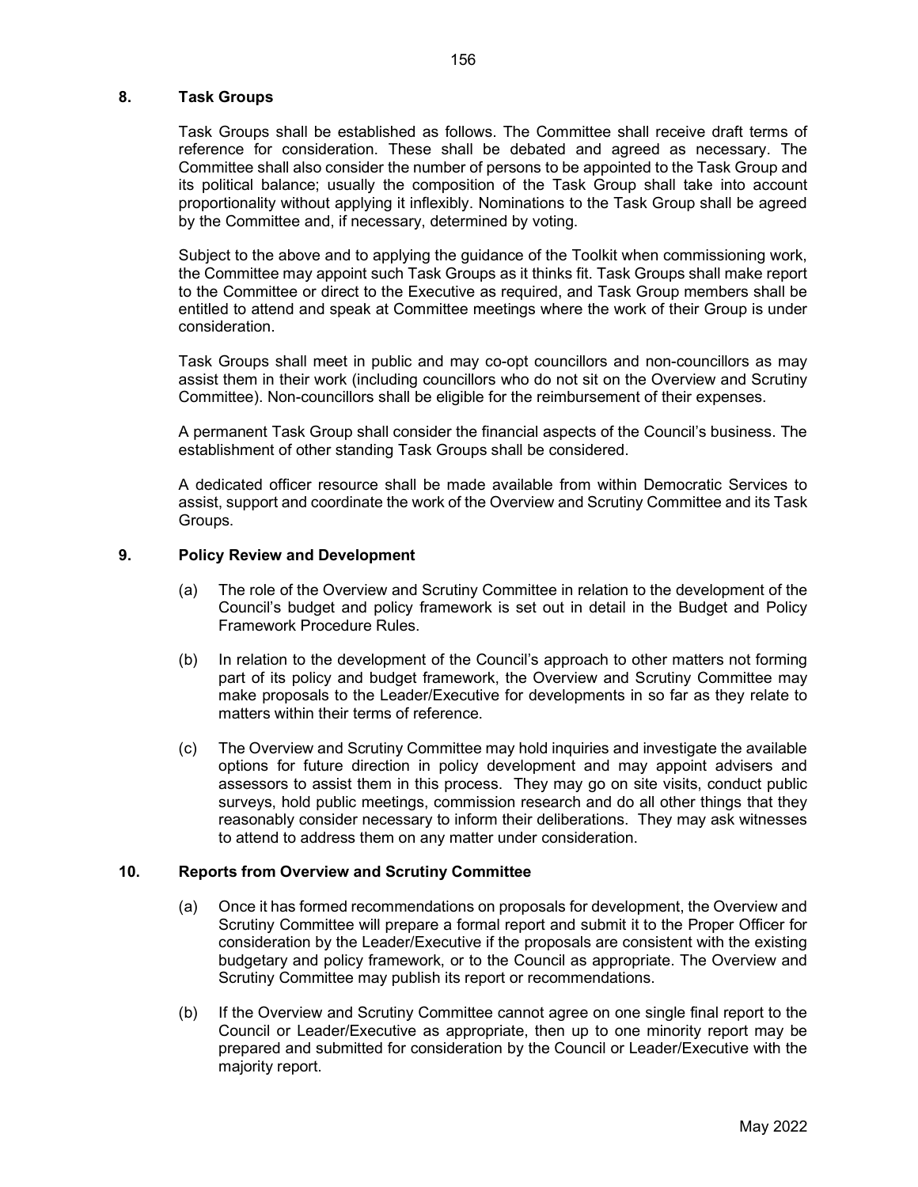## 8. Task Groups

Task Groups shall be established as follows. The Committee shall receive draft terms of reference for consideration. These shall be debated and agreed as necessary. The Committee shall also consider the number of persons to be appointed to the Task Group and its political balance; usually the composition of the Task Group shall take into account proportionality without applying it inflexibly. Nominations to the Task Group shall be agreed by the Committee and, if necessary, determined by voting.

Subject to the above and to applying the guidance of the Toolkit when commissioning work, the Committee may appoint such Task Groups as it thinks fit. Task Groups shall make report to the Committee or direct to the Executive as required, and Task Group members shall be entitled to attend and speak at Committee meetings where the work of their Group is under consideration.

Task Groups shall meet in public and may co-opt councillors and non-councillors as may assist them in their work (including councillors who do not sit on the Overview and Scrutiny Committee). Non-councillors shall be eligible for the reimbursement of their expenses.

A permanent Task Group shall consider the financial aspects of the Council's business. The establishment of other standing Task Groups shall be considered.

A dedicated officer resource shall be made available from within Democratic Services to assist, support and coordinate the work of the Overview and Scrutiny Committee and its Task Groups.

## 9. Policy Review and Development

(a) The role of the Overview and Scrutiny Committee in relation to the development of the Council's budget and policy framework is set out in detail in the Budget and Policy Framework Procedure Rules.

(b) In relation to the development of the Council's approach to other matters not forming part of its policy and budget framework, the Overview and Scrutiny Committee may make proposals to the Leader/Executive for developments in so far as they relate to matters within their terms of reference.

(c) The Overview and Scrutiny Committee may hold inquiries and investigate the available options for future direction in policy development and may appoint advisers and assessors to assist them in this process. They may go on site visits, conduct public surveys, hold public meetings, commission research and do all other things that they reasonably consider necessary to inform their deliberations. They may ask witnesses to attend to address them on any matter under consideration.

## 10. Reports from Overview and Scrutiny Committee

(a) Once it has formed recommendations on proposals for development, the Overview and Scrutiny Committee will prepare a formal report and submit it to the Proper Officer for consideration by the Leader/Executive if the proposals are consistent with the existing budgetary and policy framework, or to the Council as appropriate. The Overview and Scrutiny Committee may publish its report or recommendations.

(b) If the Overview and Scrutiny Committee cannot agree on one single final report to the Council or Leader/Executive as appropriate, then up to one minority report may be prepared and submitted for consideration by the Council or Leader/Executive with the majority report.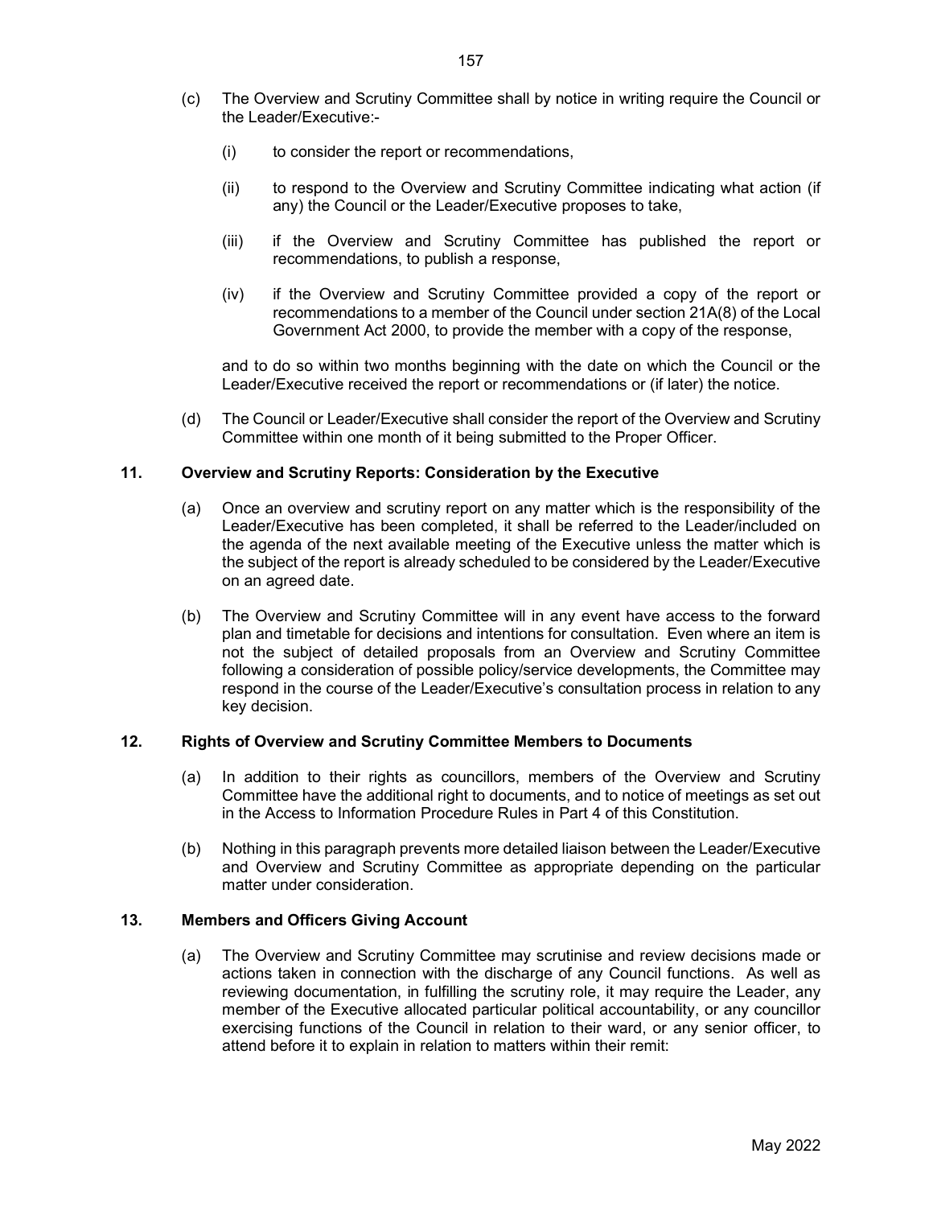(c) The Overview and Scrutiny Committee shall by notice in writing require the Council or the Leader/Executive:-

  (i) to consider the report or recommendations,

  (ii) to respond to the Overview and Scrutiny Committee indicating what action (if any) the Council or the Leader/Executive proposes to take,

  (iii) if the Overview and Scrutiny Committee has published the report or recommendations, to publish a response,

  (iv) if the Overview and Scrutiny Committee provided a copy of the report or recommendations to a member of the Council under section 21A(8) of the Local Government Act 2000, to provide the member with a copy of the response,

  and to do so within two months beginning with the date on which the Council or the Leader/Executive received the report or recommendations or (if later) the notice.

(d) The Council or Leader/Executive shall consider the report of the Overview and Scrutiny Committee within one month of it being submitted to the Proper Officer.

### 11. Overview and Scrutiny Reports: Consideration by the Executive

(a) Once an overview and scrutiny report on any matter which is the responsibility of the Leader/Executive has been completed, it shall be referred to the Leader/included on the agenda of the next available meeting of the Executive unless the matter which is the subject of the report is already scheduled to be considered by the Leader/Executive on an agreed date.

(b) The Overview and Scrutiny Committee will in any event have access to the forward plan and timetable for decisions and intentions for consultation. Even where an item is not the subject of detailed proposals from an Overview and Scrutiny Committee following a consideration of possible policy/service developments, the Committee may respond in the course of the Leader/Executive's consultation process in relation to any key decision.

### 12. Rights of Overview and Scrutiny Committee Members to Documents

(a) In addition to their rights as councillors, members of the Overview and Scrutiny Committee have the additional right to documents, and to notice of meetings as set out in the Access to Information Procedure Rules in Part 4 of this Constitution.

(b) Nothing in this paragraph prevents more detailed liaison between the Leader/Executive and Overview and Scrutiny Committee as appropriate depending on the particular matter under consideration.

### 13. Members and Officers Giving Account

(a) The Overview and Scrutiny Committee may scrutinise and review decisions made or actions taken in connection with the discharge of any Council functions. As well as reviewing documentation, in fulfilling the scrutiny role, it may require the Leader, any member of the Executive allocated particular political accountability, or any councillor exercising functions of the Council in relation to their ward, or any senior officer, to attend before it to explain in relation to matters within their remit: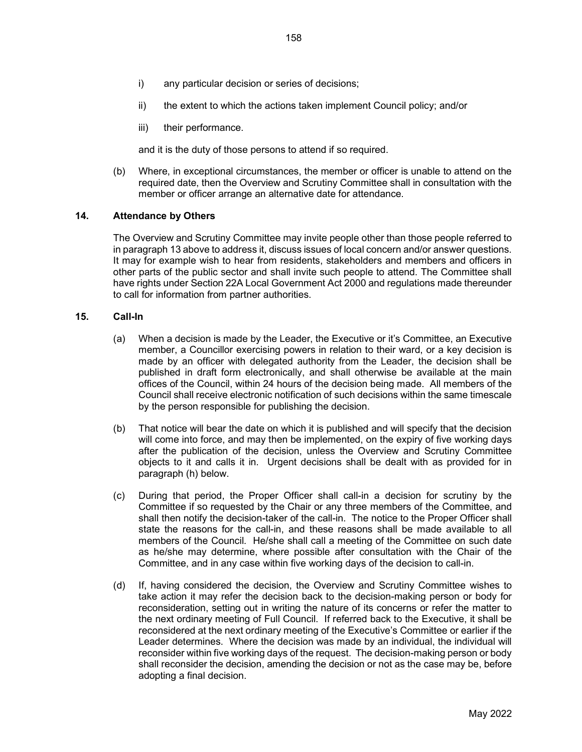i) any particular decision or series of decisions;

ii) the extent to which the actions taken implement Council policy; and/or

iii) their performance.

and it is the duty of those persons to attend if so required.

(b) Where, in exceptional circumstances, the member or officer is unable to attend on the required date, then the Overview and Scrutiny Committee shall in consultation with the member or officer arrange an alternative date for attendance.

## 14. Attendance by Others

The Overview and Scrutiny Committee may invite people other than those people referred to in paragraph 13 above to address it, discuss issues of local concern and/or answer questions. It may for example wish to hear from residents, stakeholders and members and officers in other parts of the public sector and shall invite such people to attend. The Committee shall have rights under Section 22A Local Government Act 2000 and regulations made thereunder to call for information from partner authorities.

## 15. Call-In

(a) When a decision is made by the Leader, the Executive or it's Committee, an Executive member, a Councillor exercising powers in relation to their ward, or a key decision is made by an officer with delegated authority from the Leader, the decision shall be published in draft form electronically, and shall otherwise be available at the main offices of the Council, within 24 hours of the decision being made. All members of the Council shall receive electronic notification of such decisions within the same timescale by the person responsible for publishing the decision.

(b) That notice will bear the date on which it is published and will specify that the decision will come into force, and may then be implemented, on the expiry of five working days after the publication of the decision, unless the Overview and Scrutiny Committee objects to it and calls it in. Urgent decisions shall be dealt with as provided for in paragraph (h) below.

(c) During that period, the Proper Officer shall call-in a decision for scrutiny by the Committee if so requested by the Chair or any three members of the Committee, and shall then notify the decision-taker of the call-in. The notice to the Proper Officer shall state the reasons for the call-in, and these reasons shall be made available to all members of the Council. He/she shall call a meeting of the Committee on such date as he/she may determine, where possible after consultation with the Chair of the Committee, and in any case within five working days of the decision to call-in.

(d) If, having considered the decision, the Overview and Scrutiny Committee wishes to take action it may refer the decision back to the decision-making person or body for reconsideration, setting out in writing the nature of its concerns or refer the matter to the next ordinary meeting of Full Council. If referred back to the Executive, it shall be reconsidered at the next ordinary meeting of the Executive's Committee or earlier if the Leader determines. Where the decision was made by an individual, the individual will reconsider within five working days of the request. The decision-making person or body shall reconsider the decision, amending the decision or not as the case may be, before adopting a final decision.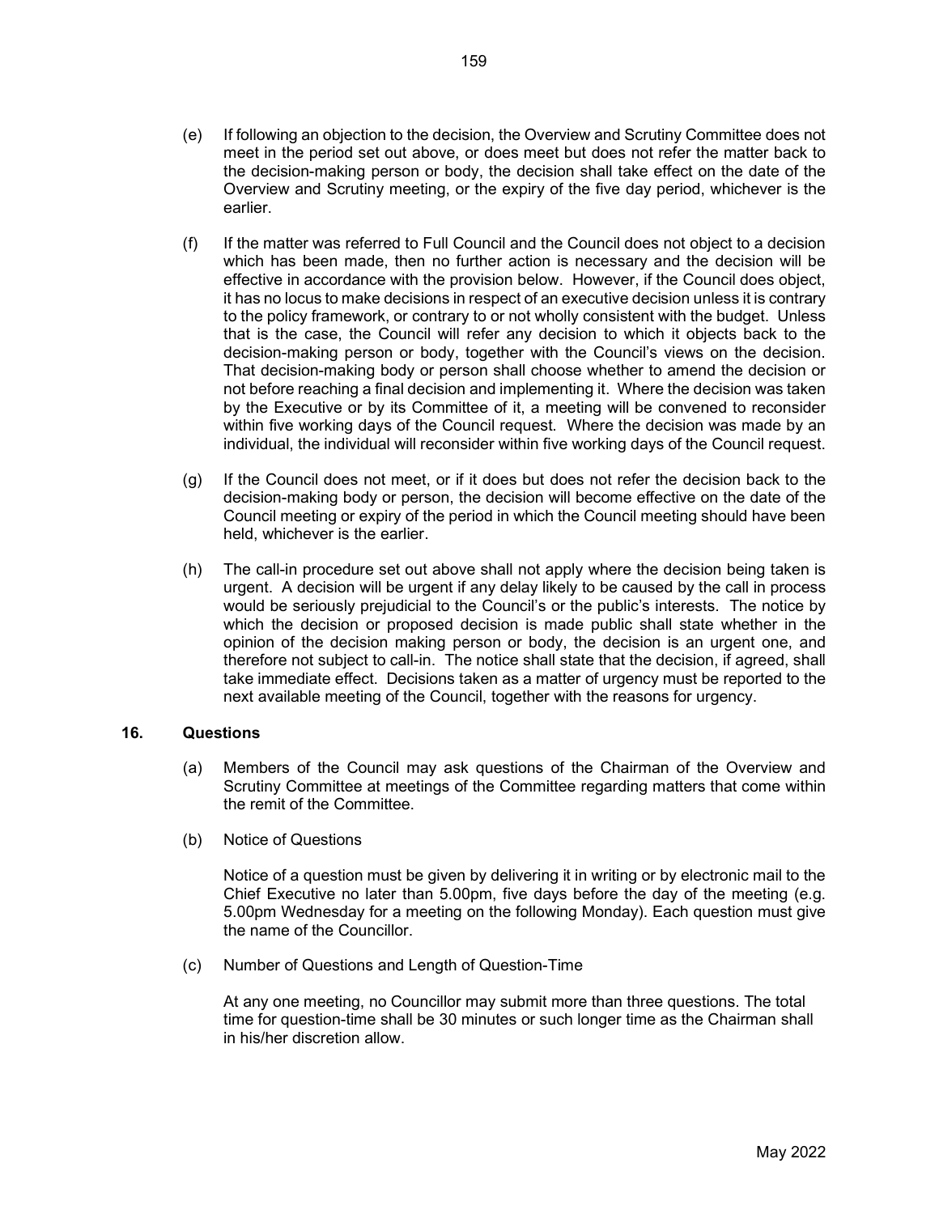(e) If following an objection to the decision, the Overview and Scrutiny Committee does not meet in the period set out above, or does meet but does not refer the matter back to the decision-making person or body, the decision shall take effect on the date of the Overview and Scrutiny meeting, or the expiry of the five day period, whichever is the earlier.

(f) If the matter was referred to Full Council and the Council does not object to a decision which has been made, then no further action is necessary and the decision will be effective in accordance with the provision below. However, if the Council does object, it has no locus to make decisions in respect of an executive decision unless it is contrary to the policy framework, or contrary to or not wholly consistent with the budget. Unless that is the case, the Council will refer any decision to which it objects back to the decision-making person or body, together with the Council's views on the decision. That decision-making body or person shall choose whether to amend the decision or not before reaching a final decision and implementing it. Where the decision was taken by the Executive or by its Committee of it, a meeting will be convened to reconsider within five working days of the Council request. Where the decision was made by an individual, the individual will reconsider within five working days of the Council request.

(g) If the Council does not meet, or if it does but does not refer the decision back to the decision-making body or person, the decision will become effective on the date of the Council meeting or expiry of the period in which the Council meeting should have been held, whichever is the earlier.

(h) The call-in procedure set out above shall not apply where the decision being taken is urgent. A decision will be urgent if any delay likely to be caused by the call in process would be seriously prejudicial to the Council's or the public's interests. The notice by which the decision or proposed decision is made public shall state whether in the opinion of the decision making person or body, the decision is an urgent one, and therefore not subject to call-in. The notice shall state that the decision, if agreed, shall take immediate effect. Decisions taken as a matter of urgency must be reported to the next available meeting of the Council, together with the reasons for urgency.

## 16. Questions

(a) Members of the Council may ask questions of the Chairman of the Overview and Scrutiny Committee at meetings of the Committee regarding matters that come within the remit of the Committee.

(b) Notice of Questions

Notice of a question must be given by delivering it in writing or by electronic mail to the Chief Executive no later than 5.00pm, five days before the day of the meeting (e.g. 5.00pm Wednesday for a meeting on the following Monday). Each question must give the name of the Councillor.

(c) Number of Questions and Length of Question-Time

At any one meeting, no Councillor may submit more than three questions. The total time for question-time shall be 30 minutes or such longer time as the Chairman shall in his/her discretion allow.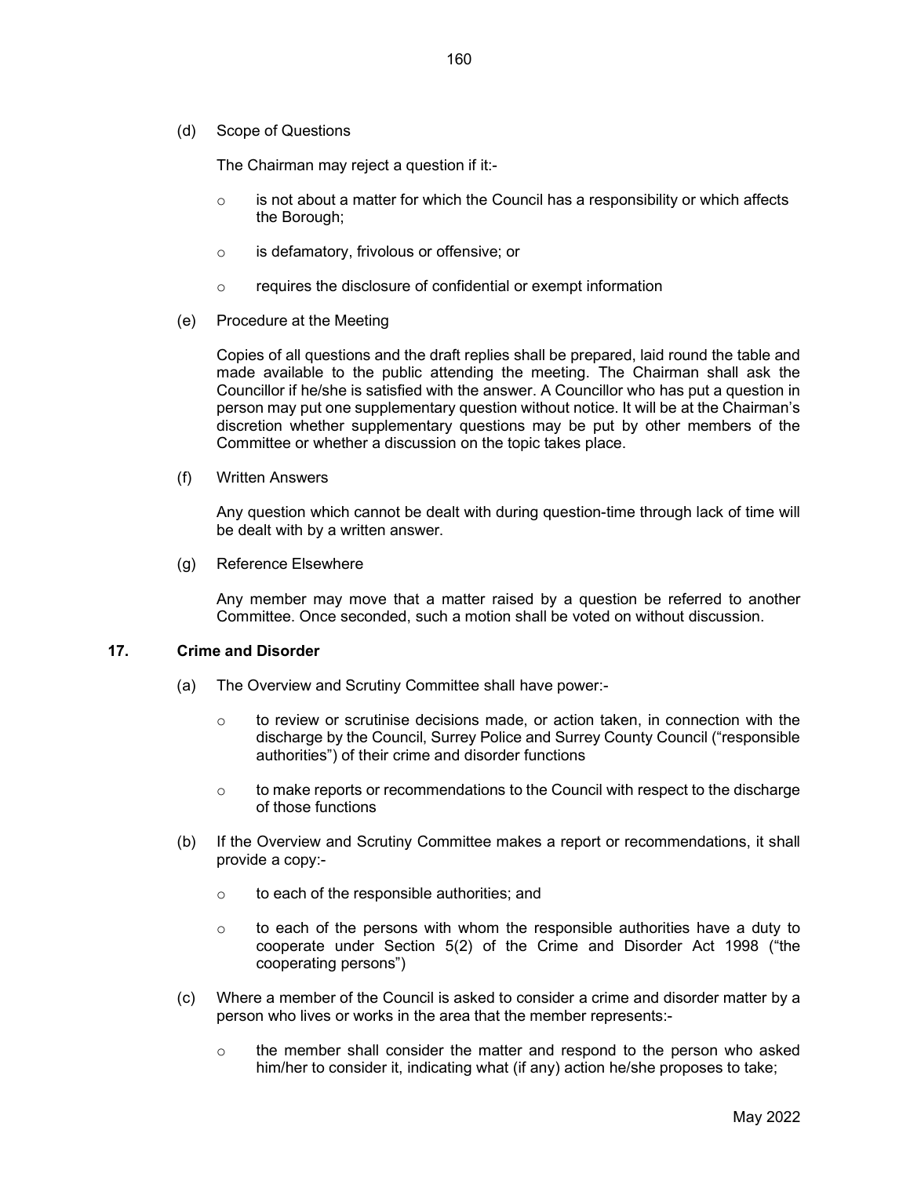(d) Scope of Questions

The Chairman may reject a question if it:-

- is not about a matter for which the Council has a responsibility or which affects the Borough;
- is defamatory, frivolous or offensive; or
- requires the disclosure of confidential or exempt information

(e) Procedure at the Meeting

Copies of all questions and the draft replies shall be prepared, laid round the table and made available to the public attending the meeting. The Chairman shall ask the Councillor if he/she is satisfied with the answer. A Councillor who has put a question in person may put one supplementary question without notice. It will be at the Chairman's discretion whether supplementary questions may be put by other members of the Committee or whether a discussion on the topic takes place.

(f) Written Answers

Any question which cannot be dealt with during question-time through lack of time will be dealt with by a written answer.

(g) Reference Elsewhere

Any member may move that a matter raised by a question be referred to another Committee. Once seconded, such a motion shall be voted on without discussion.

**17. Crime and Disorder**

(a) The Overview and Scrutiny Committee shall have power:-

- to review or scrutinise decisions made, or action taken, in connection with the discharge by the Council, Surrey Police and Surrey County Council ("responsible authorities") of their crime and disorder functions
- to make reports or recommendations to the Council with respect to the discharge of those functions

(b) If the Overview and Scrutiny Committee makes a report or recommendations, it shall provide a copy:-

- to each of the responsible authorities; and
- to each of the persons with whom the responsible authorities have a duty to cooperate under Section 5(2) of the Crime and Disorder Act 1998 ("the cooperating persons")

(c) Where a member of the Council is asked to consider a crime and disorder matter by a person who lives or works in the area that the member represents:-

- the member shall consider the matter and respond to the person who asked him/her to consider it, indicating what (if any) action he/she proposes to take;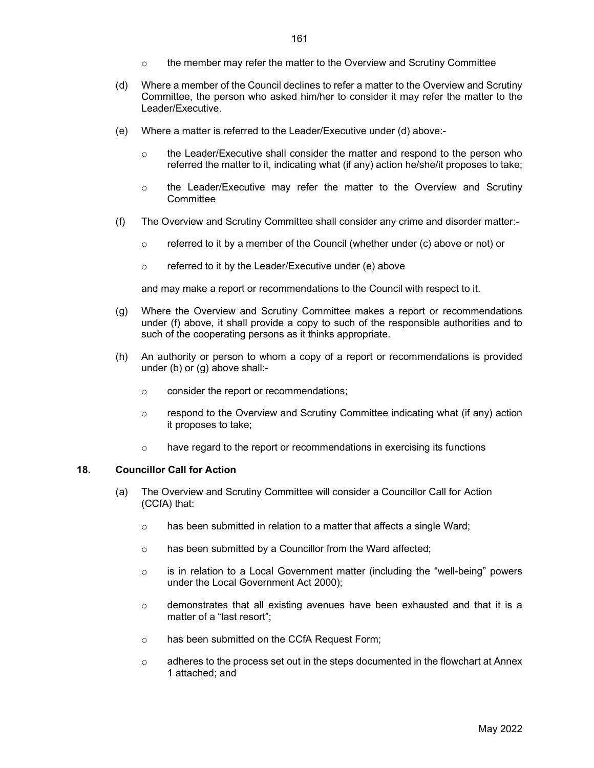- the member may refer the matter to the Overview and Scrutiny Committee

(d) Where a member of the Council declines to refer a matter to the Overview and Scrutiny Committee, the person who asked him/her to consider it may refer the matter to the Leader/Executive.

(e) Where a matter is referred to the Leader/Executive under (d) above:-

- the Leader/Executive shall consider the matter and respond to the person who referred the matter to it, indicating what (if any) action he/she/it proposes to take;
- the Leader/Executive may refer the matter to the Overview and Scrutiny Committee

(f) The Overview and Scrutiny Committee shall consider any crime and disorder matter:-

- referred to it by a member of the Council (whether under (c) above or not) or
- referred to it by the Leader/Executive under (e) above

and may make a report or recommendations to the Council with respect to it.

(g) Where the Overview and Scrutiny Committee makes a report or recommendations under (f) above, it shall provide a copy to such of the responsible authorities and to such of the cooperating persons as it thinks appropriate.

(h) An authority or person to whom a copy of a report or recommendations is provided under (b) or (g) above shall:-

- consider the report or recommendations;
- respond to the Overview and Scrutiny Committee indicating what (if any) action it proposes to take;
- have regard to the report or recommendations in exercising its functions

## 18. Councillor Call for Action

(a) The Overview and Scrutiny Committee will consider a Councillor Call for Action (CCfA) that:

- has been submitted in relation to a matter that affects a single Ward;
- has been submitted by a Councillor from the Ward affected;
- is in relation to a Local Government matter (including the "well-being" powers under the Local Government Act 2000);
- demonstrates that all existing avenues have been exhausted and that it is a matter of a "last resort";
- has been submitted on the CCfA Request Form;
- adheres to the process set out in the steps documented in the flowchart at Annex 1 attached; and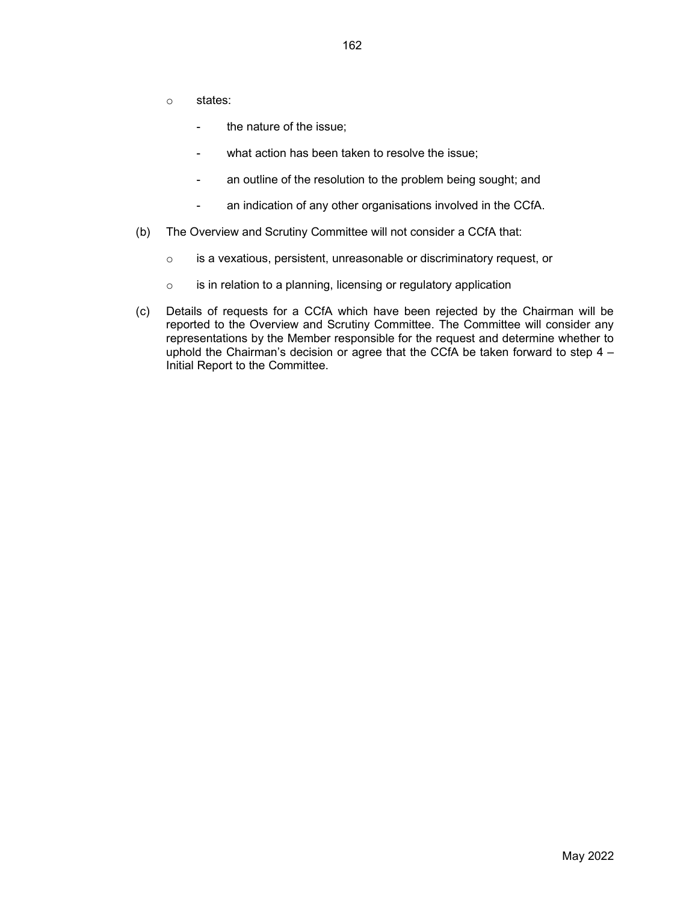- states:
  - the nature of the issue;
  - what action has been taken to resolve the issue;
  - an outline of the resolution to the problem being sought; and
  - an indication of any other organisations involved in the CCfA.

(b) The Overview and Scrutiny Committee will not consider a CCfA that:

- is a vexatious, persistent, unreasonable or discriminatory request, or
- is in relation to a planning, licensing or regulatory application

(c) Details of requests for a CCfA which have been rejected by the Chairman will be reported to the Overview and Scrutiny Committee. The Committee will consider any representations by the Member responsible for the request and determine whether to uphold the Chairman's decision or agree that the CCfA be taken forward to step 4 – Initial Report to the Committee.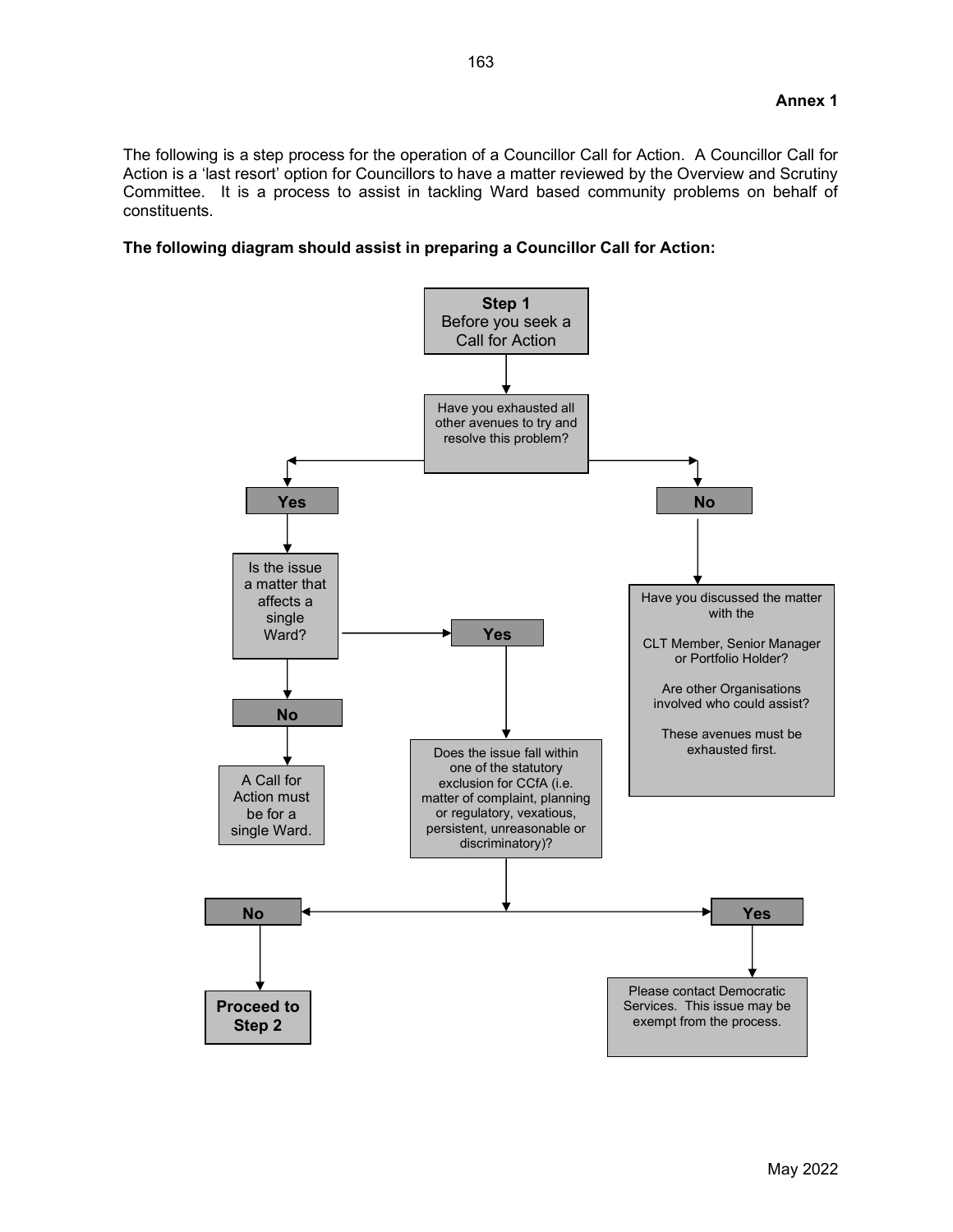**Annex 1**

The following is a step process for the operation of a Councillor Call for Action. A Councillor Call for Action is a 'last resort' option for Councillors to have a matter reviewed by the Overview and Scrutiny Committee. It is a process to assist in tackling Ward based community problems on behalf of constituents.

**The following diagram should assist in preparing a Councillor Call for Action:**

**Step 1**
Before you seek a Call for Action

Have you exhausted all other avenues to try and resolve this problem?

- **Yes** → Is the issue a matter that affects a single Ward?
  - **No** → A Call for Action must be for a single Ward.
  - **Yes** → Does the issue fall within one of the statutory exclusion for CCfA (i.e. matter of complaint, planning or regulatory, vexatious, persistent, unreasonable or discriminatory)?
    - **No** → **Proceed to Step 2**
    - **Yes** → Please contact Democratic Services. This issue may be exempt from the process.
- **No** → Have you discussed the matter with the CLT Member, Senior Manager or Portfolio Holder? Are other Organisations involved who could assist? These avenues must be exhausted first.

May 2022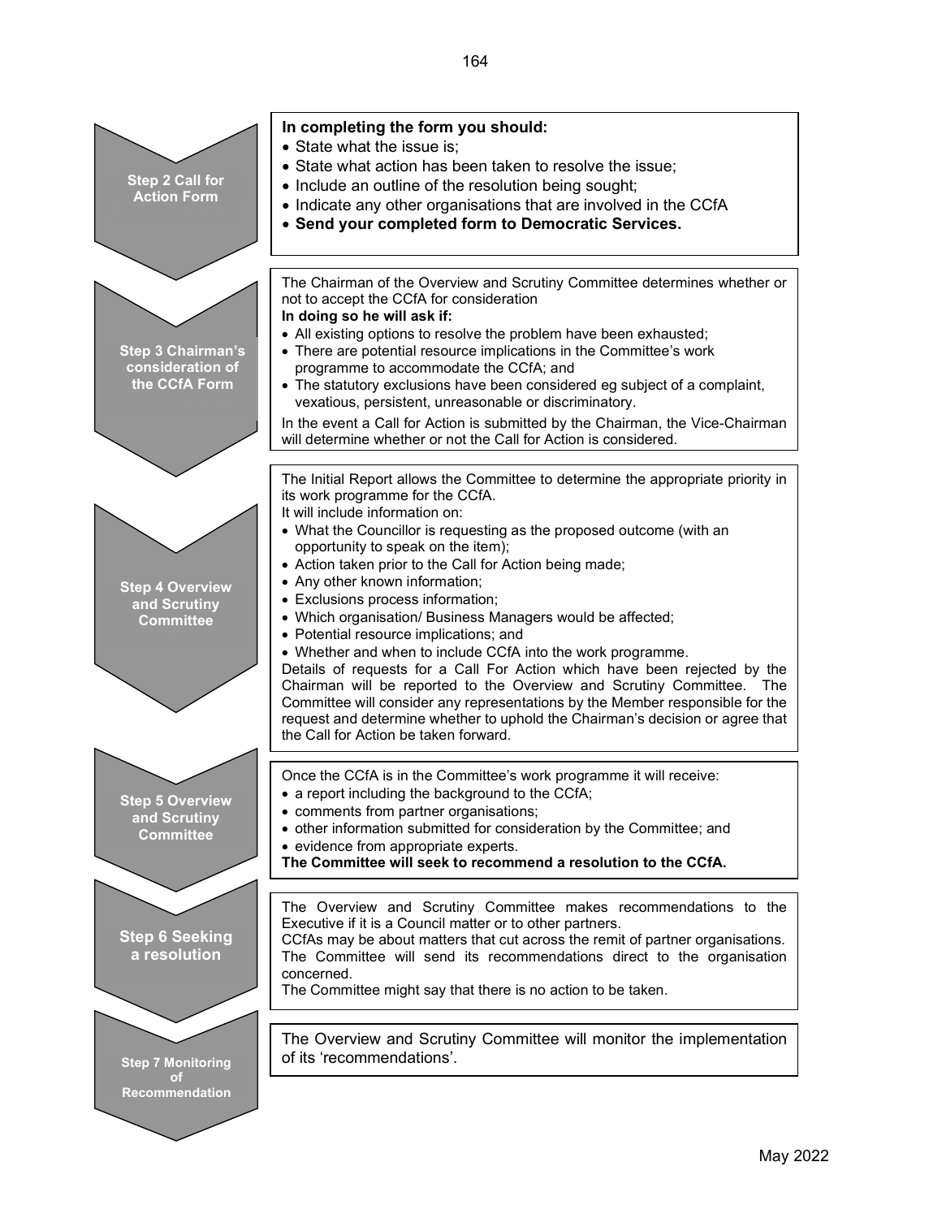**Step 2 Call for Action Form**

**In completing the form you should:**

- State what the issue is;
- State what action has been taken to resolve the issue;
- Include an outline of the resolution being sought;
- Indicate any other organisations that are involved in the CCfA
- **Send your completed form to Democratic Services.**

**Step 3 Chairman's consideration of the CCfA Form**

The Chairman of the Overview and Scrutiny Committee determines whether or not to accept the CCfA for consideration

**In doing so he will ask if:**

- All existing options to resolve the problem have been exhausted;
- There are potential resource implications in the Committee's work programme to accommodate the CCfA; and
- The statutory exclusions have been considered eg subject of a complaint, vexatious, persistent, unreasonable or discriminatory.

In the event a Call for Action is submitted by the Chairman, the Vice-Chairman will determine whether or not the Call for Action is considered.

**Step 4 Overview and Scrutiny Committee**

The Initial Report allows the Committee to determine the appropriate priority in its work programme for the CCfA.

It will include information on:

- What the Councillor is requesting as the proposed outcome (with an opportunity to speak on the item);
- Action taken prior to the Call for Action being made;
- Any other known information;
- Exclusions process information;
- Which organisation/ Business Managers would be affected;
- Potential resource implications; and
- Whether and when to include CCfA into the work programme.

Details of requests for a Call For Action which have been rejected by the Chairman will be reported to the Overview and Scrutiny Committee. The Committee will consider any representations by the Member responsible for the request and determine whether to uphold the Chairman's decision or agree that the Call for Action be taken forward.

**Step 5 Overview and Scrutiny Committee**

Once the CCfA is in the Committee's work programme it will receive:

- a report including the background to the CCfA;
- comments from partner organisations;
- other information submitted for consideration by the Committee; and
- evidence from appropriate experts.

**The Committee will seek to recommend a resolution to the CCfA.**

**Step 6 Seeking a resolution**

The Overview and Scrutiny Committee makes recommendations to the Executive if it is a Council matter or to other partners.

CCfAs may be about matters that cut across the remit of partner organisations. The Committee will send its recommendations direct to the organisation concerned.

The Committee might say that there is no action to be taken.

**Step 7 Monitoring of Recommendation**

The Overview and Scrutiny Committee will monitor the implementation of its 'recommendations'.

May 2022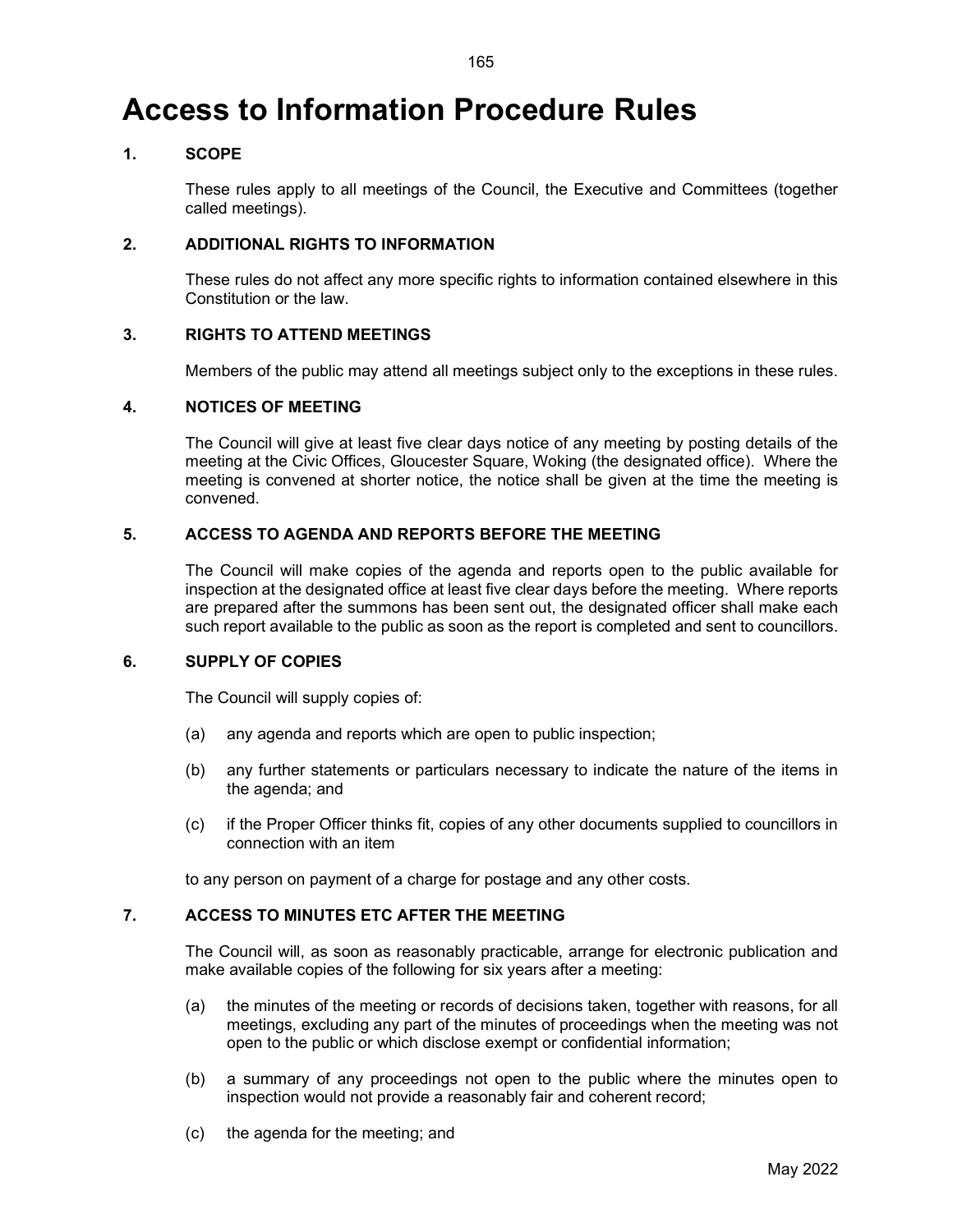# Access to Information Procedure Rules

### 1. SCOPE

These rules apply to all meetings of the Council, the Executive and Committees (together called meetings).

### 2. ADDITIONAL RIGHTS TO INFORMATION

These rules do not affect any more specific rights to information contained elsewhere in this Constitution or the law.

### 3. RIGHTS TO ATTEND MEETINGS

Members of the public may attend all meetings subject only to the exceptions in these rules.

### 4. NOTICES OF MEETING

The Council will give at least five clear days notice of any meeting by posting details of the meeting at the Civic Offices, Gloucester Square, Woking (the designated office). Where the meeting is convened at shorter notice, the notice shall be given at the time the meeting is convened.

### 5. ACCESS TO AGENDA AND REPORTS BEFORE THE MEETING

The Council will make copies of the agenda and reports open to the public available for inspection at the designated office at least five clear days before the meeting. Where reports are prepared after the summons has been sent out, the designated officer shall make each such report available to the public as soon as the report is completed and sent to councillors.

### 6. SUPPLY OF COPIES

The Council will supply copies of:

(a) any agenda and reports which are open to public inspection;

(b) any further statements or particulars necessary to indicate the nature of the items in the agenda; and

(c) if the Proper Officer thinks fit, copies of any other documents supplied to councillors in connection with an item

to any person on payment of a charge for postage and any other costs.

### 7. ACCESS TO MINUTES ETC AFTER THE MEETING

The Council will, as soon as reasonably practicable, arrange for electronic publication and make available copies of the following for six years after a meeting:

(a) the minutes of the meeting or records of decisions taken, together with reasons, for all meetings, excluding any part of the minutes of proceedings when the meeting was not open to the public or which disclose exempt or confidential information;

(b) a summary of any proceedings not open to the public where the minutes open to inspection would not provide a reasonably fair and coherent record;

(c) the agenda for the meeting; and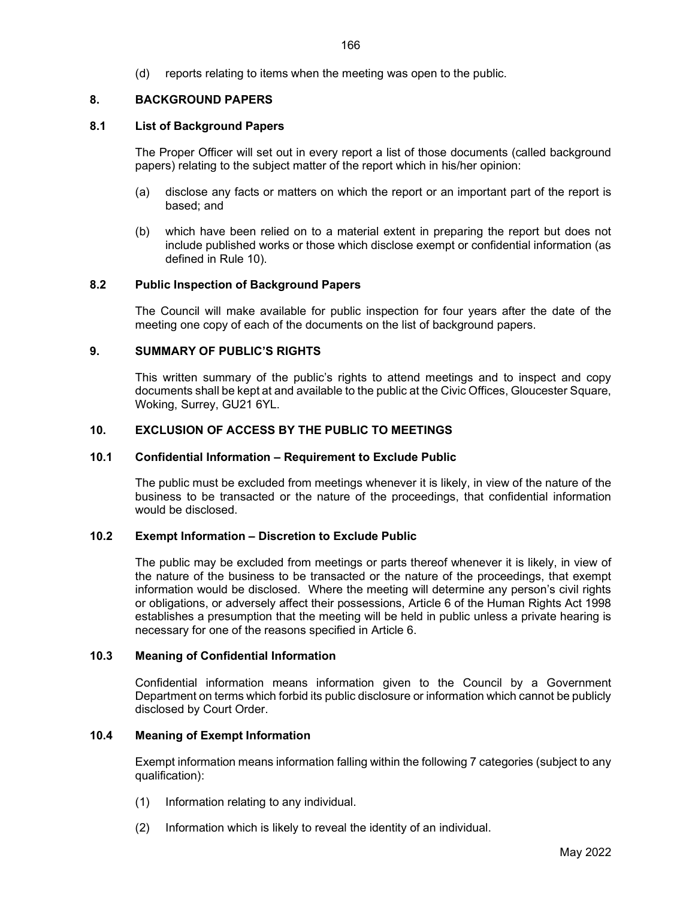(d) reports relating to items when the meeting was open to the public.

## 8. BACKGROUND PAPERS

### 8.1 List of Background Papers

The Proper Officer will set out in every report a list of those documents (called background papers) relating to the subject matter of the report which in his/her opinion:

(a) disclose any facts or matters on which the report or an important part of the report is based; and

(b) which have been relied on to a material extent in preparing the report but does not include published works or those which disclose exempt or confidential information (as defined in Rule 10).

### 8.2 Public Inspection of Background Papers

The Council will make available for public inspection for four years after the date of the meeting one copy of each of the documents on the list of background papers.

## 9. SUMMARY OF PUBLIC'S RIGHTS

This written summary of the public's rights to attend meetings and to inspect and copy documents shall be kept at and available to the public at the Civic Offices, Gloucester Square, Woking, Surrey, GU21 6YL.

## 10. EXCLUSION OF ACCESS BY THE PUBLIC TO MEETINGS

### 10.1 Confidential Information – Requirement to Exclude Public

The public must be excluded from meetings whenever it is likely, in view of the nature of the business to be transacted or the nature of the proceedings, that confidential information would be disclosed.

### 10.2 Exempt Information – Discretion to Exclude Public

The public may be excluded from meetings or parts thereof whenever it is likely, in view of the nature of the business to be transacted or the nature of the proceedings, that exempt information would be disclosed. Where the meeting will determine any person's civil rights or obligations, or adversely affect their possessions, Article 6 of the Human Rights Act 1998 establishes a presumption that the meeting will be held in public unless a private hearing is necessary for one of the reasons specified in Article 6.

### 10.3 Meaning of Confidential Information

Confidential information means information given to the Council by a Government Department on terms which forbid its public disclosure or information which cannot be publicly disclosed by Court Order.

### 10.4 Meaning of Exempt Information

Exempt information means information falling within the following 7 categories (subject to any qualification):

(1) Information relating to any individual.

(2) Information which is likely to reveal the identity of an individual.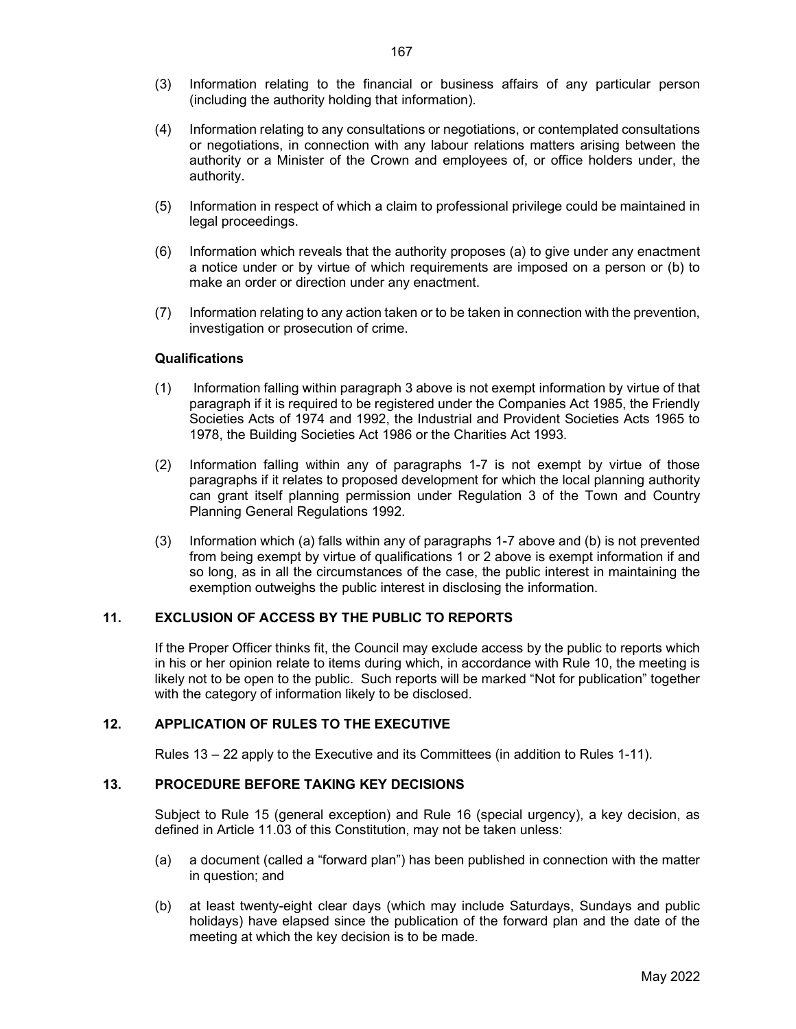(3) Information relating to the financial or business affairs of any particular person (including the authority holding that information).

(4) Information relating to any consultations or negotiations, or contemplated consultations or negotiations, in connection with any labour relations matters arising between the authority or a Minister of the Crown and employees of, or office holders under, the authority.

(5) Information in respect of which a claim to professional privilege could be maintained in legal proceedings.

(6) Information which reveals that the authority proposes (a) to give under any enactment a notice under or by virtue of which requirements are imposed on a person or (b) to make an order or direction under any enactment.

(7) Information relating to any action taken or to be taken in connection with the prevention, investigation or prosecution of crime.

**Qualifications**

(1) Information falling within paragraph 3 above is not exempt information by virtue of that paragraph if it is required to be registered under the Companies Act 1985, the Friendly Societies Acts of 1974 and 1992, the Industrial and Provident Societies Acts 1965 to 1978, the Building Societies Act 1986 or the Charities Act 1993.

(2) Information falling within any of paragraphs 1-7 is not exempt by virtue of those paragraphs if it relates to proposed development for which the local planning authority can grant itself planning permission under Regulation 3 of the Town and Country Planning General Regulations 1992.

(3) Information which (a) falls within any of paragraphs 1-7 above and (b) is not prevented from being exempt by virtue of qualifications 1 or 2 above is exempt information if and so long, as in all the circumstances of the case, the public interest in maintaining the exemption outweighs the public interest in disclosing the information.

## 11. EXCLUSION OF ACCESS BY THE PUBLIC TO REPORTS

If the Proper Officer thinks fit, the Council may exclude access by the public to reports which in his or her opinion relate to items during which, in accordance with Rule 10, the meeting is likely not to be open to the public. Such reports will be marked "Not for publication" together with the category of information likely to be disclosed.

## 12. APPLICATION OF RULES TO THE EXECUTIVE

Rules 13 – 22 apply to the Executive and its Committees (in addition to Rules 1-11).

## 13. PROCEDURE BEFORE TAKING KEY DECISIONS

Subject to Rule 15 (general exception) and Rule 16 (special urgency), a key decision, as defined in Article 11.03 of this Constitution, may not be taken unless:

(a) a document (called a "forward plan") has been published in connection with the matter in question; and

(b) at least twenty-eight clear days (which may include Saturdays, Sundays and public holidays) have elapsed since the publication of the forward plan and the date of the meeting at which the key decision is to be made.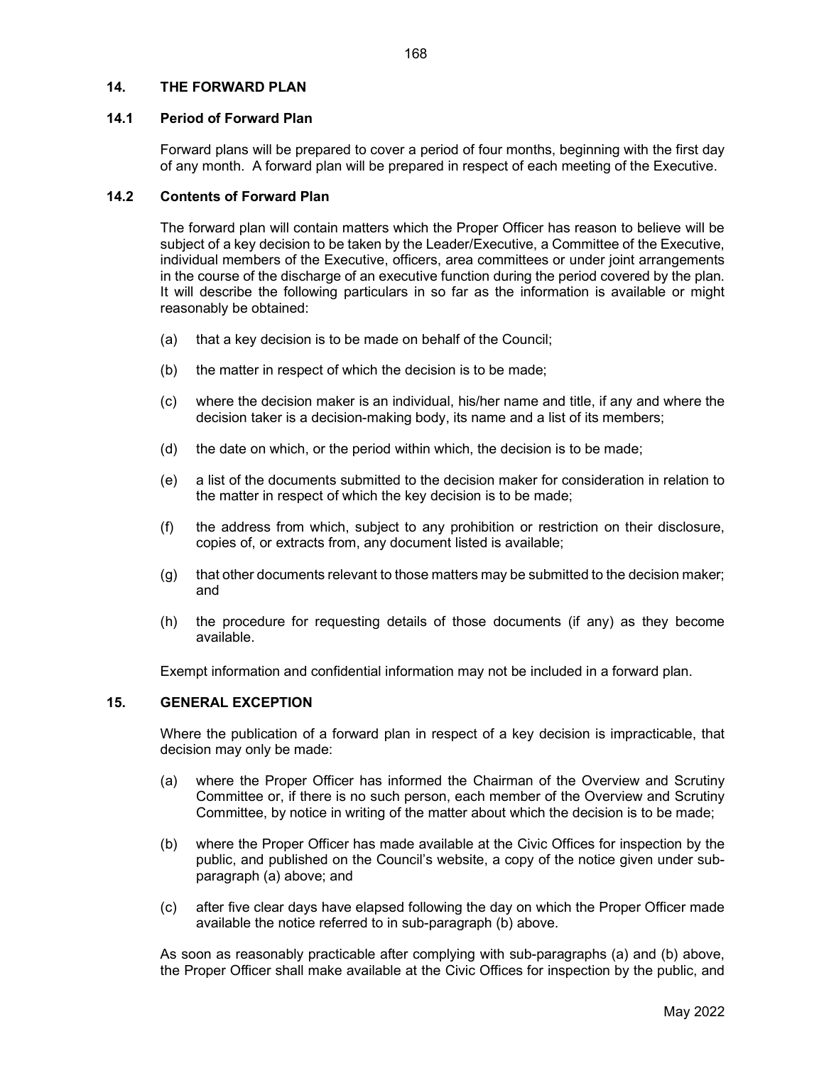## 14. THE FORWARD PLAN

### 14.1 Period of Forward Plan

Forward plans will be prepared to cover a period of four months, beginning with the first day of any month. A forward plan will be prepared in respect of each meeting of the Executive.

### 14.2 Contents of Forward Plan

The forward plan will contain matters which the Proper Officer has reason to believe will be subject of a key decision to be taken by the Leader/Executive, a Committee of the Executive, individual members of the Executive, officers, area committees or under joint arrangements in the course of the discharge of an executive function during the period covered by the plan. It will describe the following particulars in so far as the information is available or might reasonably be obtained:

(a) that a key decision is to be made on behalf of the Council;

(b) the matter in respect of which the decision is to be made;

(c) where the decision maker is an individual, his/her name and title, if any and where the decision taker is a decision-making body, its name and a list of its members;

(d) the date on which, or the period within which, the decision is to be made;

(e) a list of the documents submitted to the decision maker for consideration in relation to the matter in respect of which the key decision is to be made;

(f) the address from which, subject to any prohibition or restriction on their disclosure, copies of, or extracts from, any document listed is available;

(g) that other documents relevant to those matters may be submitted to the decision maker; and

(h) the procedure for requesting details of those documents (if any) as they become available.

Exempt information and confidential information may not be included in a forward plan.

## 15. GENERAL EXCEPTION

Where the publication of a forward plan in respect of a key decision is impracticable, that decision may only be made:

(a) where the Proper Officer has informed the Chairman of the Overview and Scrutiny Committee or, if there is no such person, each member of the Overview and Scrutiny Committee, by notice in writing of the matter about which the decision is to be made;

(b) where the Proper Officer has made available at the Civic Offices for inspection by the public, and published on the Council's website, a copy of the notice given under sub-paragraph (a) above; and

(c) after five clear days have elapsed following the day on which the Proper Officer made available the notice referred to in sub-paragraph (b) above.

As soon as reasonably practicable after complying with sub-paragraphs (a) and (b) above, the Proper Officer shall make available at the Civic Offices for inspection by the public, and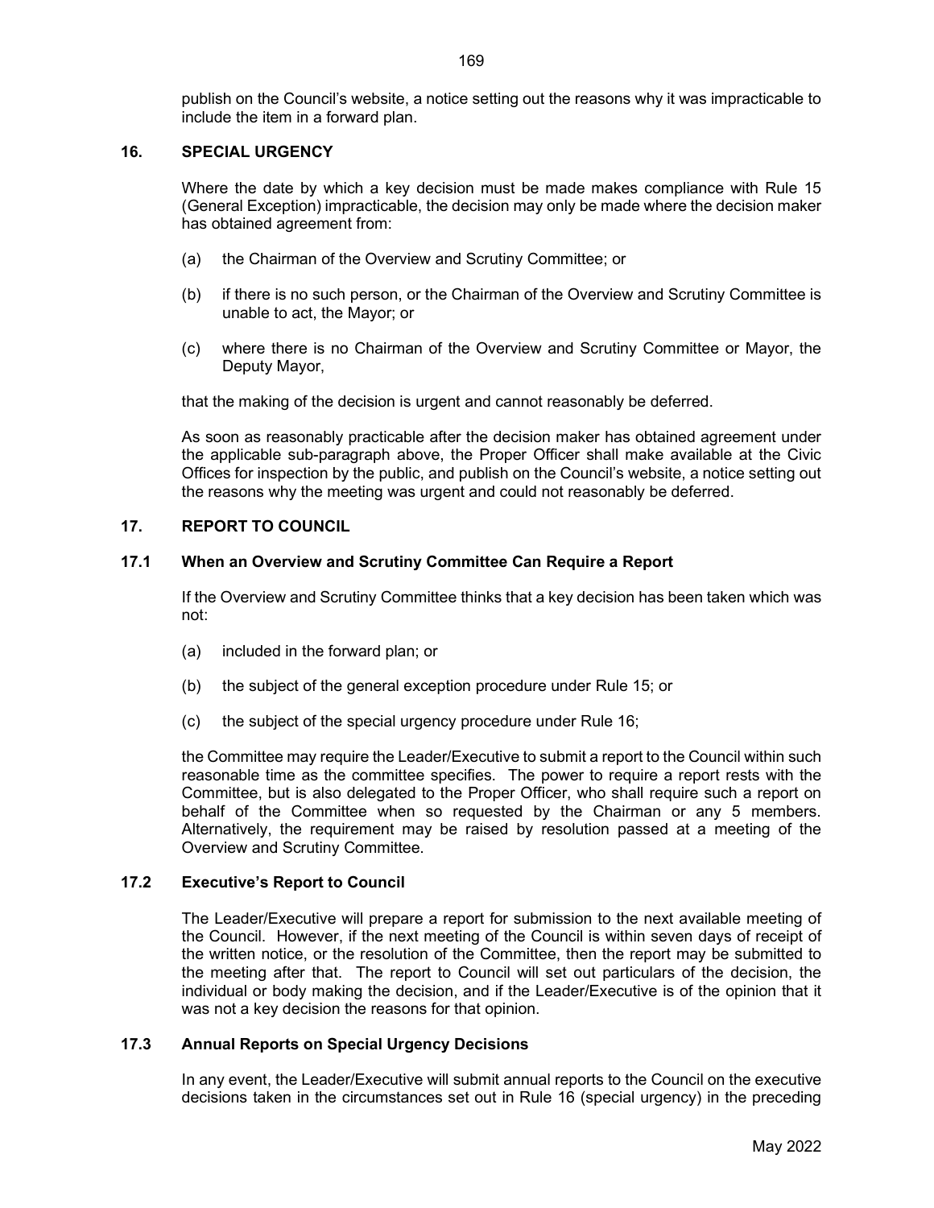publish on the Council's website, a notice setting out the reasons why it was impracticable to include the item in a forward plan.

## 16. SPECIAL URGENCY

Where the date by which a key decision must be made makes compliance with Rule 15 (General Exception) impracticable, the decision may only be made where the decision maker has obtained agreement from:

(a) the Chairman of the Overview and Scrutiny Committee; or

(b) if there is no such person, or the Chairman of the Overview and Scrutiny Committee is unable to act, the Mayor; or

(c) where there is no Chairman of the Overview and Scrutiny Committee or Mayor, the Deputy Mayor,

that the making of the decision is urgent and cannot reasonably be deferred.

As soon as reasonably practicable after the decision maker has obtained agreement under the applicable sub-paragraph above, the Proper Officer shall make available at the Civic Offices for inspection by the public, and publish on the Council's website, a notice setting out the reasons why the meeting was urgent and could not reasonably be deferred.

## 17. REPORT TO COUNCIL

### 17.1 When an Overview and Scrutiny Committee Can Require a Report

If the Overview and Scrutiny Committee thinks that a key decision has been taken which was not:

(a) included in the forward plan; or

(b) the subject of the general exception procedure under Rule 15; or

(c) the subject of the special urgency procedure under Rule 16;

the Committee may require the Leader/Executive to submit a report to the Council within such reasonable time as the committee specifies. The power to require a report rests with the Committee, but is also delegated to the Proper Officer, who shall require such a report on behalf of the Committee when so requested by the Chairman or any 5 members. Alternatively, the requirement may be raised by resolution passed at a meeting of the Overview and Scrutiny Committee.

### 17.2 Executive's Report to Council

The Leader/Executive will prepare a report for submission to the next available meeting of the Council. However, if the next meeting of the Council is within seven days of receipt of the written notice, or the resolution of the Committee, then the report may be submitted to the meeting after that. The report to Council will set out particulars of the decision, the individual or body making the decision, and if the Leader/Executive is of the opinion that it was not a key decision the reasons for that opinion.

### 17.3 Annual Reports on Special Urgency Decisions

In any event, the Leader/Executive will submit annual reports to the Council on the executive decisions taken in the circumstances set out in Rule 16 (special urgency) in the preceding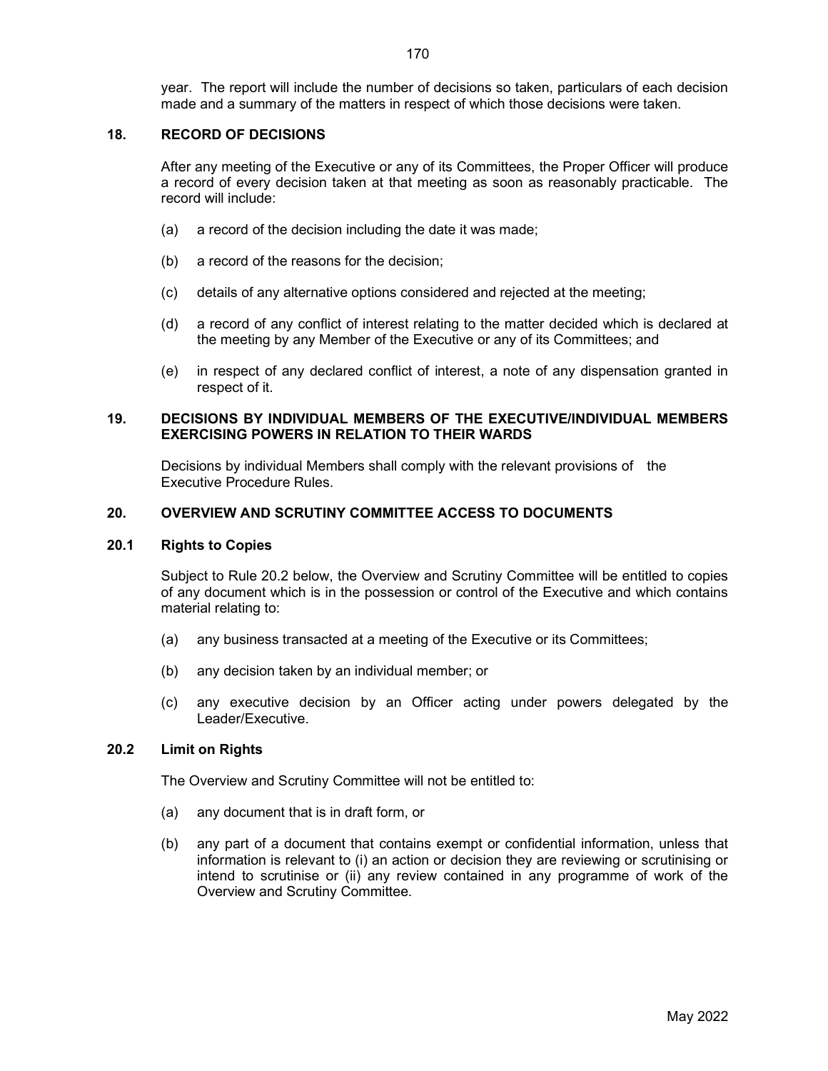year. The report will include the number of decisions so taken, particulars of each decision made and a summary of the matters in respect of which those decisions were taken.

## 18. RECORD OF DECISIONS

After any meeting of the Executive or any of its Committees, the Proper Officer will produce a record of every decision taken at that meeting as soon as reasonably practicable. The record will include:

(a) a record of the decision including the date it was made;

(b) a record of the reasons for the decision;

(c) details of any alternative options considered and rejected at the meeting;

(d) a record of any conflict of interest relating to the matter decided which is declared at the meeting by any Member of the Executive or any of its Committees; and

(e) in respect of any declared conflict of interest, a note of any dispensation granted in respect of it.

## 19. DECISIONS BY INDIVIDUAL MEMBERS OF THE EXECUTIVE/INDIVIDUAL MEMBERS EXERCISING POWERS IN RELATION TO THEIR WARDS

Decisions by individual Members shall comply with the relevant provisions of the Executive Procedure Rules.

## 20. OVERVIEW AND SCRUTINY COMMITTEE ACCESS TO DOCUMENTS

### 20.1 Rights to Copies

Subject to Rule 20.2 below, the Overview and Scrutiny Committee will be entitled to copies of any document which is in the possession or control of the Executive and which contains material relating to:

(a) any business transacted at a meeting of the Executive or its Committees;

(b) any decision taken by an individual member; or

(c) any executive decision by an Officer acting under powers delegated by the Leader/Executive.

### 20.2 Limit on Rights

The Overview and Scrutiny Committee will not be entitled to:

(a) any document that is in draft form, or

(b) any part of a document that contains exempt or confidential information, unless that information is relevant to (i) an action or decision they are reviewing or scrutinising or intend to scrutinise or (ii) any review contained in any programme of work of the Overview and Scrutiny Committee.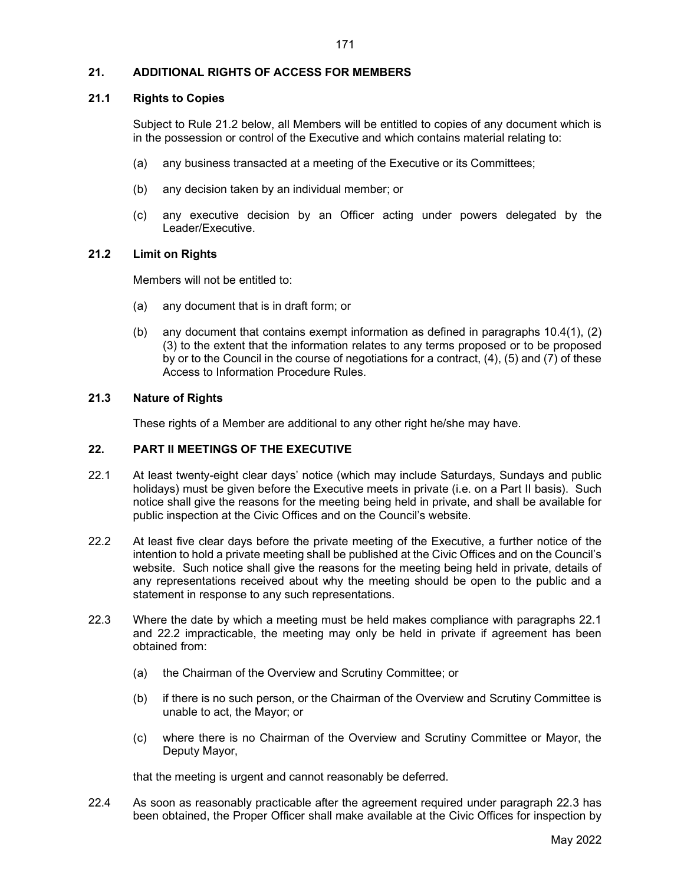## 21. ADDITIONAL RIGHTS OF ACCESS FOR MEMBERS

### 21.1 Rights to Copies

Subject to Rule 21.2 below, all Members will be entitled to copies of any document which is in the possession or control of the Executive and which contains material relating to:

(a) any business transacted at a meeting of the Executive or its Committees;

(b) any decision taken by an individual member; or

(c) any executive decision by an Officer acting under powers delegated by the Leader/Executive.

### 21.2 Limit on Rights

Members will not be entitled to:

(a) any document that is in draft form; or

(b) any document that contains exempt information as defined in paragraphs 10.4(1), (2) (3) to the extent that the information relates to any terms proposed or to be proposed by or to the Council in the course of negotiations for a contract, (4), (5) and (7) of these Access to Information Procedure Rules.

### 21.3 Nature of Rights

These rights of a Member are additional to any other right he/she may have.

## 22. PART II MEETINGS OF THE EXECUTIVE

22.1 At least twenty-eight clear days' notice (which may include Saturdays, Sundays and public holidays) must be given before the Executive meets in private (i.e. on a Part II basis). Such notice shall give the reasons for the meeting being held in private, and shall be available for public inspection at the Civic Offices and on the Council's website.

22.2 At least five clear days before the private meeting of the Executive, a further notice of the intention to hold a private meeting shall be published at the Civic Offices and on the Council's website. Such notice shall give the reasons for the meeting being held in private, details of any representations received about why the meeting should be open to the public and a statement in response to any such representations.

22.3 Where the date by which a meeting must be held makes compliance with paragraphs 22.1 and 22.2 impracticable, the meeting may only be held in private if agreement has been obtained from:

(a) the Chairman of the Overview and Scrutiny Committee; or

(b) if there is no such person, or the Chairman of the Overview and Scrutiny Committee is unable to act, the Mayor; or

(c) where there is no Chairman of the Overview and Scrutiny Committee or Mayor, the Deputy Mayor,

that the meeting is urgent and cannot reasonably be deferred.

22.4 As soon as reasonably practicable after the agreement required under paragraph 22.3 has been obtained, the Proper Officer shall make available at the Civic Offices for inspection by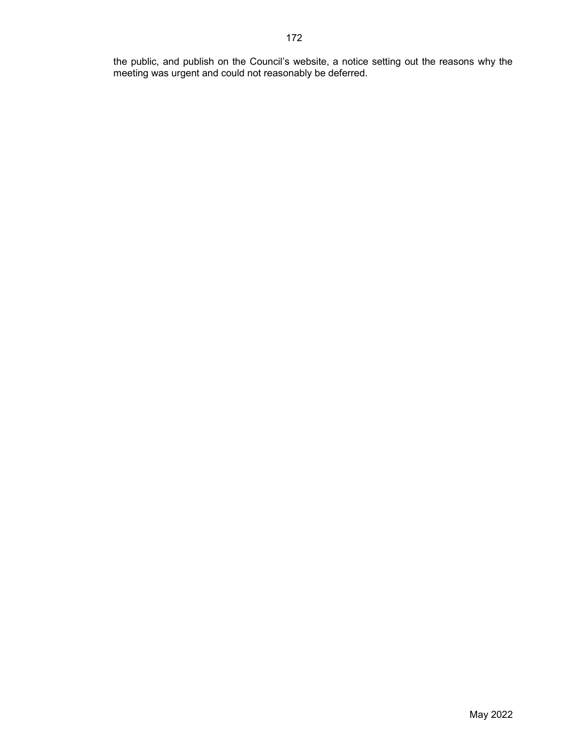the public, and publish on the Council's website, a notice setting out the reasons why the meeting was urgent and could not reasonably be deferred.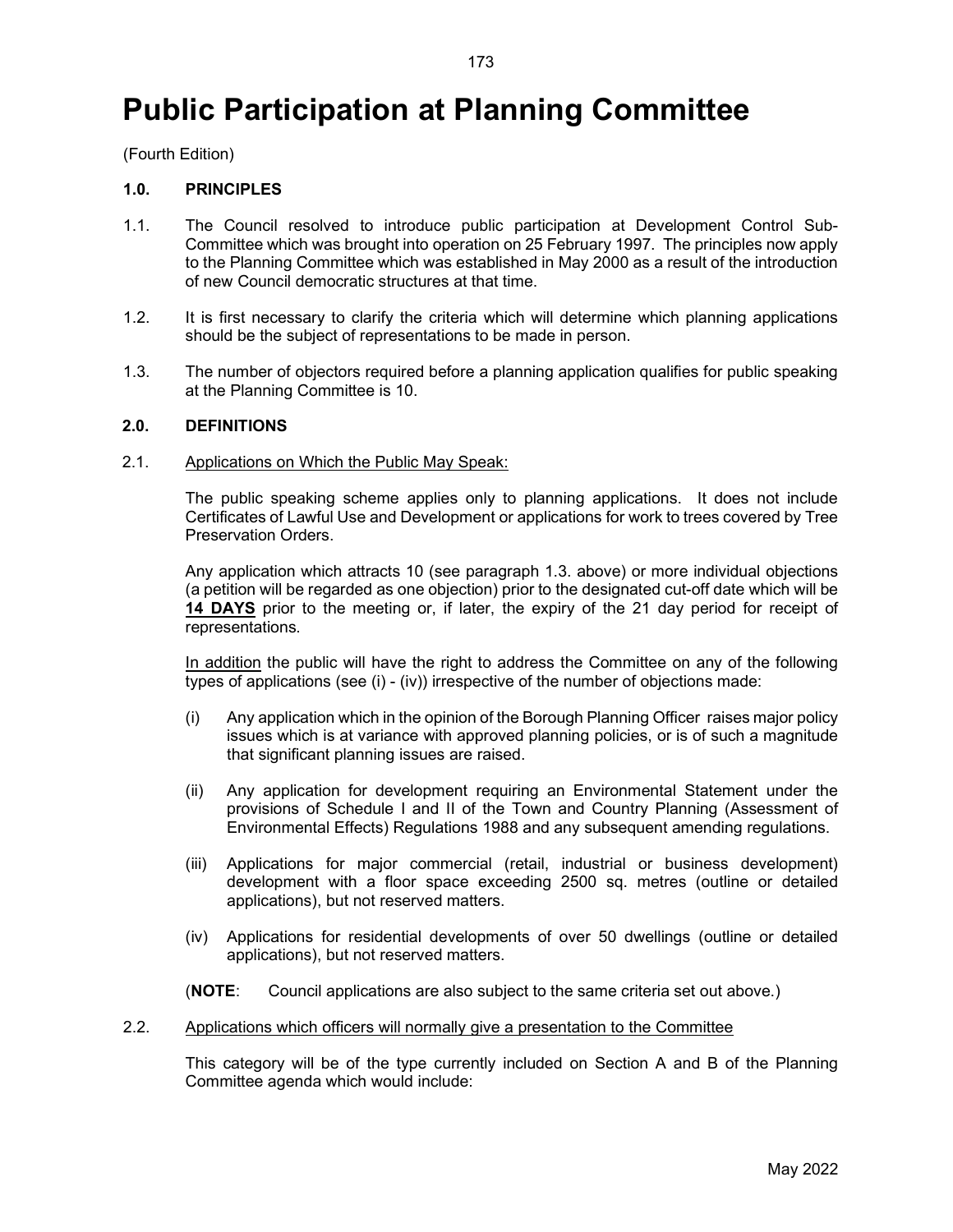# Public Participation at Planning Committee

(Fourth Edition)

## 1.0. PRINCIPLES

1.1. The Council resolved to introduce public participation at Development Control Sub-Committee which was brought into operation on 25 February 1997. The principles now apply to the Planning Committee which was established in May 2000 as a result of the introduction of new Council democratic structures at that time.

1.2. It is first necessary to clarify the criteria which will determine which planning applications should be the subject of representations to be made in person.

1.3. The number of objectors required before a planning application qualifies for public speaking at the Planning Committee is 10.

## 2.0. DEFINITIONS

2.1. Applications on Which the Public May Speak:

The public speaking scheme applies only to planning applications. It does not include Certificates of Lawful Use and Development or applications for work to trees covered by Tree Preservation Orders.

Any application which attracts 10 (see paragraph 1.3. above) or more individual objections (a petition will be regarded as one objection) prior to the designated cut-off date which will be **14 DAYS** prior to the meeting or, if later, the expiry of the 21 day period for receipt of representations.

In addition the public will have the right to address the Committee on any of the following types of applications (see (i) - (iv)) irrespective of the number of objections made:

(i) Any application which in the opinion of the Borough Planning Officer raises major policy issues which is at variance with approved planning policies, or is of such a magnitude that significant planning issues are raised.

(ii) Any application for development requiring an Environmental Statement under the provisions of Schedule I and II of the Town and Country Planning (Assessment of Environmental Effects) Regulations 1988 and any subsequent amending regulations.

(iii) Applications for major commercial (retail, industrial or business development) development with a floor space exceeding 2500 sq. metres (outline or detailed applications), but not reserved matters.

(iv) Applications for residential developments of over 50 dwellings (outline or detailed applications), but not reserved matters.

(**NOTE**: Council applications are also subject to the same criteria set out above.)

2.2. Applications which officers will normally give a presentation to the Committee

This category will be of the type currently included on Section A and B of the Planning Committee agenda which would include: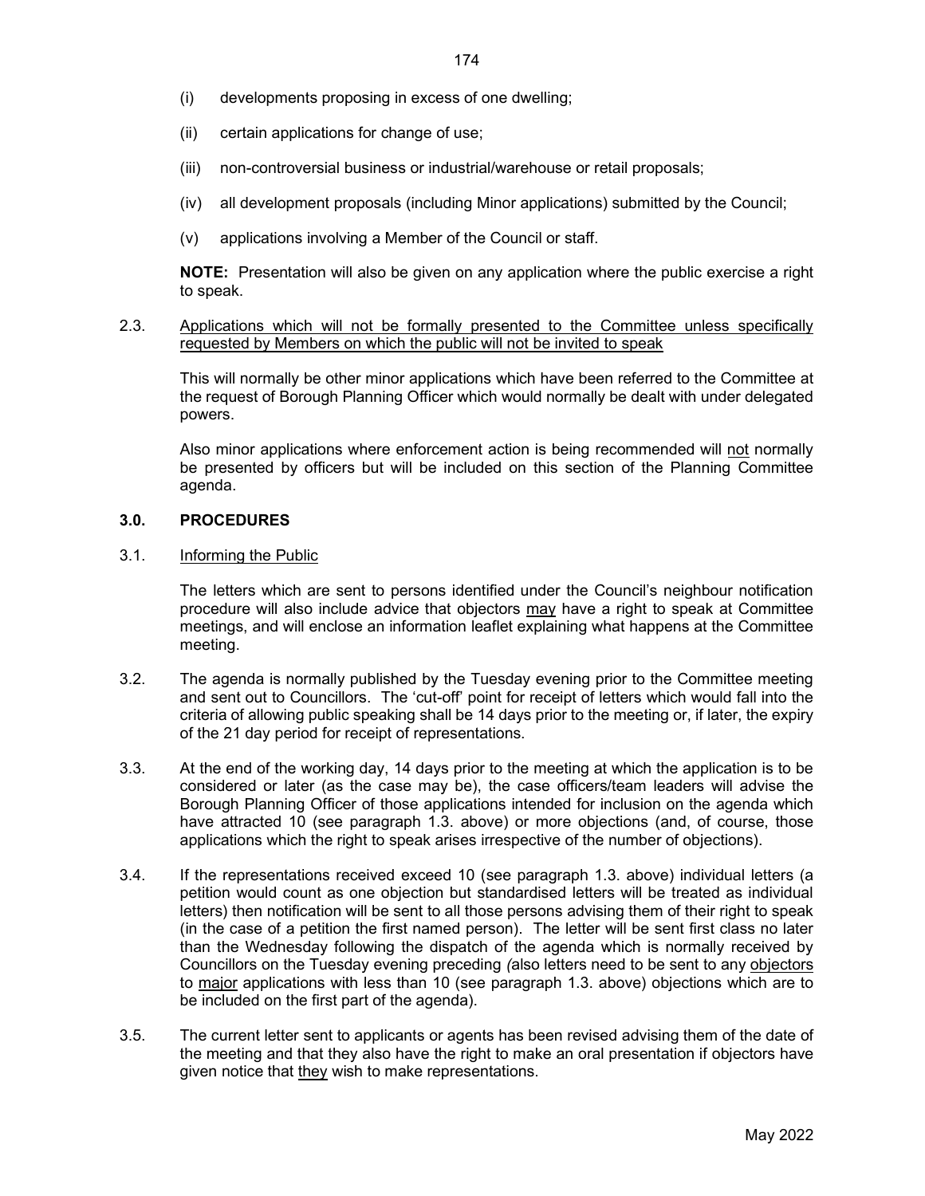(i) developments proposing in excess of one dwelling;

(ii) certain applications for change of use;

(iii) non-controversial business or industrial/warehouse or retail proposals;

(iv) all development proposals (including Minor applications) submitted by the Council;

(v) applications involving a Member of the Council or staff.

**NOTE:** Presentation will also be given on any application where the public exercise a right to speak.

2.3. Applications which will not be formally presented to the Committee unless specifically requested by Members on which the public will not be invited to speak

This will normally be other minor applications which have been referred to the Committee at the request of Borough Planning Officer which would normally be dealt with under delegated powers.

Also minor applications where enforcement action is being recommended will not normally be presented by officers but will be included on this section of the Planning Committee agenda.

### 3.0. PROCEDURES

3.1. Informing the Public

The letters which are sent to persons identified under the Council's neighbour notification procedure will also include advice that objectors may have a right to speak at Committee meetings, and will enclose an information leaflet explaining what happens at the Committee meeting.

3.2. The agenda is normally published by the Tuesday evening prior to the Committee meeting and sent out to Councillors. The 'cut-off' point for receipt of letters which would fall into the criteria of allowing public speaking shall be 14 days prior to the meeting or, if later, the expiry of the 21 day period for receipt of representations.

3.3. At the end of the working day, 14 days prior to the meeting at which the application is to be considered or later (as the case may be), the case officers/team leaders will advise the Borough Planning Officer of those applications intended for inclusion on the agenda which have attracted 10 (see paragraph 1.3. above) or more objections (and, of course, those applications which the right to speak arises irrespective of the number of objections).

3.4. If the representations received exceed 10 (see paragraph 1.3. above) individual letters (a petition would count as one objection but standardised letters will be treated as individual letters) then notification will be sent to all those persons advising them of their right to speak (in the case of a petition the first named person). The letter will be sent first class no later than the Wednesday following the dispatch of the agenda which is normally received by Councillors on the Tuesday evening preceding *(*also letters need to be sent to any objectors to major applications with less than 10 (see paragraph 1.3. above) objections which are to be included on the first part of the agenda).

3.5. The current letter sent to applicants or agents has been revised advising them of the date of the meeting and that they also have the right to make an oral presentation if objectors have given notice that they wish to make representations.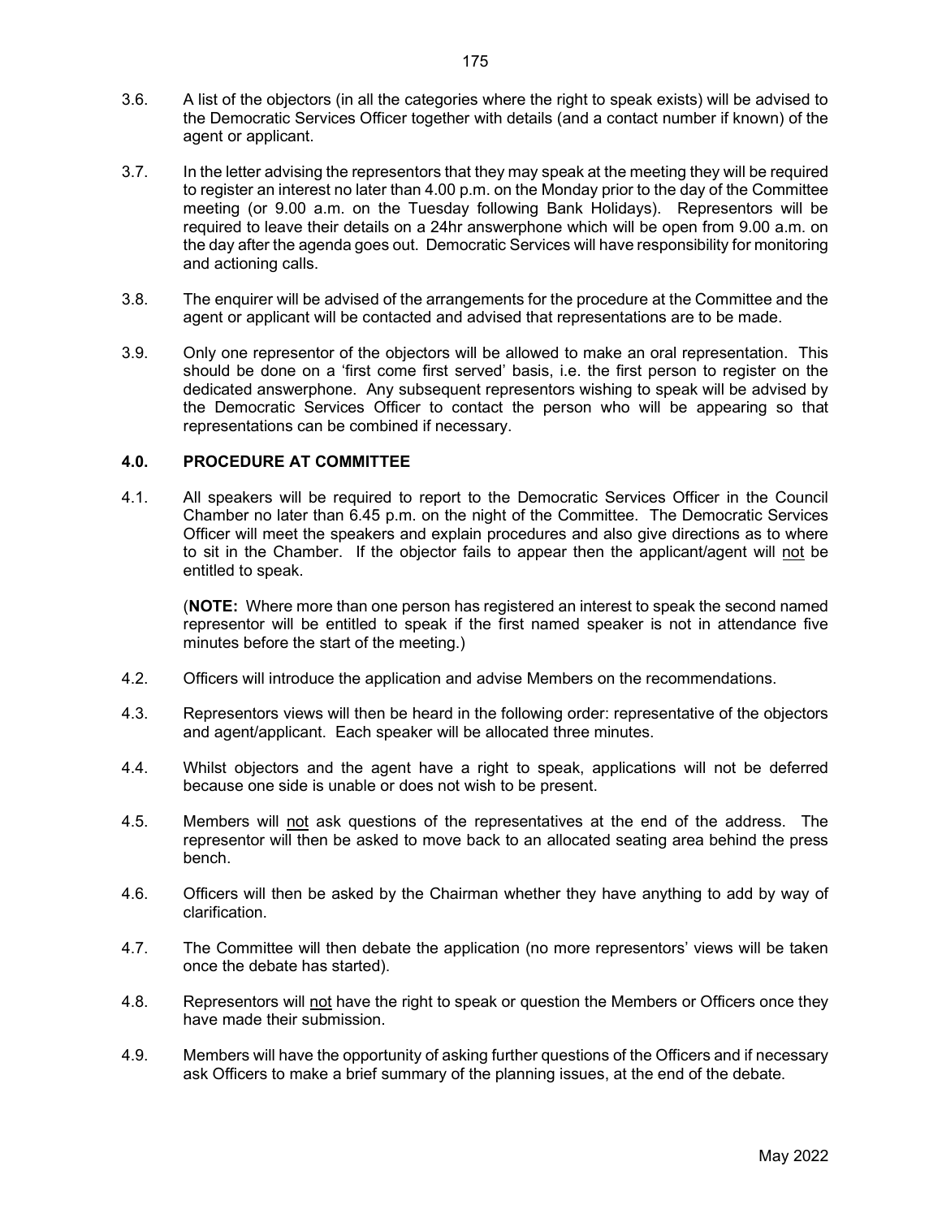3.6. A list of the objectors (in all the categories where the right to speak exists) will be advised to the Democratic Services Officer together with details (and a contact number if known) of the agent or applicant.

3.7. In the letter advising the representors that they may speak at the meeting they will be required to register an interest no later than 4.00 p.m. on the Monday prior to the day of the Committee meeting (or 9.00 a.m. on the Tuesday following Bank Holidays). Representors will be required to leave their details on a 24hr answerphone which will be open from 9.00 a.m. on the day after the agenda goes out. Democratic Services will have responsibility for monitoring and actioning calls.

3.8. The enquirer will be advised of the arrangements for the procedure at the Committee and the agent or applicant will be contacted and advised that representations are to be made.

3.9. Only one representor of the objectors will be allowed to make an oral representation. This should be done on a 'first come first served' basis, i.e. the first person to register on the dedicated answerphone. Any subsequent representors wishing to speak will be advised by the Democratic Services Officer to contact the person who will be appearing so that representations can be combined if necessary.

## 4.0. PROCEDURE AT COMMITTEE

4.1. All speakers will be required to report to the Democratic Services Officer in the Council Chamber no later than 6.45 p.m. on the night of the Committee. The Democratic Services Officer will meet the speakers and explain procedures and also give directions as to where to sit in the Chamber. If the objector fails to appear then the applicant/agent will not be entitled to speak.

(**NOTE:** Where more than one person has registered an interest to speak the second named representor will be entitled to speak if the first named speaker is not in attendance five minutes before the start of the meeting.)

4.2. Officers will introduce the application and advise Members on the recommendations.

4.3. Representors views will then be heard in the following order: representative of the objectors and agent/applicant. Each speaker will be allocated three minutes.

4.4. Whilst objectors and the agent have a right to speak, applications will not be deferred because one side is unable or does not wish to be present.

4.5. Members will not ask questions of the representatives at the end of the address. The representor will then be asked to move back to an allocated seating area behind the press bench.

4.6. Officers will then be asked by the Chairman whether they have anything to add by way of clarification.

4.7. The Committee will then debate the application (no more representors' views will be taken once the debate has started).

4.8. Representors will not have the right to speak or question the Members or Officers once they have made their submission.

4.9. Members will have the opportunity of asking further questions of the Officers and if necessary ask Officers to make a brief summary of the planning issues, at the end of the debate.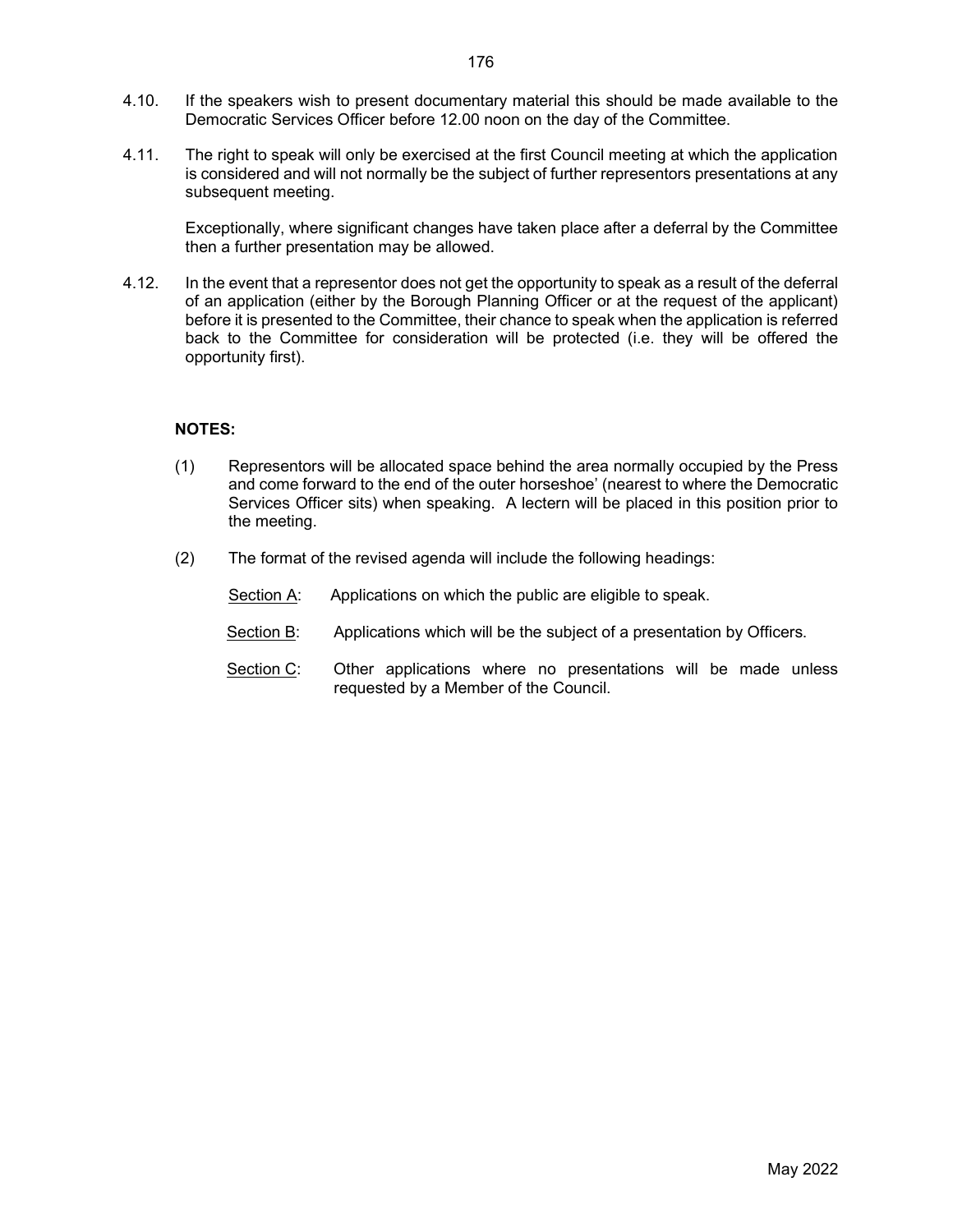4.10. If the speakers wish to present documentary material this should be made available to the Democratic Services Officer before 12.00 noon on the day of the Committee.

4.11. The right to speak will only be exercised at the first Council meeting at which the application is considered and will not normally be the subject of further representors presentations at any subsequent meeting.

Exceptionally, where significant changes have taken place after a deferral by the Committee then a further presentation may be allowed.

4.12. In the event that a representor does not get the opportunity to speak as a result of the deferral of an application (either by the Borough Planning Officer or at the request of the applicant) before it is presented to the Committee, their chance to speak when the application is referred back to the Committee for consideration will be protected (i.e. they will be offered the opportunity first).

**NOTES:**

(1) Representors will be allocated space behind the area normally occupied by the Press and come forward to the end of the outer horseshoe' (nearest to where the Democratic Services Officer sits) when speaking. A lectern will be placed in this position prior to the meeting.

(2) The format of the revised agenda will include the following headings:

<u>Section A</u>: Applications on which the public are eligible to speak.

<u>Section B</u>: Applications which will be the subject of a presentation by Officers.

<u>Section C</u>: Other applications where no presentations will be made unless requested by a Member of the Council.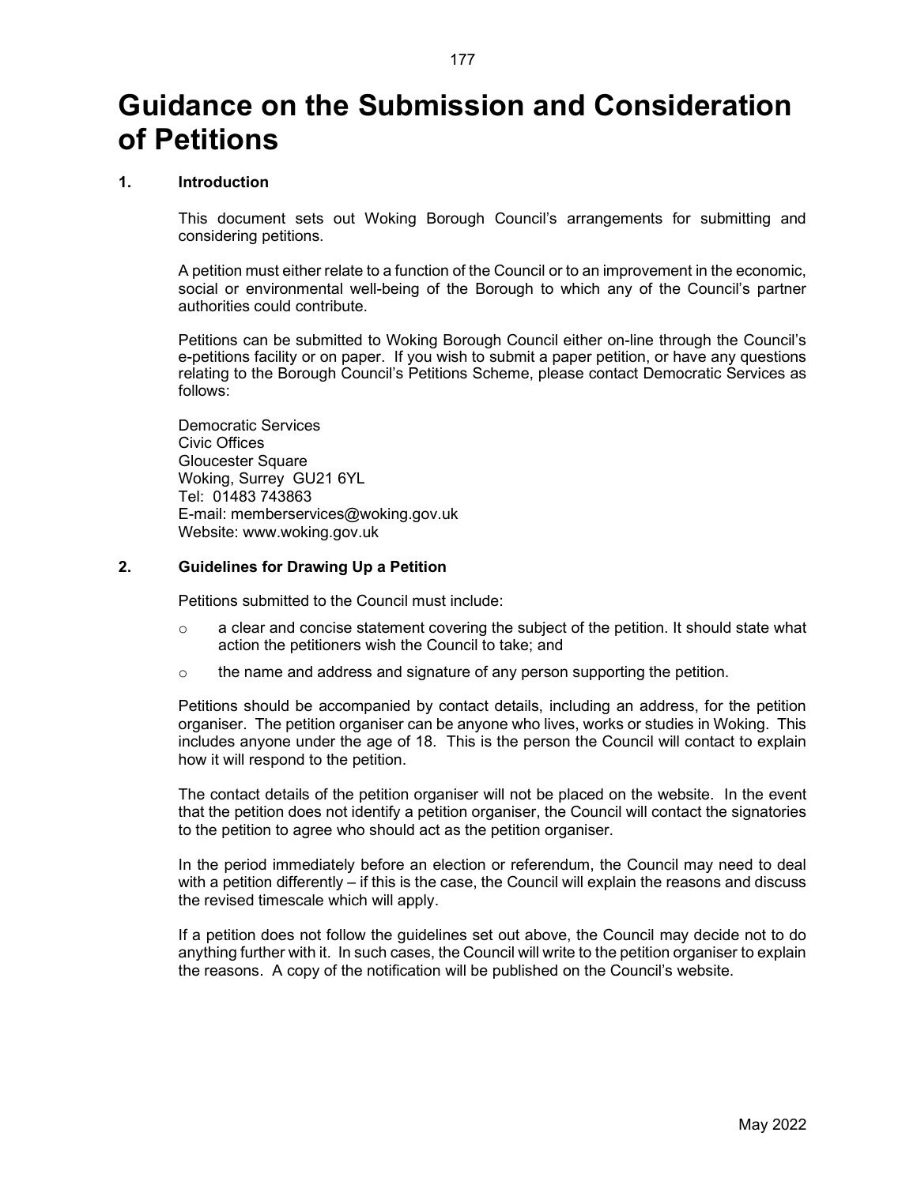# Guidance on the Submission and Consideration of Petitions

## 1. Introduction

This document sets out Woking Borough Council's arrangements for submitting and considering petitions.

A petition must either relate to a function of the Council or to an improvement in the economic, social or environmental well-being of the Borough to which any of the Council's partner authorities could contribute.

Petitions can be submitted to Woking Borough Council either on-line through the Council's e-petitions facility or on paper. If you wish to submit a paper petition, or have any questions relating to the Borough Council's Petitions Scheme, please contact Democratic Services as follows:

Democratic Services
Civic Offices
Gloucester Square
Woking, Surrey GU21 6YL
Tel: 01483 743863
E-mail: memberservices@woking.gov.uk
Website: www.woking.gov.uk

## 2. Guidelines for Drawing Up a Petition

Petitions submitted to the Council must include:

- a clear and concise statement covering the subject of the petition. It should state what action the petitioners wish the Council to take; and
- the name and address and signature of any person supporting the petition.

Petitions should be accompanied by contact details, including an address, for the petition organiser. The petition organiser can be anyone who lives, works or studies in Woking. This includes anyone under the age of 18. This is the person the Council will contact to explain how it will respond to the petition.

The contact details of the petition organiser will not be placed on the website. In the event that the petition does not identify a petition organiser, the Council will contact the signatories to the petition to agree who should act as the petition organiser.

In the period immediately before an election or referendum, the Council may need to deal with a petition differently – if this is the case, the Council will explain the reasons and discuss the revised timescale which will apply.

If a petition does not follow the guidelines set out above, the Council may decide not to do anything further with it. In such cases, the Council will write to the petition organiser to explain the reasons. A copy of the notification will be published on the Council's website.

May 2022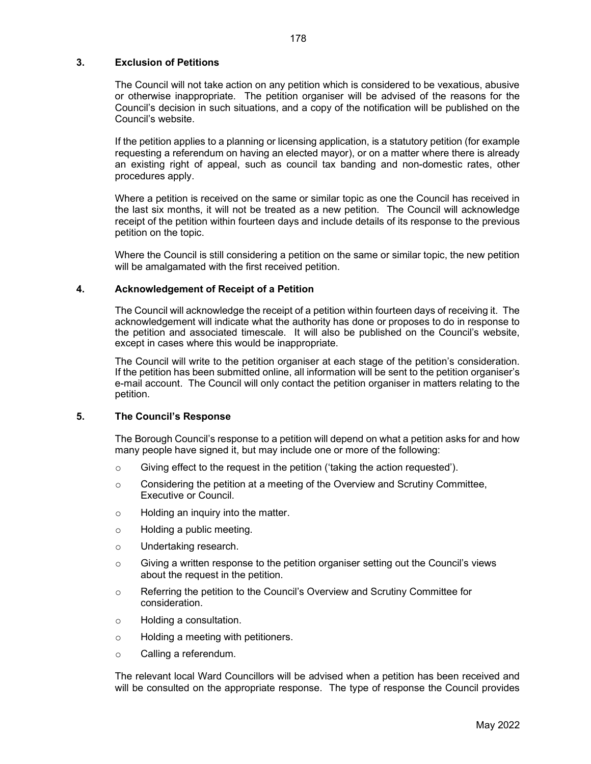## 3. Exclusion of Petitions

The Council will not take action on any petition which is considered to be vexatious, abusive or otherwise inappropriate. The petition organiser will be advised of the reasons for the Council's decision in such situations, and a copy of the notification will be published on the Council's website.

If the petition applies to a planning or licensing application, is a statutory petition (for example requesting a referendum on having an elected mayor), or on a matter where there is already an existing right of appeal, such as council tax banding and non-domestic rates, other procedures apply.

Where a petition is received on the same or similar topic as one the Council has received in the last six months, it will not be treated as a new petition. The Council will acknowledge receipt of the petition within fourteen days and include details of its response to the previous petition on the topic.

Where the Council is still considering a petition on the same or similar topic, the new petition will be amalgamated with the first received petition.

## 4. Acknowledgement of Receipt of a Petition

The Council will acknowledge the receipt of a petition within fourteen days of receiving it. The acknowledgement will indicate what the authority has done or proposes to do in response to the petition and associated timescale. It will also be published on the Council's website, except in cases where this would be inappropriate.

The Council will write to the petition organiser at each stage of the petition's consideration. If the petition has been submitted online, all information will be sent to the petition organiser's e-mail account. The Council will only contact the petition organiser in matters relating to the petition.

## 5. The Council's Response

The Borough Council's response to a petition will depend on what a petition asks for and how many people have signed it, but may include one or more of the following:

- Giving effect to the request in the petition ('taking the action requested').
- Considering the petition at a meeting of the Overview and Scrutiny Committee, Executive or Council.
- Holding an inquiry into the matter.
- Holding a public meeting.
- Undertaking research.
- Giving a written response to the petition organiser setting out the Council's views about the request in the petition.
- Referring the petition to the Council's Overview and Scrutiny Committee for consideration.
- Holding a consultation.
- Holding a meeting with petitioners.
- Calling a referendum.

The relevant local Ward Councillors will be advised when a petition has been received and will be consulted on the appropriate response. The type of response the Council provides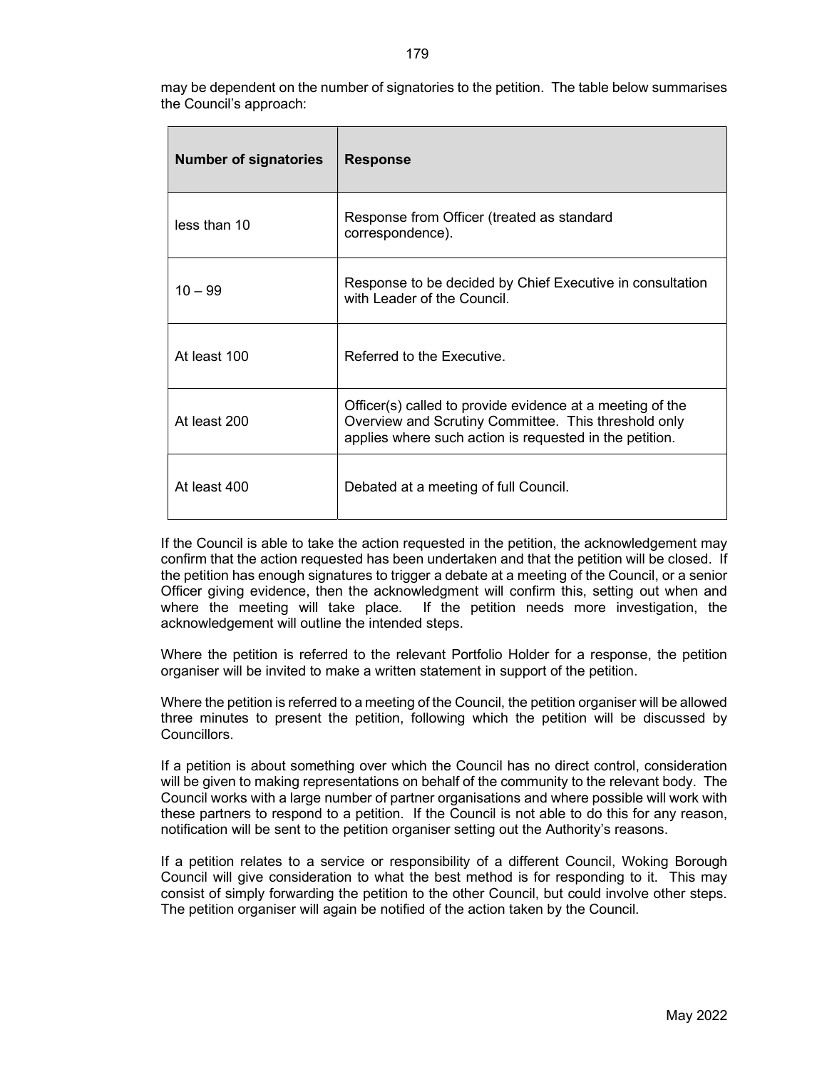may be dependent on the number of signatories to the petition. The table below summarises the Council's approach:

| Number of signatories | Response |
|---|---|
| less than 10 | Response from Officer (treated as standard correspondence). |
| 10 – 99 | Response to be decided by Chief Executive in consultation with Leader of the Council. |
| At least 100 | Referred to the Executive. |
| At least 200 | Officer(s) called to provide evidence at a meeting of the Overview and Scrutiny Committee. This threshold only applies where such action is requested in the petition. |
| At least 400 | Debated at a meeting of full Council. |

If the Council is able to take the action requested in the petition, the acknowledgement may confirm that the action requested has been undertaken and that the petition will be closed. If the petition has enough signatures to trigger a debate at a meeting of the Council, or a senior Officer giving evidence, then the acknowledgment will confirm this, setting out when and where the meeting will take place. If the petition needs more investigation, the acknowledgement will outline the intended steps.

Where the petition is referred to the relevant Portfolio Holder for a response, the petition organiser will be invited to make a written statement in support of the petition.

Where the petition is referred to a meeting of the Council, the petition organiser will be allowed three minutes to present the petition, following which the petition will be discussed by Councillors.

If a petition is about something over which the Council has no direct control, consideration will be given to making representations on behalf of the community to the relevant body. The Council works with a large number of partner organisations and where possible will work with these partners to respond to a petition. If the Council is not able to do this for any reason, notification will be sent to the petition organiser setting out the Authority's reasons.

If a petition relates to a service or responsibility of a different Council, Woking Borough Council will give consideration to what the best method is for responding to it. This may consist of simply forwarding the petition to the other Council, but could involve other steps. The petition organiser will again be notified of the action taken by the Council.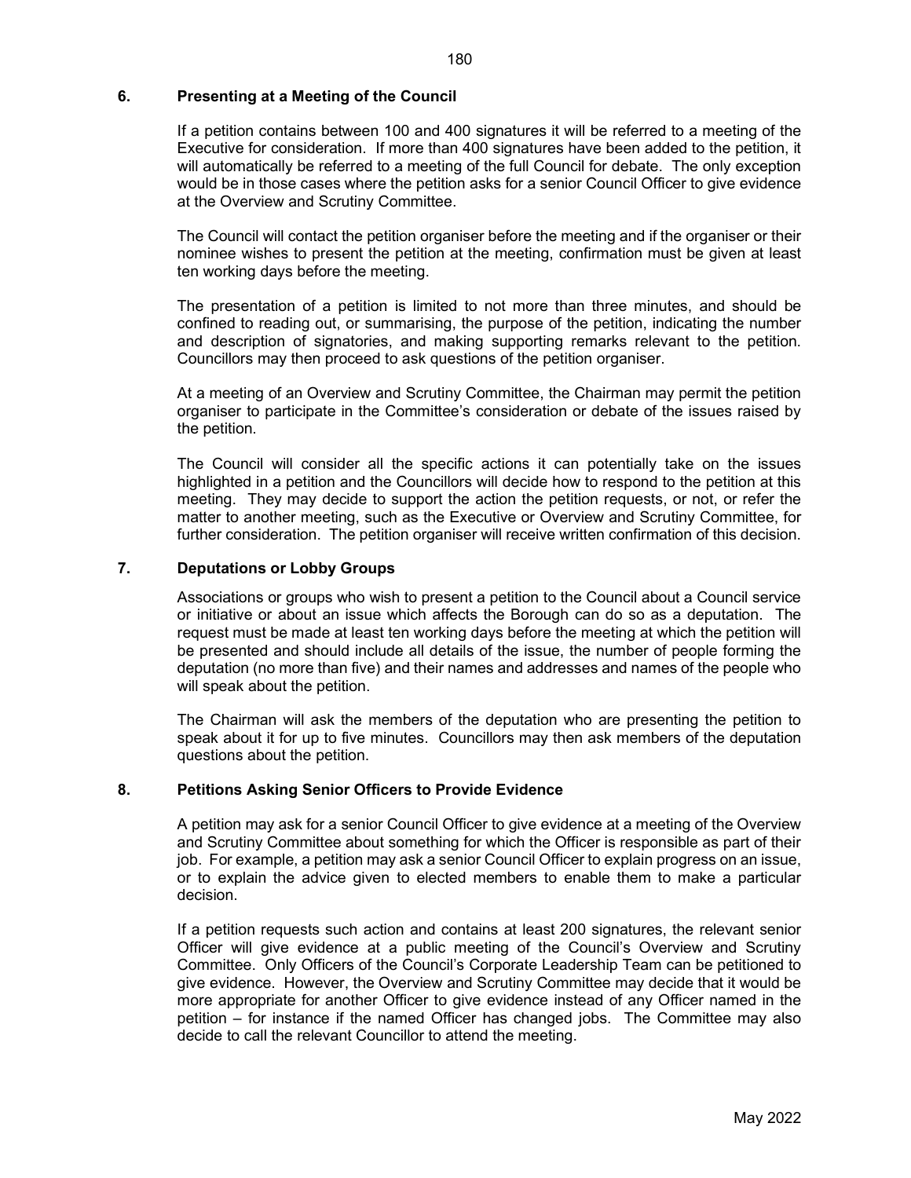## 6. Presenting at a Meeting of the Council

If a petition contains between 100 and 400 signatures it will be referred to a meeting of the Executive for consideration. If more than 400 signatures have been added to the petition, it will automatically be referred to a meeting of the full Council for debate. The only exception would be in those cases where the petition asks for a senior Council Officer to give evidence at the Overview and Scrutiny Committee.

The Council will contact the petition organiser before the meeting and if the organiser or their nominee wishes to present the petition at the meeting, confirmation must be given at least ten working days before the meeting.

The presentation of a petition is limited to not more than three minutes, and should be confined to reading out, or summarising, the purpose of the petition, indicating the number and description of signatories, and making supporting remarks relevant to the petition. Councillors may then proceed to ask questions of the petition organiser.

At a meeting of an Overview and Scrutiny Committee, the Chairman may permit the petition organiser to participate in the Committee's consideration or debate of the issues raised by the petition.

The Council will consider all the specific actions it can potentially take on the issues highlighted in a petition and the Councillors will decide how to respond to the petition at this meeting. They may decide to support the action the petition requests, or not, or refer the matter to another meeting, such as the Executive or Overview and Scrutiny Committee, for further consideration. The petition organiser will receive written confirmation of this decision.

## 7. Deputations or Lobby Groups

Associations or groups who wish to present a petition to the Council about a Council service or initiative or about an issue which affects the Borough can do so as a deputation. The request must be made at least ten working days before the meeting at which the petition will be presented and should include all details of the issue, the number of people forming the deputation (no more than five) and their names and addresses and names of the people who will speak about the petition.

The Chairman will ask the members of the deputation who are presenting the petition to speak about it for up to five minutes. Councillors may then ask members of the deputation questions about the petition.

## 8. Petitions Asking Senior Officers to Provide Evidence

A petition may ask for a senior Council Officer to give evidence at a meeting of the Overview and Scrutiny Committee about something for which the Officer is responsible as part of their job. For example, a petition may ask a senior Council Officer to explain progress on an issue, or to explain the advice given to elected members to enable them to make a particular decision.

If a petition requests such action and contains at least 200 signatures, the relevant senior Officer will give evidence at a public meeting of the Council's Overview and Scrutiny Committee. Only Officers of the Council's Corporate Leadership Team can be petitioned to give evidence. However, the Overview and Scrutiny Committee may decide that it would be more appropriate for another Officer to give evidence instead of any Officer named in the petition – for instance if the named Officer has changed jobs. The Committee may also decide to call the relevant Councillor to attend the meeting.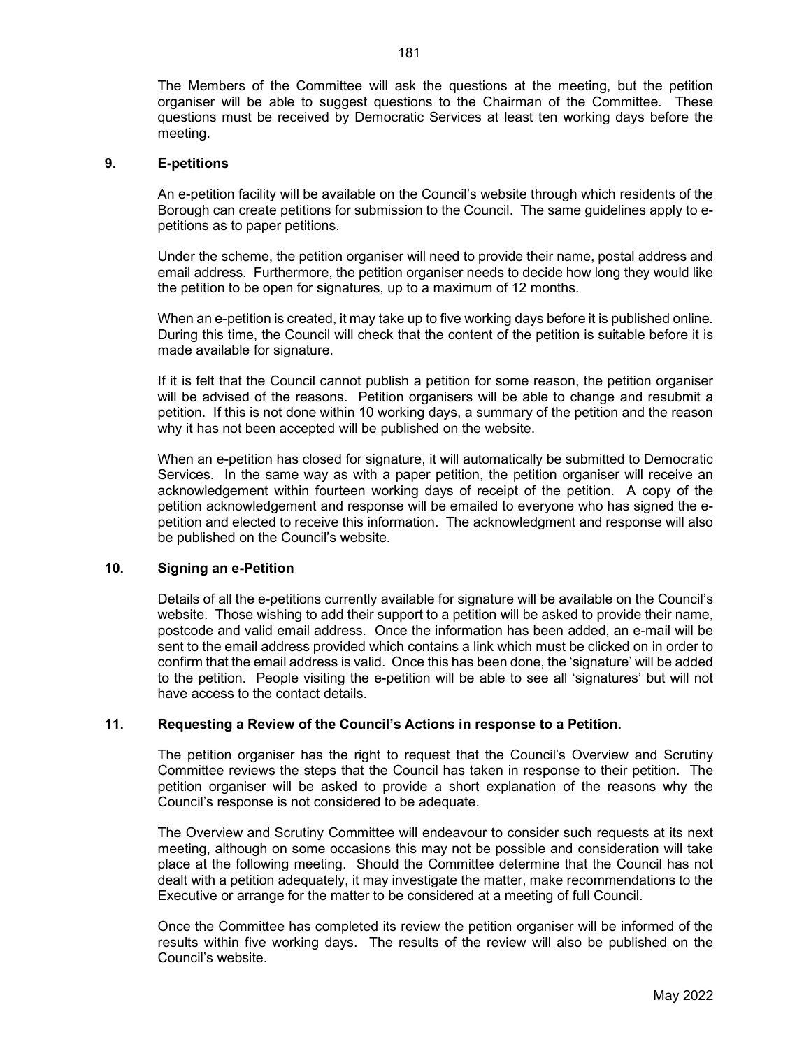The Members of the Committee will ask the questions at the meeting, but the petition organiser will be able to suggest questions to the Chairman of the Committee. These questions must be received by Democratic Services at least ten working days before the meeting.

## 9. E-petitions

An e-petition facility will be available on the Council's website through which residents of the Borough can create petitions for submission to the Council. The same guidelines apply to e-petitions as to paper petitions.

Under the scheme, the petition organiser will need to provide their name, postal address and email address. Furthermore, the petition organiser needs to decide how long they would like the petition to be open for signatures, up to a maximum of 12 months.

When an e-petition is created, it may take up to five working days before it is published online. During this time, the Council will check that the content of the petition is suitable before it is made available for signature.

If it is felt that the Council cannot publish a petition for some reason, the petition organiser will be advised of the reasons. Petition organisers will be able to change and resubmit a petition. If this is not done within 10 working days, a summary of the petition and the reason why it has not been accepted will be published on the website.

When an e-petition has closed for signature, it will automatically be submitted to Democratic Services. In the same way as with a paper petition, the petition organiser will receive an acknowledgement within fourteen working days of receipt of the petition. A copy of the petition acknowledgement and response will be emailed to everyone who has signed the e-petition and elected to receive this information. The acknowledgment and response will also be published on the Council's website.

## 10. Signing an e-Petition

Details of all the e-petitions currently available for signature will be available on the Council's website. Those wishing to add their support to a petition will be asked to provide their name, postcode and valid email address. Once the information has been added, an e-mail will be sent to the email address provided which contains a link which must be clicked on in order to confirm that the email address is valid. Once this has been done, the 'signature' will be added to the petition. People visiting the e-petition will be able to see all 'signatures' but will not have access to the contact details.

## 11. Requesting a Review of the Council's Actions in response to a Petition.

The petition organiser has the right to request that the Council's Overview and Scrutiny Committee reviews the steps that the Council has taken in response to their petition. The petition organiser will be asked to provide a short explanation of the reasons why the Council's response is not considered to be adequate.

The Overview and Scrutiny Committee will endeavour to consider such requests at its next meeting, although on some occasions this may not be possible and consideration will take place at the following meeting. Should the Committee determine that the Council has not dealt with a petition adequately, it may investigate the matter, make recommendations to the Executive or arrange for the matter to be considered at a meeting of full Council.

Once the Committee has completed its review the petition organiser will be informed of the results within five working days. The results of the review will also be published on the Council's website.